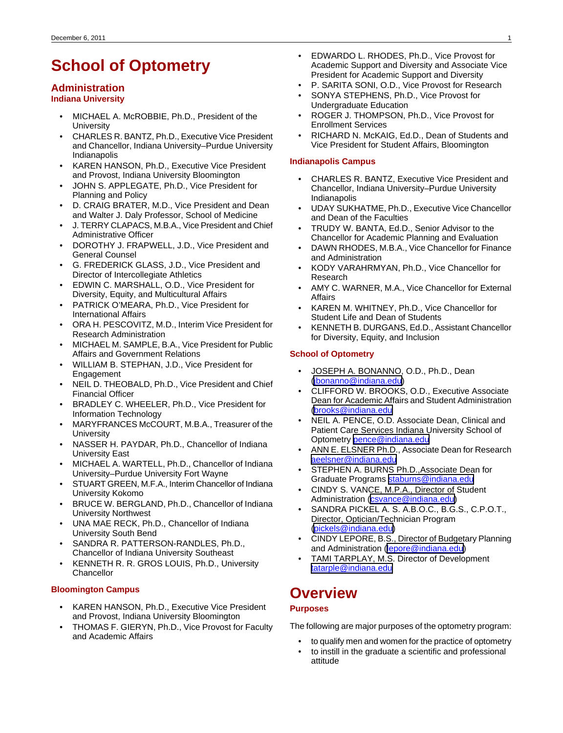# School of Optometry

## Administration

### Indiana University

- MICHAEL A. McROBBIE, Ph.D., President of the University
- CHARLES R. BANTZ, Ph.D., Executive Vice President and Chancellor, Indiana University–Purdue University Indianapolis
- KAREN HANSON, Ph.D., Executive Vice President and Provost, Indiana University Bloomington
- JOHN S. APPLEGATE, Ph.D., Vice President for Planning and Policy
- D. CRAIG BRATER, M.D., Vice President and Dean and Walter J. Daly Professor, School of Medicine
- J. TERRY CLAPACS, M.B.A., Vice President and Chief Administrative Officer
- DOROTHY J. FRAPWELL, J.D., Vice President and General Counsel
- G. FREDERICK GLASS, J.D., Vice President and Director of Intercollegiate Athletics
- EDWIN C. MARSHALL, O.D., Vice President for Diversity, Equity, and Multicultural Affairs
- PATRICK O'MEARA, Ph.D., Vice President for International Affairs
- ORA H. PESCOVITZ, M.D., Interim Vice President for Research Administration
- MICHAEL M. SAMPLE, B.A., Vice President for Public Affairs and Government Relations
- WILLIAM B. STEPHAN, J.D., Vice President for Engagement
- NEIL D. THEOBALD, Ph.D., Vice President and Chief Financial Officer
- BRADLEY C. WHEELER, Ph.D., Vice President for Information Technology
- MARYFRANCES McCOURT, M.B.A., Treasurer of the University
- NASSER H. PAYDAR, Ph.D., Chancellor of Indiana University East
- MICHAEL A. WARTELL, Ph.D., Chancellor of Indiana University–Purdue University Fort Wayne
- STUART GREEN, M.F.A., Interim Chancellor of Indiana University Kokomo
- BRUCE W. BERGLAND, Ph.D., Chancellor of Indiana University Northwest
- UNA MAE RECK, Ph.D., Chancellor of Indiana University South Bend
- SANDRA R. PATTERSON-RANDLES, Ph.D., Chancellor of Indiana University Southeast
- KENNETH R. R. GROS LOUIS, Ph.D., University Chancellor

### Bloomington Campus

- KAREN HANSON, Ph.D., Executive Vice President and Provost, Indiana University Bloomington
- THOMAS F. GIERYN, Ph.D., Vice Provost for Faculty and Academic Affairs
- EDWARDO L. RHODES, Ph.D., Vice Provost for Academic Support and Diversity and Associate Vice President for Academic Support and Diversity
- P. SARITA SONI, O.D., Vice Provost for Research
- SONYA STEPHENS, Ph.D., Vice Provost for Undergraduate Education
- ROGER J. THOMPSON, Ph.D., Vice Provost for Enrollment Services
- RICHARD N. McKAIG, Ed.D., Dean of Students and Vice President for Student Affairs, Bloomington

### Indianapolis Campus

- CHARLES R. BANTZ, Executive Vice President and Chancellor, Indiana University–Purdue University Indianapolis
- UDAY SUKHATME, Ph.D., Executive Vice Chancellor and Dean of the Faculties
- TRUDY W. BANTA, Ed.D., Senior Advisor to the Chancellor for Academic Planning and Evaluation
- DAWN RHODES, M.B.A., Vice Chancellor for Finance and Administration
- KODY VARAHRMYAN, Ph.D., Vice Chancellor for Research
- AMY C. WARNER, M.A., Vice Chancellor for External Affairs
- KAREN M. WHITNEY, Ph.D., Vice Chancellor for Student Life and Dean of Students
- KENNETH B. DURGANS, Ed.D., Assistant Chancellor for Diversity, Equity, and Inclusion

### School of Optometry

- JOSEPH A. BONANNO, O.D., Ph.D., Dean (jbonanno@indiana.edu)
- CLIFFORD W. BROOKS, O.D., Executive Associate Dean for Academic Affairs and Student Administration (brooks@indiana.edu
- NEIL A. PENCE, O.D. Associate Dean, Clinical and Patient Care Services Indiana University School of Optometry pence@indiana.edu
- ANN E. ELSNER Ph.D., Associate Dean for Research aeelsner@indiana.edu
- STEPHEN A. BURNS Ph.D.,Associate Dean for Graduate Programs staburns@indiana.edu
- CINDY S. VANCE, M.P.A., Director of Student Administration (csvance@indiana.edu)
- SANDRA PICKEL A. S. A.B.O.C., B.G.S., C.P.O.T., Director, Optician/Technician Program (pickels@indiana.edu)
- CINDY LEPORE, B.S., Director of Budgetary Planning and Administration (lepore@indiana.edu)
- TAMI TARPLAY, M.S. Director of Development tatarple@indiana.edu

# Overview

### Purposes

The following are major purposes of the optometry program:

- to qualify men and women for the practice of optometry
- to instill in the graduate a scientific and professional attitude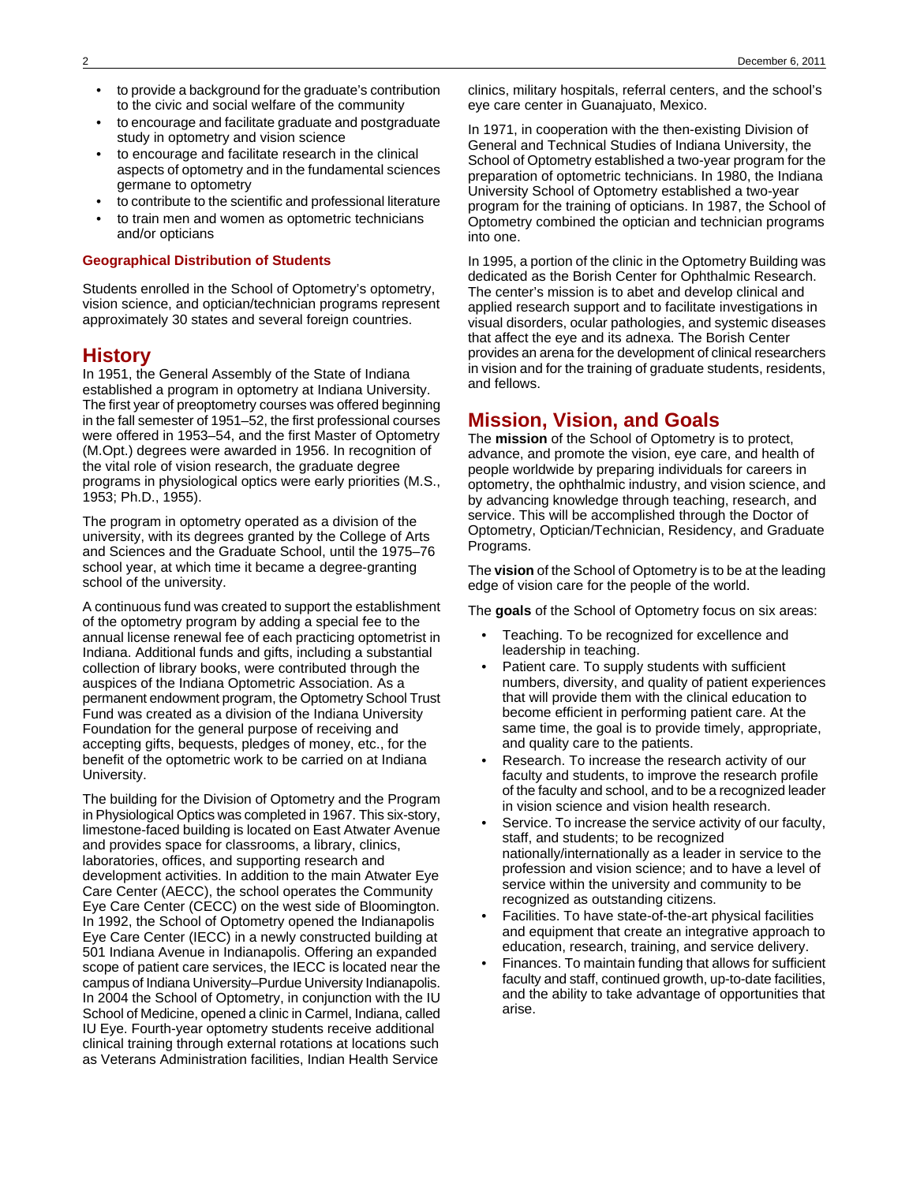- to provide a background for the graduate's contribution to the civic and social welfare of the community
- to encourage and facilitate graduate and postgraduate study in optometry and vision science
- to encourage and facilitate research in the clinical aspects of optometry and in the fundamental sciences germane to optometry
- to contribute to the scientific and professional literature
- to train men and women as optometric technicians and/or opticians

### Geographical Distribution of Students

Students enrolled in the School of Optometry's optometry, vision science, and optician/technician programs represent approximately 30 states and several foreign countries.

## History

In 1951, the General Assembly of the State of Indiana established a program in optometry at Indiana University. The first year of preoptometry courses was offered beginning in the fall semester of 1951–52, the first professional courses were offered in 1953–54, and the first Master of Optometry (M.Opt.) degrees were awarded in 1956. In recognition of the vital role of vision research, the graduate degree programs in physiological optics were early priorities (M.S., 1953; Ph.D., 1955).

The program in optometry operated as a division of the university, with its degrees granted by the College of Arts and Sciences and the Graduate School, until the 1975–76 school year, at which time it became a degree-granting school of the university.

A continuous fund was created to support the establishment of the optometry program by adding a special fee to the annual license renewal fee of each practicing optometrist in Indiana. Additional funds and gifts, including a substantial collection of library books, were contributed through the auspices of the Indiana Optometric Association. As a permanent endowment program, the Optometry School Trust Fund was created as a division of the Indiana University Foundation for the general purpose of receiving and accepting gifts, bequests, pledges of money, etc., for the benefit of the optometric work to be carried on at Indiana University.

The building for the Division of Optometry and the Program in Physiological Optics was completed in 1967. This six-story, limestone-faced building is located on East Atwater Avenue and provides space for classrooms, a library, clinics, laboratories, offices, and supporting research and development activities. In addition to the main Atwater Eye Care Center (AECC), the school operates the Community Eye Care Center (CECC) on the west side of Bloomington. In 1992, the School of Optometry opened the Indianapolis Eye Care Center (IECC) in a newly constructed building at 501 Indiana Avenue in Indianapolis. Offering an expanded scope of patient care services, the IECC is located near the campus of Indiana University–Purdue University Indianapolis. In 2004 the School of Optometry, in conjunction with the IU School of Medicine, opened a clinic in Carmel, Indiana, called IU Eye. Fourth-year optometry students receive additional clinical training through external rotations at locations such as Veterans Administration facilities, Indian Health Service clinics, military hospitals, referral centers, and the school's eye care center in Guanajuato, Mexico.

In 1971, in cooperation with the then-existing Division of General and Technical Studies of Indiana University, the School of Optometry established a two-year program for the preparation of optometric technicians. In 1980, the Indiana University School of Optometry established a two-year program for the training of opticians. In 1987, the School of Optometry combined the optician and technician programs into one.

In 1995, a portion of the clinic in the Optometry Building was dedicated as the Borish Center for Ophthalmic Research. The center's mission is to abet and develop clinical and applied research support and to facilitate investigations in visual disorders, ocular pathologies, and systemic diseases that affect the eye and its adnexa. The Borish Center provides an arena for the development of clinical researchers in vision and for the training of graduate students, residents, and fellows.

## Mission, Vision, and Goals

The **mission** of the School of Optometry is to protect, advance, and promote the vision, eye care, and health of people worldwide by preparing individuals for careers in optometry, the ophthalmic industry, and vision science, and by advancing knowledge through teaching, research, and service. This will be accomplished through the Doctor of Optometry, Optician/Technician, Residency, and Graduate Programs.

The **vision** of the School of Optometry is to be at the leading edge of vision care for the people of the world.

The **goals** of the School of Optometry focus on six areas:

- Teaching. To be recognized for excellence and leadership in teaching.
- Patient care. To supply students with sufficient numbers, diversity, and quality of patient experiences that will provide them with the clinical education to become efficient in performing patient care. At the same time, the goal is to provide timely, appropriate, and quality care to the patients.
- Research. To increase the research activity of our faculty and students, to improve the research profile of the faculty and school, and to be a recognized leader in vision science and vision health research.
- Service. To increase the service activity of our faculty, staff, and students; to be recognized nationally/internationally as a leader in service to the profession and vision science; and to have a level of service within the university and community to be recognized as outstanding citizens.
- Facilities. To have state-of-the-art physical facilities and equipment that create an integrative approach to education, research, training, and service delivery.
- Finances. To maintain funding that allows for sufficient faculty and staff, continued growth, up-to-date facilities, and the ability to take advantage of opportunities that arise.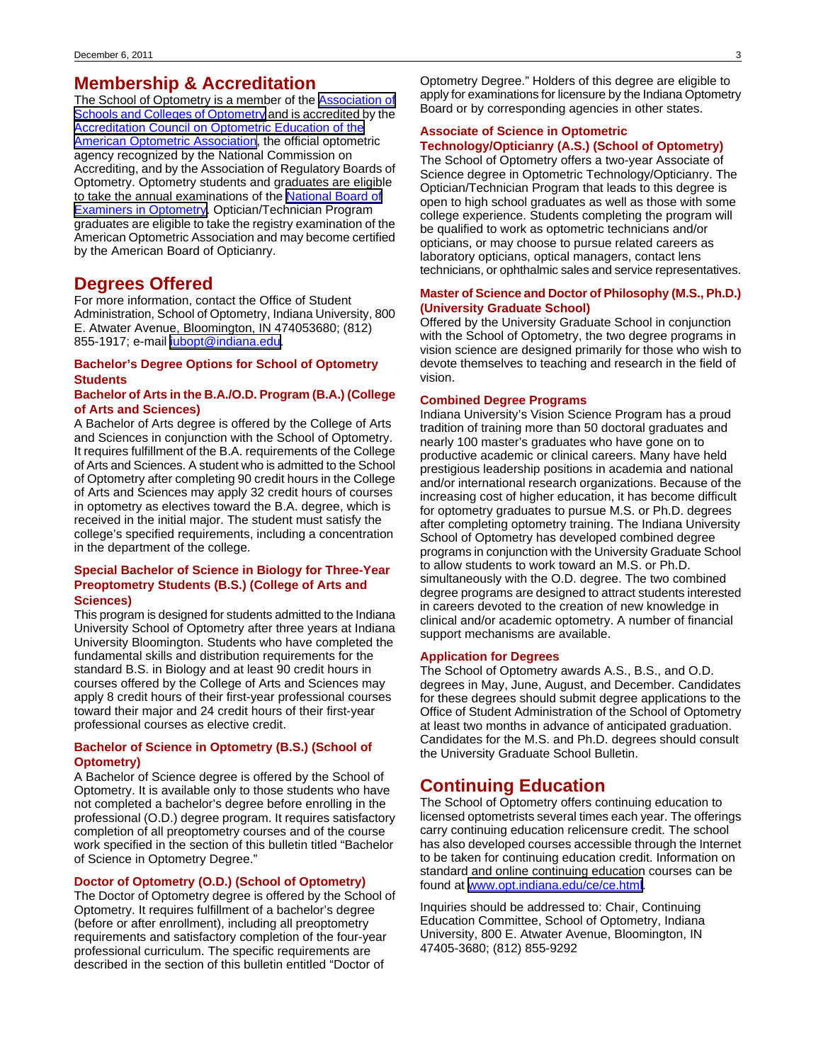## Membership & Accreditation

The School of Optometry is a member of the Association of Schools and Colleges of Optometry and is accredited by the Accreditation Council on Optometric Education of the American Optometric Association, the official optometric agency recognized by the National Commission on Accrediting, and by the Association of Regulatory Boards of Optometry. Optometry students and graduates are eligible to take the annual examinations of the National Board of Examiners in Optometry. Optician/Technician Program graduates are eligible to take the registry examination of the American Optometric Association and may become certified by the American Board of Opticiany.

## Degrees Offered

For more information, contact the Office of Student Administration, School of Optometry, Indiana University, 800 E. Atwater Avenue, Bloomington, IN 474053680; (812) 855-1917; e-mail iubopt@indiana.edu.

### Bachelor's Degree Options for School of Optometry Students

### Bachelor of Arts in the B.A./O.D. Program (B.A.) (College of Arts and Sciences)

A Bachelor of Arts degree is offered by the College of Arts and Sciences in conjunction with the School of Optometry. It requires fulfillment of the B.A. requirements of the College of Arts and Sciences. A student who is admitted to the School of Optometry after completing 90 credit hours in the College of Arts and Sciences may apply 32 credit hours of courses in optometry as electives toward the B.A. degree, which is received in the initial major. The student must satisfy the college's specified requirements, including a concentration in the department of the college.

### Special Bachelor of Science in Biology for Three-Year Preoptometry Students (B.S.) (College of Arts and Sciences)

This program is designed for students admitted to the Indiana University School of Optometry after three years at Indiana University Bloomington. Students who have completed the fundamental skills and distribution requirements for the standard B.S. in Biology and at least 90 credit hours in courses offered by the College of Arts and Sciences may apply 8 credit hours of their first-year professional courses toward their major and 24 credit hours of their first-year professional courses as elective credit.

### Bachelor of Science in Optometry (B.S.) (School of Optometry)

A Bachelor of Science degree is offered by the School of Optometry. It is available only to those students who have not completed a bachelor's degree before enrolling in the professional (O.D.) degree program. It requires satisfactory completion of all preoptometry courses and of the course work specified in the section of this bulletin titled "Bachelor of Science in Optometry Degree."

### Doctor of Optometry (O.D.) (School of Optometry)

The Doctor of Optometry degree is offered by the School of Optometry. It requires fulfillment of a bachelor's degree (before or after enrollment), including all preoptometry requirements and satisfactory completion of the four-year professional curriculum. The specific requirements are described in the section of this bulletin entitled "Doctor of Optometry Degree." Holders of this degree are eligible to apply for examinations for licensure by the Indiana Optometry Board or by corresponding agencies in other states.

### Associate of Science in Optometric Technology/Opticianry (A.S.) (School of Optometry)

The School of Optometry offers a two-year Associate of Science degree in Optometric Technology/Opticianry. The Optician/Technician Program that leads to this degree is open to high school graduates as well as those with some college experience. Students completing the program will be qualified to work as optometric technicians and/or opticians, or may choose to pursue related careers as laboratory opticians, optical managers, contact lens technicians, or ophthalmic sales and service representatives.

### Master of Science and Doctor of Philosophy (M.S., Ph.D.) (University Graduate School)

Offered by the University Graduate School in conjunction with the School of Optometry, the two degree programs in vision science are designed primarily for those who wish to devote themselves to teaching and research in the field of vision.

### Combined Degree Programs

Indiana University's Vision Science Program has a proud tradition of training more than 50 doctoral graduates and nearly 100 master's graduates who have gone on to productive academic or clinical careers. Many have held prestigious leadership positions in academia and national and/or international research organizations. Because of the increasing cost of higher education, it has become difficult for optometry graduates to pursue M.S. or Ph.D. degrees after completing optometry training. The Indiana University School of Optometry has developed combined degree programs in conjunction with the University Graduate School to allow students to work toward an M.S. or Ph.D. simultaneously with the O.D. degree. The two combined degree programs are designed to attract students interested in careers devoted to the creation of new knowledge in clinical and/or academic optometry. A number of financial support mechanisms are available.

### Application for Degrees

The School of Optometry awards A.S., B.S., and O.D. degrees in May, June, August, and December. Candidates for these degrees should submit degree applications to the Office of Student Administration of the School of Optometry at least two months in advance of anticipated graduation. Candidates for the M.S. and Ph.D. degrees should consult the University Graduate School Bulletin.

## Continuing Education

The School of Optometry offers continuing education to licensed optometrists several times each year. The offerings carry continuing education relicensure credit. The school has also developed courses accessible through the Internet to be taken for continuing education credit. Information on standard and online continuing education courses can be found at www.opt.indiana.edu/ce/ce.html.

Inquiries should be addressed to: Chair, Continuing Education Committee, School of Optometry, Indiana University, 800 E. Atwater Avenue, Bloomington, IN 47405-3680; (812) 855-9292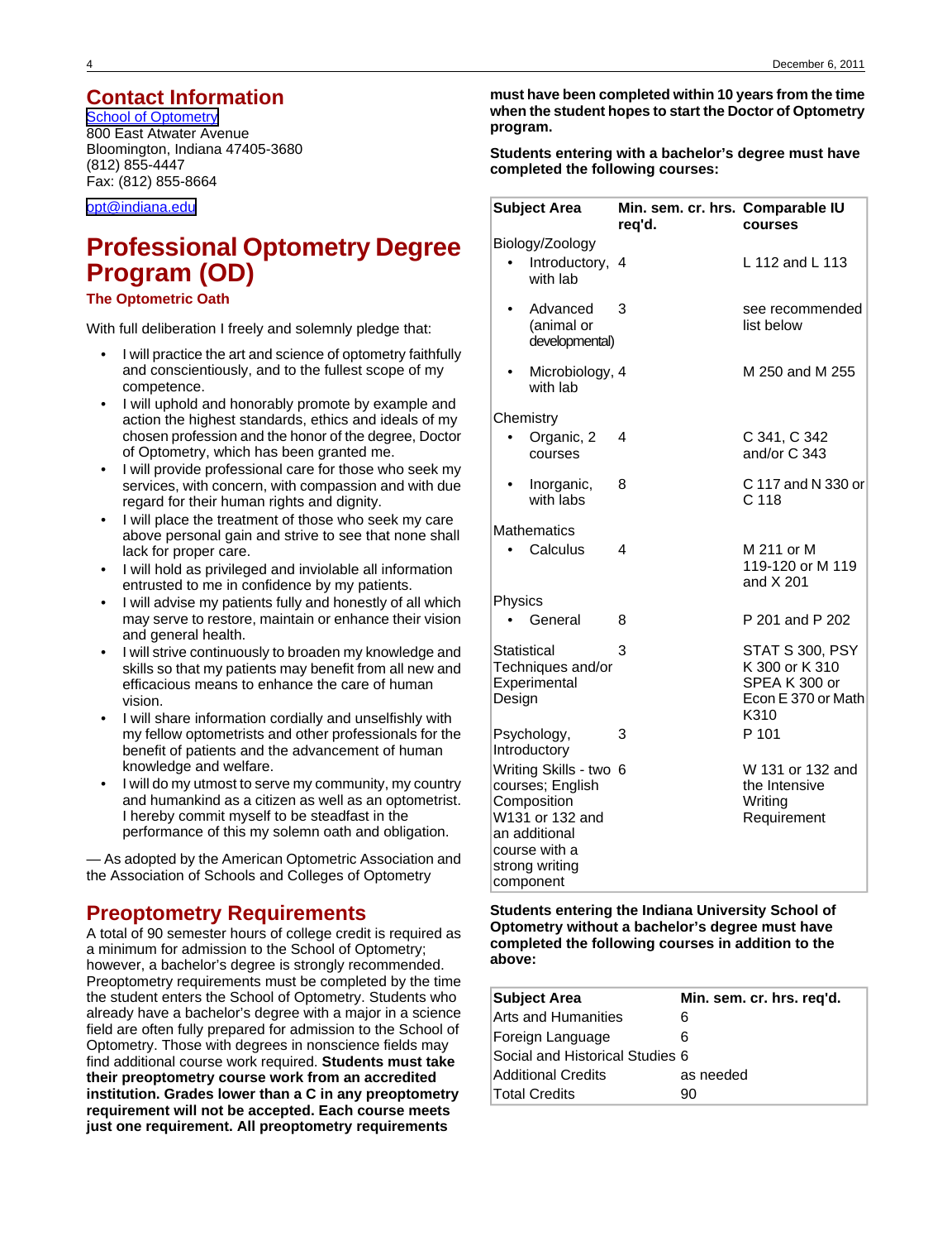## Contact Information

School of Optometry
800 East Atwater Avenue
Bloomington, Indiana 47405-3680
(812) 855-4447
Fax: (812) 855-8664

opt@indiana.edu

# Professional Optometry Degree Program (OD)

### The Optometric Oath

With full deliberation I freely and solemnly pledge that:

- I will practice the art and science of optometry faithfully and conscientiously, and to the fullest scope of my competence.
- I will uphold and honorably promote by example and action the highest standards, ethics and ideals of my chosen profession and the honor of the degree, Doctor of Optometry, which has been granted me.
- I will provide professional care for those who seek my services, with concern, with compassion and with due regard for their human rights and dignity.
- I will place the treatment of those who seek my care above personal gain and strive to see that none shall lack for proper care.
- I will hold as privileged and inviolable all information entrusted to me in confidence by my patients.
- I will advise my patients fully and honestly of all which may serve to restore, maintain or enhance their vision and general health.
- I will strive continuously to broaden my knowledge and skills so that my patients may benefit from all new and efficacious means to enhance the care of human vision.
- I will share information cordially and unselfishly with my fellow optometrists and other professionals for the benefit of patients and the advancement of human knowledge and welfare.
- I will do my utmost to serve my community, my country and humankind as a citizen as well as an optometrist. I hereby commit myself to be steadfast in the performance of this my solemn oath and obligation.

— As adopted by the American Optometric Association and the Association of Schools and Colleges of Optometry

## Preoptometry Requirements

A total of 90 semester hours of college credit is required as a minimum for admission to the School of Optometry; however, a bachelor's degree is strongly recommended. Preoptometry requirements must be completed by the time the student enters the School of Optometry. Students who already have a bachelor's degree with a major in a science field are often fully prepared for admission to the School of Optometry. Those with degrees in nonscience fields may find additional course work required. **Students must take their preoptometry course work from an accredited institution. Grades lower than a C in any preoptometry requirement will not be accepted. Each course meets just one requirement. All preoptometry requirements must have been completed within 10 years from the time when the student hopes to start the Doctor of Optometry program.**

**Students entering with a bachelor's degree must have completed the following courses:**

| Subject Area | Min. sem. cr. hrs. req'd. | Comparable IU courses |
|---|---|---|
| Biology/Zoology | | |
| • Introductory, with lab | 4 | L 112 and L 113 |
| • Advanced (animal or developmental) | 3 | see recommended list below |
| • Microbiology, with lab | 4 | M 250 and M 255 |
| Chemistry | | |
| • Organic, 2 courses | 4 | C 341, C 342 and/or C 343 |
| • Inorganic, with labs | 8 | C 117 and N 330 or C 118 |
| Mathematics | | |
| • Calculus | 4 | M 211 or M 119-120 or M 119 and X 201 |
| Physics | | |
| • General | 8 | P 201 and P 202 |
| Statistical Techniques and/or Experimental Design | 3 | STAT S 300, PSY K 300 or K 310 SPEA K 300 or Econ E 370 or Math K310 |
| Psychology, Introductory | 3 | P 101 |
| Writing Skills - two courses; English Composition W131 or 132 and an additional course with a strong writing component | 6 | W 131 or 132 and the Intensive Writing Requirement |

**Students entering the Indiana University School of Optometry without a bachelor's degree must have completed the following courses in addition to the above:**

| Subject Area | Min. sem. cr. hrs. req'd. |
|---|---|
| Arts and Humanities | 6 |
| Foreign Language | 6 |
| Social and Historical Studies | 6 |
| Additional Credits | as needed |
| Total Credits | 90 |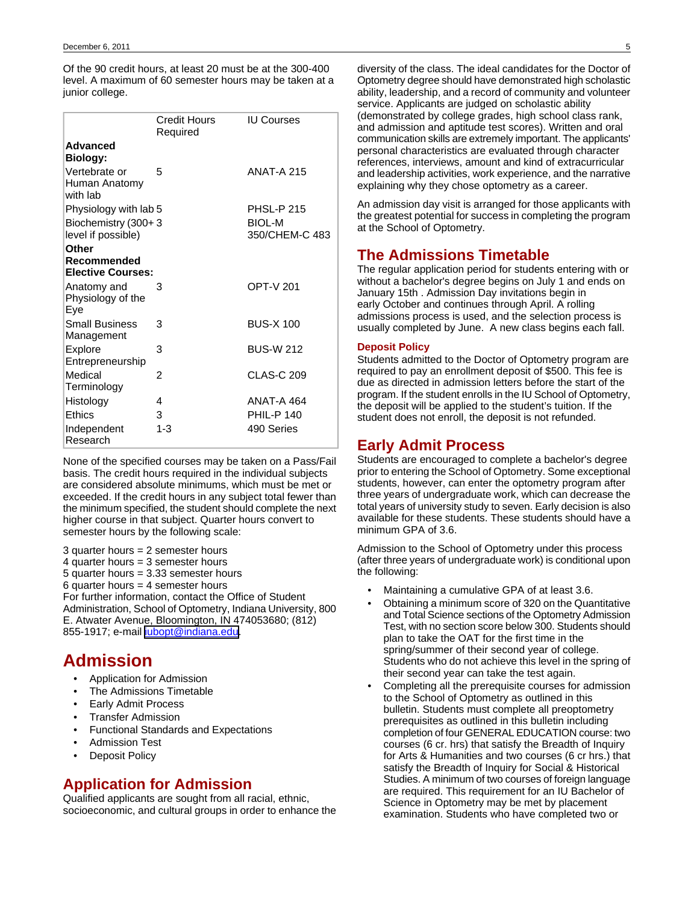Of the 90 credit hours, at least 20 must be at the 300-400 level. A maximum of 60 semester hours may be taken at a junior college.

| | Credit Hours Required | IU Courses |
|---|---|---|
| **Advanced Biology:** | | |
| Vertebrate or Human Anatomy with lab | 5 | ANAT-A 215 |
| Physiology with lab | 5 | PHSL-P 215 |
| Biochemistry (300+ level if possible) | 3 | BIOL-M 350/CHEM-C 483 |
| **Other Recommended Elective Courses:** | | |
| Anatomy and Physiology of the Eye | 3 | OPT-V 201 |
| Small Business Management | 3 | BUS-X 100 |
| Explore Entrepreneurship | 3 | BUS-W 212 |
| Medical Terminology | 2 | CLAS-C 209 |
| Histology | 4 | ANAT-A 464 |
| Ethics | 3 | PHIL-P 140 |
| Independent Research | 1-3 | 490 Series |

None of the specified courses may be taken on a Pass/Fail basis. The credit hours required in the individual subjects are considered absolute minimums, which must be met or exceeded. If the credit hours in any subject total fewer than the minimum specified, the student should complete the next higher course in that subject. Quarter hours convert to semester hours by the following scale:

3 quarter hours = 2 semester hours
4 quarter hours = 3 semester hours
5 quarter hours = 3.33 semester hours
6 quarter hours = 4 semester hours
For further information, contact the Office of Student Administration, School of Optometry, Indiana University, 800 E. Atwater Avenue, Bloomington, IN 474053680; (812) 855-1917; e-mail iubopt@indiana.edu.

# Admission

- Application for Admission
- The Admissions Timetable
- Early Admit Process
- Transfer Admission
- Functional Standards and Expectations
- Admission Test
- Deposit Policy

## Application for Admission

Qualified applicants are sought from all racial, ethnic, socioeconomic, and cultural groups in order to enhance the diversity of the class. The ideal candidates for the Doctor of Optometry degree should have demonstrated high scholastic ability, leadership, and a record of community and volunteer service. Applicants are judged on scholastic ability (demonstrated by college grades, high school class rank, and admission and aptitude test scores). Written and oral communication skills are extremely important. The applicants' personal characteristics are evaluated through character references, interviews, amount and kind of extracurricular and leadership activities, work experience, and the narrative explaining why they chose optometry as a career.

An admission day visit is arranged for those applicants with the greatest potential for success in completing the program at the School of Optometry.

## The Admissions Timetable

The regular application period for students entering with or without a bachelor's degree begins on July 1 and ends on January 15th . Admission Day invitations begin in early October and continues through April. A rolling admissions process is used, and the selection process is usually completed by June. A new class begins each fall.

### Deposit Policy

Students admitted to the Doctor of Optometry program are required to pay an enrollment deposit of $500. This fee is due as directed in admission letters before the start of the program. If the student enrolls in the IU School of Optometry, the deposit will be applied to the student's tuition. If the student does not enroll, the deposit is not refunded.

## Early Admit Process

Students are encouraged to complete a bachelor's degree prior to entering the School of Optometry. Some exceptional students, however, can enter the optometry program after three years of undergraduate work, which can decrease the total years of university study to seven. Early decision is also available for these students. These students should have a minimum GPA of 3.6.

Admission to the School of Optometry under this process (after three years of undergraduate work) is conditional upon the following:

- Maintaining a cumulative GPA of at least 3.6.
- Obtaining a minimum score of 320 on the Quantitative and Total Science sections of the Optometry Admission Test, with no section score below 300. Students should plan to take the OAT for the first time in the spring/summer of their second year of college. Students who do not achieve this level in the spring of their second year can take the test again.
- Completing all the prerequisite courses for admission to the School of Optometry as outlined in this bulletin. Students must complete all preoptometry prerequisites as outlined in this bulletin including completion of four GENERAL EDUCATION course: two courses (6 cr. hrs) that satisfy the Breadth of Inquiry for Arts & Humanities and two courses (6 cr hrs.) that satisfy the Breadth of Inquiry for Social & Historical Studies. A minimum of two courses of foreign language are required. This requirement for an IU Bachelor of Science in Optometry may be met by placement examination. Students who have completed two or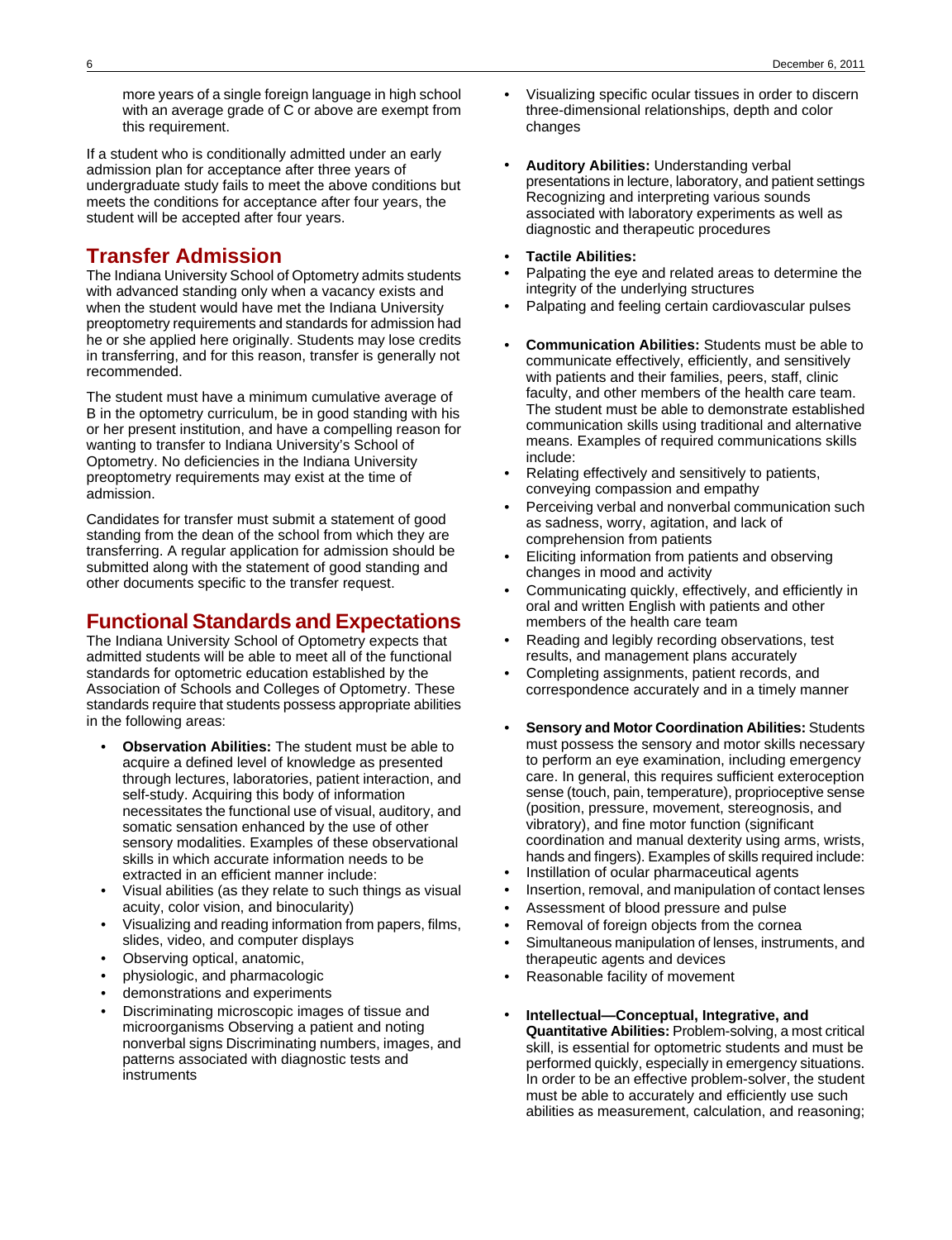more years of a single foreign language in high school with an average grade of C or above are exempt from this requirement.

If a student who is conditionally admitted under an early admission plan for acceptance after three years of undergraduate study fails to meet the above conditions but meets the conditions for acceptance after four years, the student will be accepted after four years.

## Transfer Admission

The Indiana University School of Optometry admits students with advanced standing only when a vacancy exists and when the student would have met the Indiana University preoptometry requirements and standards for admission had he or she applied here originally. Students may lose credits in transferring, and for this reason, transfer is generally not recommended.

The student must have a minimum cumulative average of B in the optometry curriculum, be in good standing with his or her present institution, and have a compelling reason for wanting to transfer to Indiana University's School of Optometry. No deficiencies in the Indiana University preoptometry requirements may exist at the time of admission.

Candidates for transfer must submit a statement of good standing from the dean of the school from which they are transferring. A regular application for admission should be submitted along with the statement of good standing and other documents specific to the transfer request.

## Functional Standards and Expectations

The Indiana University School of Optometry expects that admitted students will be able to meet all of the functional standards for optometric education established by the Association of Schools and Colleges of Optometry. These standards require that students possess appropriate abilities in the following areas:

- **Observation Abilities:** The student must be able to acquire a defined level of knowledge as presented through lectures, laboratories, patient interaction, and self-study. Acquiring this body of information necessitates the functional use of visual, auditory, and somatic sensation enhanced by the use of other sensory modalities. Examples of these observational skills in which accurate information needs to be extracted in an efficient manner include:
- Visual abilities (as they relate to such things as visual acuity, color vision, and binocularity)
- Visualizing and reading information from papers, films, slides, video, and computer displays
- Observing optical, anatomic,
- physiologic, and pharmacologic
- demonstrations and experiments
- Discriminating microscopic images of tissue and microorganisms Observing a patient and noting nonverbal signs Discriminating numbers, images, and patterns associated with diagnostic tests and instruments
- Visualizing specific ocular tissues in order to discern three-dimensional relationships, depth and color changes

- **Auditory Abilities:** Understanding verbal presentations in lecture, laboratory, and patient settings Recognizing and interpreting various sounds associated with laboratory experiments as well as diagnostic and therapeutic procedures

- **Tactile Abilities:**
- Palpating the eye and related areas to determine the integrity of the underlying structures
- Palpating and feeling certain cardiovascular pulses

- **Communication Abilities:** Students must be able to communicate effectively, efficiently, and sensitively with patients and their families, peers, staff, clinic faculty, and other members of the health care team. The student must be able to demonstrate established communication skills using traditional and alternative means. Examples of required communications skills include:
- Relating effectively and sensitively to patients, conveying compassion and empathy
- Perceiving verbal and nonverbal communication such as sadness, worry, agitation, and lack of comprehension from patients
- Eliciting information from patients and observing changes in mood and activity
- Communicating quickly, effectively, and efficiently in oral and written English with patients and other members of the health care team
- Reading and legibly recording observations, test results, and management plans accurately
- Completing assignments, patient records, and correspondence accurately and in a timely manner

- **Sensory and Motor Coordination Abilities:** Students must possess the sensory and motor skills necessary to perform an eye examination, including emergency care. In general, this requires sufficient exteroception sense (touch, pain, temperature), proprioceptive sense (position, pressure, movement, stereognosis, and vibratory), and fine motor function (significant coordination and manual dexterity using arms, wrists, hands and fingers). Examples of skills required include:
- Instillation of ocular pharmaceutical agents
- Insertion, removal, and manipulation of contact lenses
- Assessment of blood pressure and pulse
- Removal of foreign objects from the cornea
- Simultaneous manipulation of lenses, instruments, and therapeutic agents and devices
- Reasonable facility of movement

- **Intellectual—Conceptual, Integrative, and Quantitative Abilities:** Problem-solving, a most critical skill, is essential for optometric students and must be performed quickly, especially in emergency situations. In order to be an effective problem-solver, the student must be able to accurately and efficiently use such abilities as measurement, calculation, and reasoning;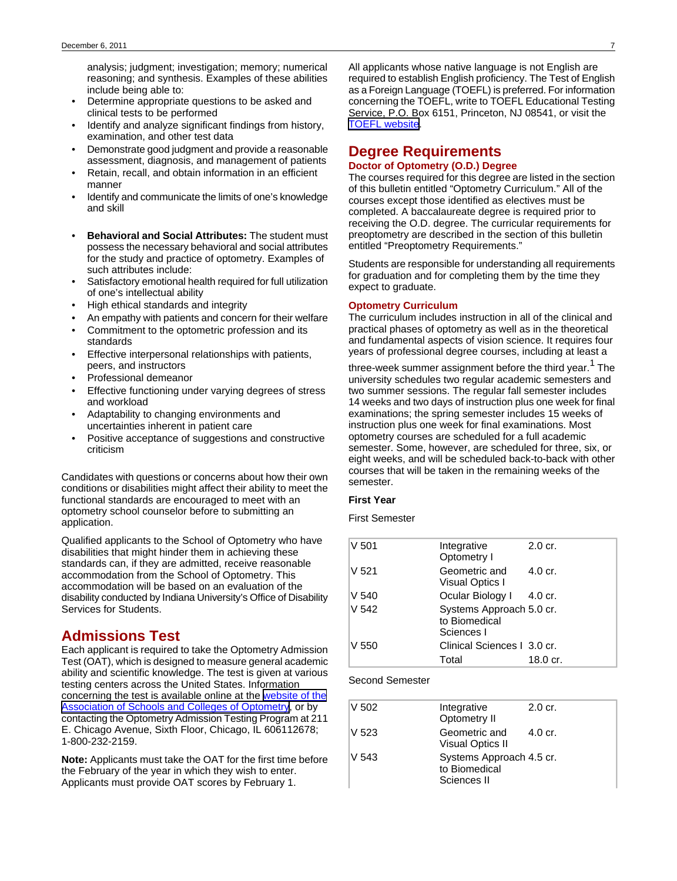analysis; judgment; investigation; memory; numerical reasoning; and synthesis. Examples of these abilities include being able to:

- Determine appropriate questions to be asked and clinical tests to be performed
- Identify and analyze significant findings from history, examination, and other test data
- Demonstrate good judgment and provide a reasonable assessment, diagnosis, and management of patients
- Retain, recall, and obtain information in an efficient manner
- Identify and communicate the limits of one's knowledge and skill

- **Behavioral and Social Attributes:** The student must possess the necessary behavioral and social attributes for the study and practice of optometry. Examples of such attributes include:
- Satisfactory emotional health required for full utilization of one's intellectual ability
- High ethical standards and integrity
- An empathy with patients and concern for their welfare
- Commitment to the optometric profession and its standards
- Effective interpersonal relationships with patients, peers, and instructors
- Professional demeanor
- Effective functioning under varying degrees of stress and workload
- Adaptability to changing environments and uncertainties inherent in patient care
- Positive acceptance of suggestions and constructive criticism

Candidates with questions or concerns about how their own conditions or disabilities might affect their ability to meet the functional standards are encouraged to meet with an optometry school counselor before to submitting an application.

Qualified applicants to the School of Optometry who have disabilities that might hinder them in achieving these standards can, if they are admitted, receive reasonable accommodation from the School of Optometry. This accommodation will be based on an evaluation of the disability conducted by Indiana University's Office of Disability Services for Students.

## Admissions Test

Each applicant is required to take the Optometry Admission Test (OAT), which is designed to measure general academic ability and scientific knowledge. The test is given at various testing centers across the United States. Information concerning the test is available online at the website of the Association of Schools and Colleges of Optometry, or by contacting the Optometry Admission Testing Program at 211 E. Chicago Avenue, Sixth Floor, Chicago, IL 606112678; 1-800-232-2159.

**Note:** Applicants must take the OAT for the first time before the February of the year in which they wish to enter. Applicants must provide OAT scores by February 1.

All applicants whose native language is not English are required to establish English proficiency. The Test of English as a Foreign Language (TOEFL) is preferred. For information concerning the TOEFL, write to TOEFL Educational Testing Service, P.O. Box 6151, Princeton, NJ 08541, or visit the TOEFL website.

## Degree Requirements

### Doctor of Optometry (O.D.) Degree

The courses required for this degree are listed in the section of this bulletin entitled "Optometry Curriculum." All of the courses except those identified as electives must be completed. A baccalaureate degree is required prior to receiving the O.D. degree. The curricular requirements for preoptometry are described in the section of this bulletin entitled "Preoptometry Requirements."

Students are responsible for understanding all requirements for graduation and for completing them by the time they expect to graduate.

### Optometry Curriculum

The curriculum includes instruction in all of the clinical and practical phases of optometry as well as in the theoretical and fundamental aspects of vision science. It requires four years of professional degree courses, including at least a three-week summer assignment before the third year.[1] The university schedules two regular academic semesters and two summer sessions. The regular fall semester includes 14 weeks and two days of instruction plus one week for final examinations; the spring semester includes 15 weeks of instruction plus one week for final examinations. Most optometry courses are scheduled for a full academic semester. Some, however, are scheduled for three, six, or eight weeks, and will be scheduled back-to-back with other courses that will be taken in the remaining weeks of the semester.

**First Year**

First Semester

| | | |
|---|---|---|
| V 501 | Integrative Optometry I | 2.0 cr. |
| V 521 | Geometric and Visual Optics I | 4.0 cr. |
| V 540 | Ocular Biology I | 4.0 cr. |
| V 542 | Systems Approach to Biomedical Sciences I | 5.0 cr. |
| V 550 | Clinical Sciences I | 3.0 cr. |
| | Total | 18.0 cr. |

Second Semester

| | | |
|---|---|---|
| V 502 | Integrative Optometry II | 2.0 cr. |
| V 523 | Geometric and Visual Optics II | 4.0 cr. |
| V 543 | Systems Approach to Biomedical Sciences II | 4.5 cr. |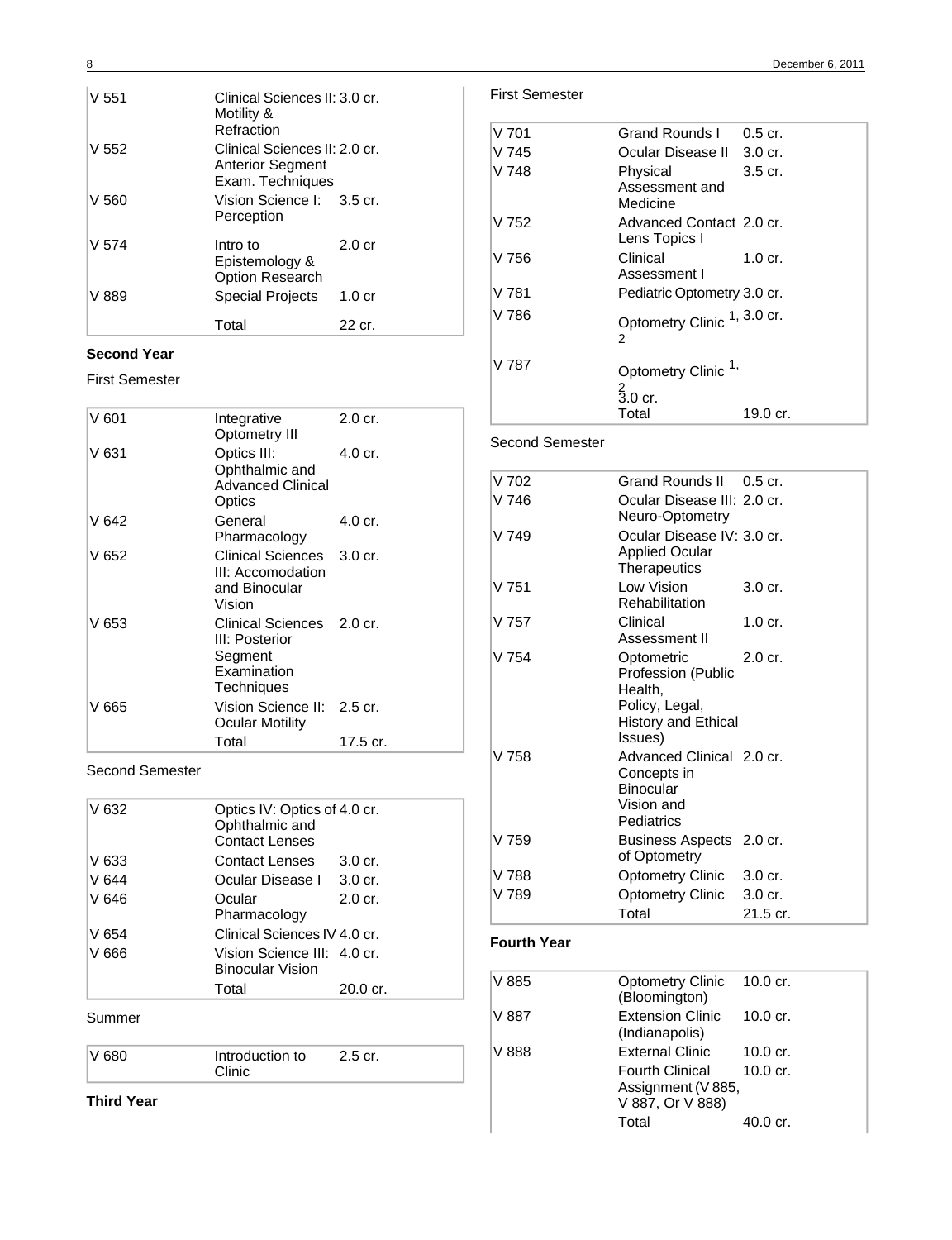| | | |
|---|---|---|
| V 551 | Clinical Sciences II: Motility & Refraction | 3.0 cr. |
| V 552 | Clinical Sciences II: Anterior Segment Exam. Techniques | 2.0 cr. |
| V 560 | Vision Science I: Perception | 3.5 cr. |
| V 574 | Intro to Epistemology & Option Research | 2.0 cr |
| V 889 | Special Projects | 1.0 cr |
| | Total | 22 cr. |

**Second Year**

First Semester

| | | |
|---|---|---|
| V 601 | Integrative Optometry III | 2.0 cr. |
| V 631 | Optics III: Ophthalmic and Advanced Clinical Optics | 4.0 cr. |
| V 642 | General Pharmacology | 4.0 cr. |
| V 652 | Clinical Sciences III: Accomodation and Binocular Vision | 3.0 cr. |
| V 653 | Clinical Sciences III: Posterior Segment Examination Techniques | 2.0 cr. |
| V 665 | Vision Science II: Ocular Motility | 2.5 cr. |
| | Total | 17.5 cr. |

Second Semester

| | | |
|---|---|---|
| V 632 | Optics IV: Optics of Ophthalmic and Contact Lenses | 4.0 cr. |
| V 633 | Contact Lenses | 3.0 cr. |
| V 644 | Ocular Disease I | 3.0 cr. |
| V 646 | Ocular Pharmacology | 2.0 cr. |
| V 654 | Clinical Sciences IV | 4.0 cr. |
| V 666 | Vision Science III: Binocular Vision | 4.0 cr. |
| | Total | 20.0 cr. |

Summer

| | | |
|---|---|---|
| V 680 | Introduction to Clinic | 2.5 cr. |

**Third Year**

First Semester

| | | |
|---|---|---|
| V 701 | Grand Rounds I | 0.5 cr. |
| V 745 | Ocular Disease II | 3.0 cr. |
| V 748 | Physical Assessment and Medicine | 3.5 cr. |
| V 752 | Advanced Contact Lens Topics I | 2.0 cr. |
| V 756 | Clinical Assessment I | 1.0 cr. |
| V 781 | Pediatric Optometry | 3.0 cr. |
| V 786 | Optometry Clinic [1, 2] | 3.0 cr. |
| V 787 | Optometry Clinic [1, 2] | 3.0 cr. |
| | Total | 19.0 cr. |

Second Semester

| | | |
|---|---|---|
| V 702 | Grand Rounds II | 0.5 cr. |
| V 746 | Ocular Disease III: Neuro-Optometry | 2.0 cr. |
| V 749 | Ocular Disease IV: Applied Ocular Therapeutics | 3.0 cr. |
| V 751 | Low Vision Rehabilitation | 3.0 cr. |
| V 757 | Clinical Assessment II | 1.0 cr. |
| V 754 | Optometric Profession (Public Health, Policy, Legal, History and Ethical Issues) | 2.0 cr. |
| V 758 | Advanced Clinical Concepts in Binocular Vision and Pediatrics | 2.0 cr. |
| V 759 | Business Aspects of Optometry | 2.0 cr. |
| V 788 | Optometry Clinic | 3.0 cr. |
| V 789 | Optometry Clinic | 3.0 cr. |
| | Total | 21.5 cr. |

**Fourth Year**

| | | |
|---|---|---|
| V 885 | Optometry Clinic (Bloomington) | 10.0 cr. |
| V 887 | Extension Clinic (Indianapolis) | 10.0 cr. |
| V 888 | External Clinic | 10.0 cr. |
| | Fourth Clinical Assignment (V 885, V 887, Or V 888) | 10.0 cr. |
| | Total | 40.0 cr. |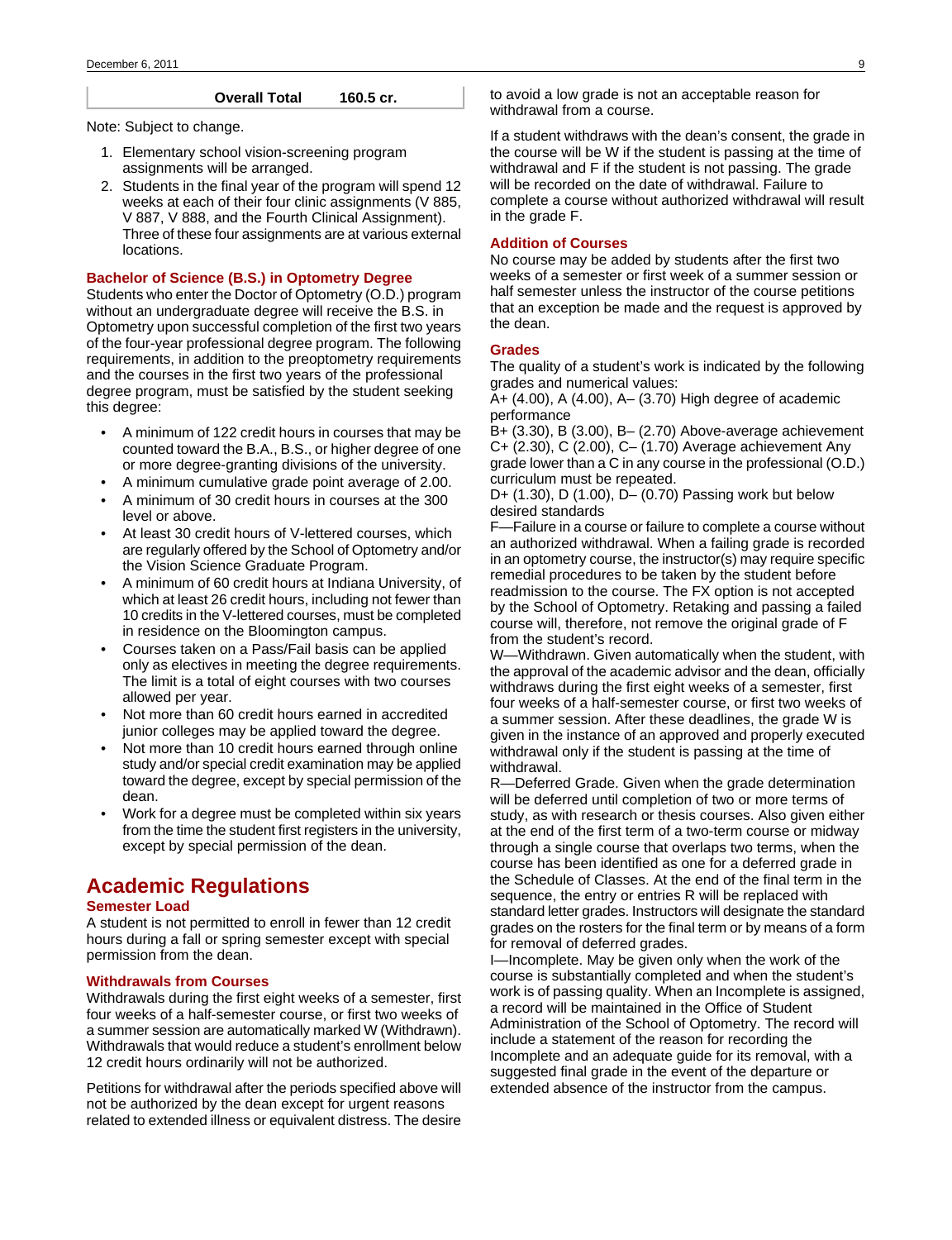| | Overall Total | 160.5 cr. |
|---|---|---|

Note: Subject to change.

1. Elementary school vision-screening program assignments will be arranged.
2. Students in the final year of the program will spend 12 weeks at each of their four clinic assignments (V 885, V 887, V 888, and the Fourth Clinical Assignment). Three of these four assignments are at various external locations.

### Bachelor of Science (B.S.) in Optometry Degree

Students who enter the Doctor of Optometry (O.D.) program without an undergraduate degree will receive the B.S. in Optometry upon successful completion of the first two years of the four-year professional degree program. The following requirements, in addition to the preoptometry requirements and the courses in the first two years of the professional degree program, must be satisfied by the student seeking this degree:

- A minimum of 122 credit hours in courses that may be counted toward the B.A., B.S., or higher degree of one or more degree-granting divisions of the university.
- A minimum cumulative grade point average of 2.00.
- A minimum of 30 credit hours in courses at the 300 level or above.
- At least 30 credit hours of V-lettered courses, which are regularly offered by the School of Optometry and/or the Vision Science Graduate Program.
- A minimum of 60 credit hours at Indiana University, of which at least 26 credit hours, including not fewer than 10 credits in the V-lettered courses, must be completed in residence on the Bloomington campus.
- Courses taken on a Pass/Fail basis can be applied only as electives in meeting the degree requirements. The limit is a total of eight courses with two courses allowed per year.
- Not more than 60 credit hours earned in accredited junior colleges may be applied toward the degree.
- Not more than 10 credit hours earned through online study and/or special credit examination may be applied toward the degree, except by special permission of the dean.
- Work for a degree must be completed within six years from the time the student first registers in the university, except by special permission of the dean.

## Academic Regulations

### Semester Load

A student is not permitted to enroll in fewer than 12 credit hours during a fall or spring semester except with special permission from the dean.

### Withdrawals from Courses

Withdrawals during the first eight weeks of a semester, first four weeks of a half-semester course, or first two weeks of a summer session are automatically marked W (Withdrawn). Withdrawals that would reduce a student's enrollment below 12 credit hours ordinarily will not be authorized.

Petitions for withdrawal after the periods specified above will not be authorized by the dean except for urgent reasons related to extended illness or equivalent distress. The desire to avoid a low grade is not an acceptable reason for withdrawal from a course.

If a student withdraws with the dean's consent, the grade in the course will be W if the student is passing at the time of withdrawal and F if the student is not passing. The grade will be recorded on the date of withdrawal. Failure to complete a course without authorized withdrawal will result in the grade F.

### Addition of Courses

No course may be added by students after the first two weeks of a semester or first week of a summer session or half semester unless the instructor of the course petitions that an exception be made and the request is approved by the dean.

### Grades

The quality of a student's work is indicated by the following grades and numerical values:

A+ (4.00), A (4.00), A– (3.70) High degree of academic performance

B+ (3.30), B (3.00), B– (2.70) Above-average achievement

C+ (2.30), C (2.00), C– (1.70) Average achievement Any grade lower than a C in any course in the professional (O.D.) curriculum must be repeated.

D+ (1.30), D (1.00), D– (0.70) Passing work but below desired standards

F—Failure in a course or failure to complete a course without an authorized withdrawal. When a failing grade is recorded in an optometry course, the instructor(s) may require specific remedial procedures to be taken by the student before readmission to the course. The FX option is not accepted by the School of Optometry. Retaking and passing a failed course will, therefore, not remove the original grade of F from the student's record.

W—Withdrawn. Given automatically when the student, with the approval of the academic advisor and the dean, officially withdraws during the first eight weeks of a semester, first four weeks of a half-semester course, or first two weeks of a summer session. After these deadlines, the grade W is given in the instance of an approved and properly executed withdrawal only if the student is passing at the time of withdrawal.

R—Deferred Grade. Given when the grade determination will be deferred until completion of two or more terms of study, as with research or thesis courses. Also given either at the end of the first term of a two-term course or midway through a single course that overlaps two terms, when the course has been identified as one for a deferred grade in the Schedule of Classes. At the end of the final term in the sequence, the entry or entries R will be replaced with standard letter grades. Instructors will designate the standard grades on the rosters for the final term or by means of a form for removal of deferred grades.

I—Incomplete. May be given only when the work of the course is substantially completed and when the student's work is of passing quality. When an Incomplete is assigned, a record will be maintained in the Office of Student Administration of the School of Optometry. The record will include a statement of the reason for recording the Incomplete and an adequate guide for its removal, with a suggested final grade in the event of the departure or extended absence of the instructor from the campus.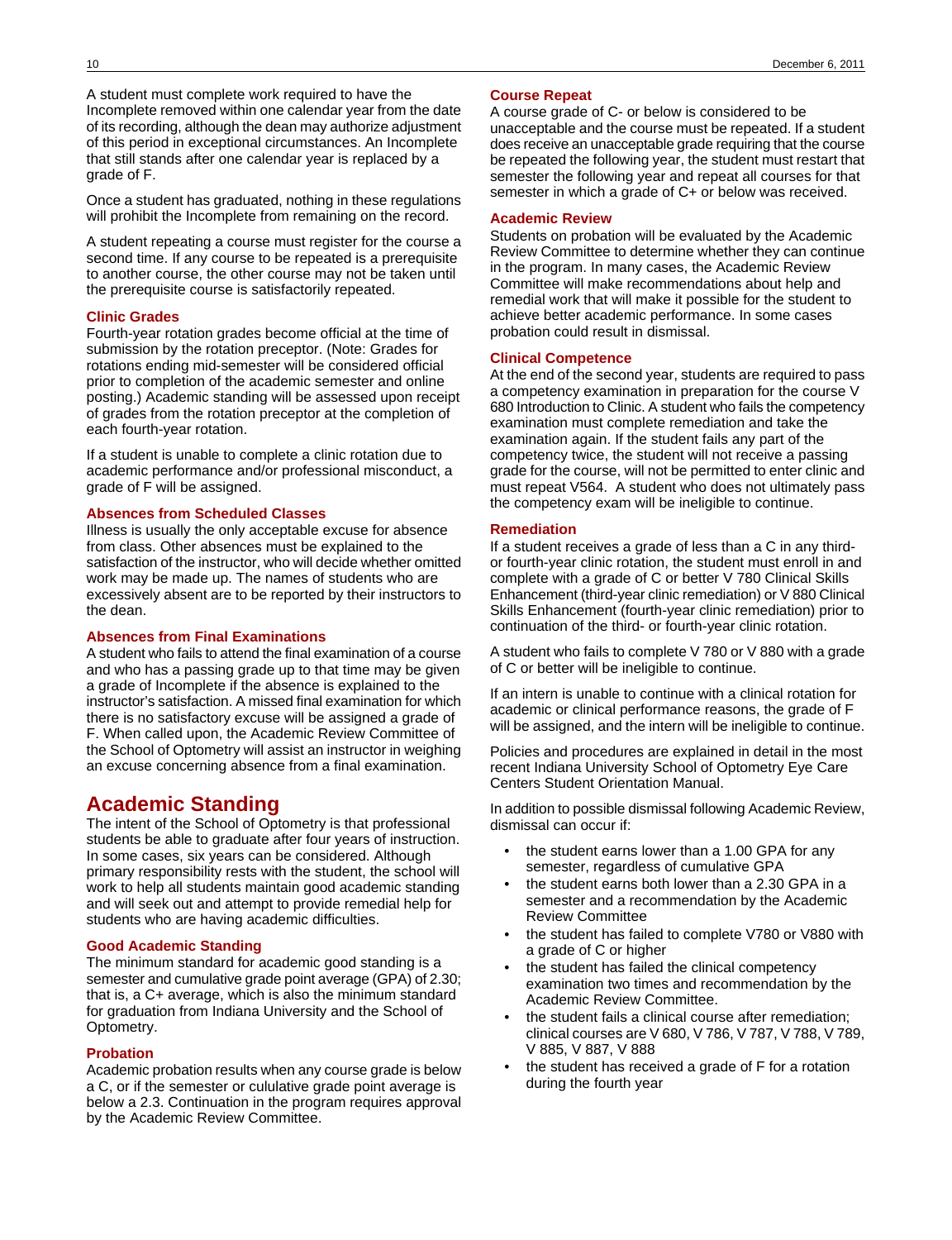A student must complete work required to have the Incomplete removed within one calendar year from the date of its recording, although the dean may authorize adjustment of this period in exceptional circumstances. An Incomplete that still stands after one calendar year is replaced by a grade of F.

Once a student has graduated, nothing in these regulations will prohibit the Incomplete from remaining on the record.

A student repeating a course must register for the course a second time. If any course to be repeated is a prerequisite to another course, the other course may not be taken until the prerequisite course is satisfactorily repeated.

### Clinic Grades

Fourth-year rotation grades become official at the time of submission by the rotation preceptor. (Note: Grades for rotations ending mid-semester will be considered official prior to completion of the academic semester and online posting.) Academic standing will be assessed upon receipt of grades from the rotation preceptor at the completion of each fourth-year rotation.

If a student is unable to complete a clinic rotation due to academic performance and/or professional misconduct, a grade of F will be assigned.

### Absences from Scheduled Classes

Illness is usually the only acceptable excuse for absence from class. Other absences must be explained to the satisfaction of the instructor, who will decide whether omitted work may be made up. The names of students who are excessively absent are to be reported by their instructors to the dean.

### Absences from Final Examinations

A student who fails to attend the final examination of a course and who has a passing grade up to that time may be given a grade of Incomplete if the absence is explained to the instructor's satisfaction. A missed final examination for which there is no satisfactory excuse will be assigned a grade of F. When called upon, the Academic Review Committee of the School of Optometry will assist an instructor in weighing an excuse concerning absence from a final examination.

## Academic Standing

The intent of the School of Optometry is that professional students be able to graduate after four years of instruction. In some cases, six years can be considered. Although primary responsibility rests with the student, the school will work to help all students maintain good academic standing and will seek out and attempt to provide remedial help for students who are having academic difficulties.

### Good Academic Standing

The minimum standard for academic good standing is a semester and cumulative grade point average (GPA) of 2.30; that is, a C+ average, which is also the minimum standard for graduation from Indiana University and the School of Optometry.

### Probation

Academic probation results when any course grade is below a C, or if the semester or cululative grade point average is below a 2.3. Continuation in the program requires approval by the Academic Review Committee.

### Course Repeat

A course grade of C- or below is considered to be unacceptable and the course must be repeated. If a student does receive an unacceptable grade requiring that the course be repeated the following year, the student must restart that semester the following year and repeat all courses for that semester in which a grade of C+ or below was received.

### Academic Review

Students on probation will be evaluated by the Academic Review Committee to determine whether they can continue in the program. In many cases, the Academic Review Committee will make recommendations about help and remedial work that will make it possible for the student to achieve better academic performance. In some cases probation could result in dismissal.

### Clinical Competence

At the end of the second year, students are required to pass a competency examination in preparation for the course V 680 Introduction to Clinic. A student who fails the competency examination must complete remediation and take the examination again. If the student fails any part of the competency twice, the student will not receive a passing grade for the course, will not be permitted to enter clinic and must repeat V564. A student who does not ultimately pass the competency exam will be ineligible to continue.

### Remediation

If a student receives a grade of less than a C in any third- or fourth-year clinic rotation, the student must enroll in and complete with a grade of C or better V 780 Clinical Skills Enhancement (third-year clinic remediation) or V 880 Clinical Skills Enhancement (fourth-year clinic remediation) prior to continuation of the third- or fourth-year clinic rotation.

A student who fails to complete V 780 or V 880 with a grade of C or better will be ineligible to continue.

If an intern is unable to continue with a clinical rotation for academic or clinical performance reasons, the grade of F will be assigned, and the intern will be ineligible to continue.

Policies and procedures are explained in detail in the most recent Indiana University School of Optometry Eye Care Centers Student Orientation Manual.

In addition to possible dismissal following Academic Review, dismissal can occur if:

- the student earns lower than a 1.00 GPA for any semester, regardless of cumulative GPA
- the student earns both lower than a 2.30 GPA in a semester and a recommendation by the Academic Review Committee
- the student has failed to complete V780 or V880 with a grade of C or higher
- the student has failed the clinical competency examination two times and recommendation by the Academic Review Committee.
- the student fails a clinical course after remediation; clinical courses are V 680, V 786, V 787, V 788, V 789, V 885, V 887, V 888
- the student has received a grade of F for a rotation during the fourth year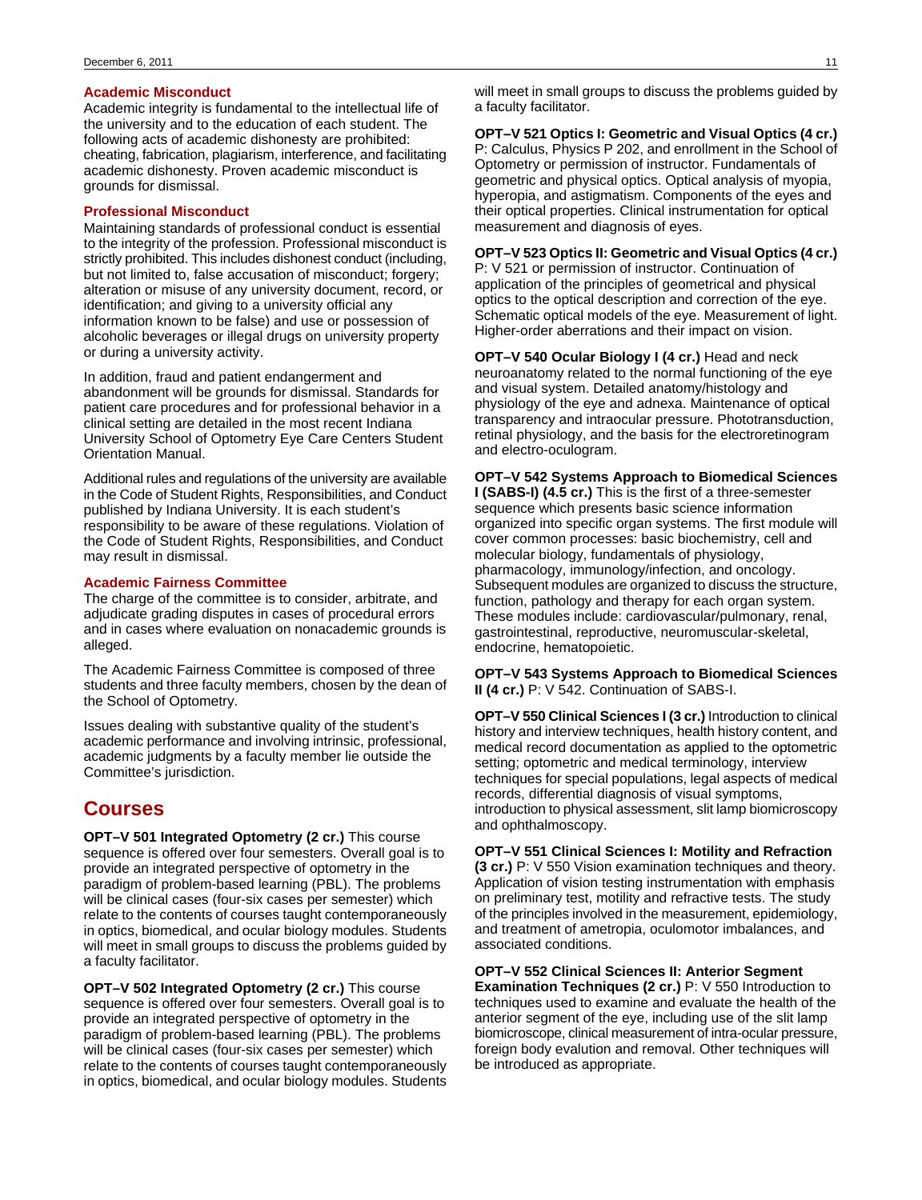### Academic Misconduct

Academic integrity is fundamental to the intellectual life of the university and to the education of each student. The following acts of academic dishonesty are prohibited: cheating, fabrication, plagiarism, interference, and facilitating academic dishonesty. Proven academic misconduct is grounds for dismissal.

### Professional Misconduct

Maintaining standards of professional conduct is essential to the integrity of the profession. Professional misconduct is strictly prohibited. This includes dishonest conduct (including, but not limited to, false accusation of misconduct; forgery; alteration or misuse of any university document, record, or identification; and giving to a university official any information known to be false) and use or possession of alcoholic beverages or illegal drugs on university property or during a university activity.

In addition, fraud and patient endangerment and abandonment will be grounds for dismissal. Standards for patient care procedures and for professional behavior in a clinical setting are detailed in the most recent Indiana University School of Optometry Eye Care Centers Student Orientation Manual.

Additional rules and regulations of the university are available in the Code of Student Rights, Responsibilities, and Conduct published by Indiana University. It is each student's responsibility to be aware of these regulations. Violation of the Code of Student Rights, Responsibilities, and Conduct may result in dismissal.

### Academic Fairness Committee

The charge of the committee is to consider, arbitrate, and adjudicate grading disputes in cases of procedural errors and in cases where evaluation on nonacademic grounds is alleged.

The Academic Fairness Committee is composed of three students and three faculty members, chosen by the dean of the School of Optometry.

Issues dealing with substantive quality of the student's academic performance and involving intrinsic, professional, academic judgments by a faculty member lie outside the Committee's jurisdiction.

## Courses

**OPT–V 501 Integrated Optometry (2 cr.)** This course sequence is offered over four semesters. Overall goal is to provide an integrated perspective of optometry in the paradigm of problem-based learning (PBL). The problems will be clinical cases (four-six cases per semester) which relate to the contents of courses taught contemporaneously in optics, biomedical, and ocular biology modules. Students will meet in small groups to discuss the problems guided by a faculty facilitator.

**OPT–V 502 Integrated Optometry (2 cr.)** This course sequence is offered over four semesters. Overall goal is to provide an integrated perspective of optometry in the paradigm of problem-based learning (PBL). The problems will be clinical cases (four-six cases per semester) which relate to the contents of courses taught contemporaneously in optics, biomedical, and ocular biology modules. Students will meet in small groups to discuss the problems guided by a faculty facilitator.

**OPT–V 521 Optics I: Geometric and Visual Optics (4 cr.)** P: Calculus, Physics P 202, and enrollment in the School of Optometry or permission of instructor. Fundamentals of geometric and physical optics. Optical analysis of myopia, hyperopia, and astigmatism. Components of the eyes and their optical properties. Clinical instrumentation for optical measurement and diagnosis of eyes.

**OPT–V 523 Optics II: Geometric and Visual Optics (4 cr.)** P: V 521 or permission of instructor. Continuation of application of the principles of geometrical and physical optics to the optical description and correction of the eye. Schematic optical models of the eye. Measurement of light. Higher-order aberrations and their impact on vision.

**OPT–V 540 Ocular Biology I (4 cr.)** Head and neck neuroanatomy related to the normal functioning of the eye and visual system. Detailed anatomy/histology and physiology of the eye and adnexa. Maintenance of optical transparency and intraocular pressure. Phototransduction, retinal physiology, and the basis for the electroretinogram and electro-oculogram.

**OPT–V 542 Systems Approach to Biomedical Sciences I (SABS-I) (4.5 cr.)** This is the first of a three-semester sequence which presents basic science information organized into specific organ systems. The first module will cover common processes: basic biochemistry, cell and molecular biology, fundamentals of physiology, pharmacology, immunology/infection, and oncology. Subsequent modules are organized to discuss the structure, function, pathology and therapy for each organ system. These modules include: cardiovascular/pulmonary, renal, gastrointestinal, reproductive, neuromuscular-skeletal, endocrine, hematopoietic.

**OPT–V 543 Systems Approach to Biomedical Sciences II (4 cr.)** P: V 542. Continuation of SABS-I.

**OPT–V 550 Clinical Sciences I (3 cr.)** Introduction to clinical history and interview techniques, health history content, and medical record documentation as applied to the optometric setting; optometric and medical terminology, interview techniques for special populations, legal aspects of medical records, differential diagnosis of visual symptoms, introduction to physical assessment, slit lamp biomicroscopy and ophthalmoscopy.

**OPT–V 551 Clinical Sciences I: Motility and Refraction (3 cr.)** P: V 550 Vision examination techniques and theory. Application of vision testing instrumentation with emphasis on preliminary test, motility and refractive tests. The study of the principles involved in the measurement, epidemiology, and treatment of ametropia, oculomotor imbalances, and associated conditions.

**OPT–V 552 Clinical Sciences II: Anterior Segment Examination Techniques (2 cr.)** P: V 550 Introduction to techniques used to examine and evaluate the health of the anterior segment of the eye, including use of the slit lamp biomicroscope, clinical measurement of intra-ocular pressure, foreign body evalution and removal. Other techniques will be introduced as appropriate.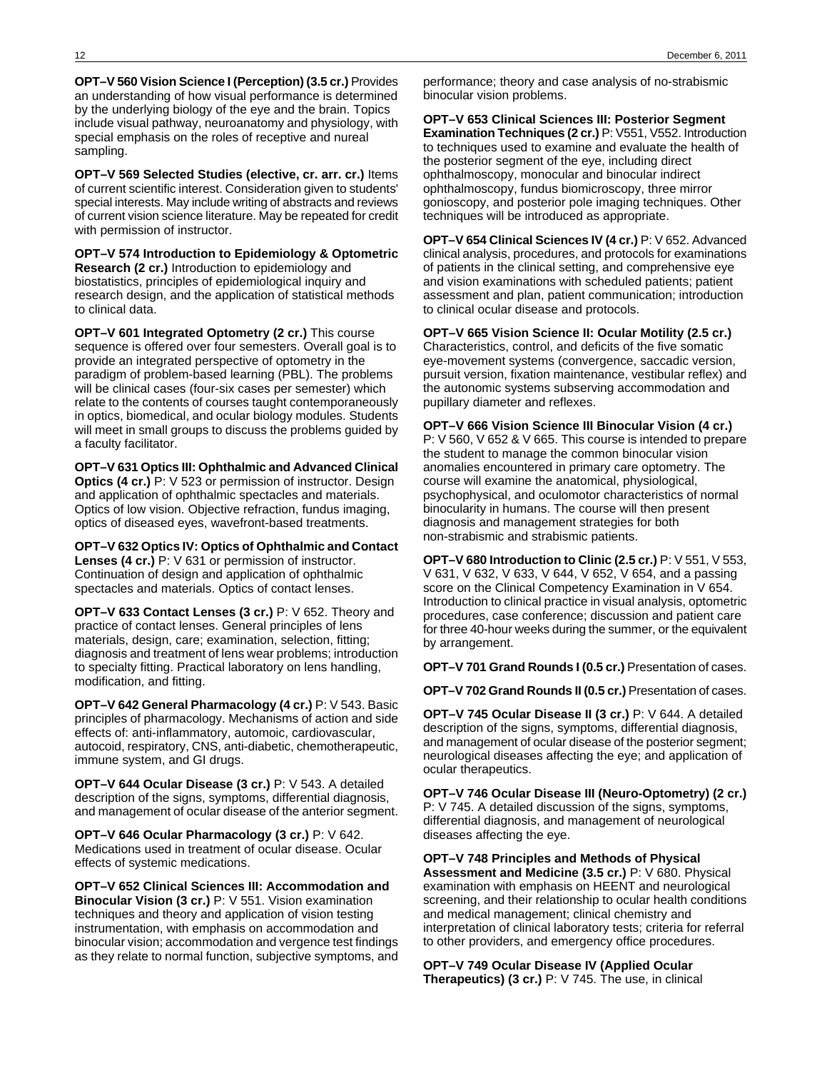**OPT–V 560 Vision Science I (Perception) (3.5 cr.)** Provides an understanding of how visual performance is determined by the underlying biology of the eye and the brain. Topics include visual pathway, neuroanatomy and physiology, with special emphasis on the roles of receptive and nureal sampling.

**OPT–V 569 Selected Studies (elective, cr. arr. cr.)** Items of current scientific interest. Consideration given to students' special interests. May include writing of abstracts and reviews of current vision science literature. May be repeated for credit with permission of instructor.

**OPT–V 574 Introduction to Epidemiology & Optometric Research (2 cr.)** Introduction to epidemiology and biostatistics, principles of epidemiological inquiry and research design, and the application of statistical methods to clinical data.

**OPT–V 601 Integrated Optometry (2 cr.)** This course sequence is offered over four semesters. Overall goal is to provide an integrated perspective of optometry in the paradigm of problem-based learning (PBL). The problems will be clinical cases (four-six cases per semester) which relate to the contents of courses taught contemporaneously in optics, biomedical, and ocular biology modules. Students will meet in small groups to discuss the problems guided by a faculty facilitator.

**OPT–V 631 Optics III: Ophthalmic and Advanced Clinical Optics (4 cr.)** P: V 523 or permission of instructor. Design and application of ophthalmic spectacles and materials. Optics of low vision. Objective refraction, fundus imaging, optics of diseased eyes, wavefront-based treatments.

**OPT–V 632 Optics IV: Optics of Ophthalmic and Contact Lenses (4 cr.)** P: V 631 or permission of instructor. Continuation of design and application of ophthalmic spectacles and materials. Optics of contact lenses.

**OPT–V 633 Contact Lenses (3 cr.)** P: V 652. Theory and practice of contact lenses. General principles of lens materials, design, care; examination, selection, fitting; diagnosis and treatment of lens wear problems; introduction to specialty fitting. Practical laboratory on lens handling, modification, and fitting.

**OPT–V 642 General Pharmacology (4 cr.)** P: V 543. Basic principles of pharmacology. Mechanisms of action and side effects of: anti-inflammatory, automoic, cardiovascular, autocoid, respiratory, CNS, anti-diabetic, chemotherapeutic, immune system, and GI drugs.

**OPT–V 644 Ocular Disease (3 cr.)** P: V 543. A detailed description of the signs, symptoms, differential diagnosis, and management of ocular disease of the anterior segment.

**OPT–V 646 Ocular Pharmacology (3 cr.)** P: V 642. Medications used in treatment of ocular disease. Ocular effects of systemic medications.

**OPT–V 652 Clinical Sciences III: Accommodation and Binocular Vision (3 cr.)** P: V 551. Vision examination techniques and theory and application of vision testing instrumentation, with emphasis on accommodation and binocular vision; accommodation and vergence test findings as they relate to normal function, subjective symptoms, and performance; theory and case analysis of no-strabismic binocular vision problems.

**OPT–V 653 Clinical Sciences III: Posterior Segment Examination Techniques (2 cr.)** P: V551, V552. Introduction to techniques used to examine and evaluate the health of the posterior segment of the eye, including direct ophthalmoscopy, monocular and binocular indirect ophthalmoscopy, fundus biomicroscopy, three mirror gonioscopy, and posterior pole imaging techniques. Other techniques will be introduced as appropriate.

**OPT–V 654 Clinical Sciences IV (4 cr.)** P: V 652. Advanced clinical analysis, procedures, and protocols for examinations of patients in the clinical setting, and comprehensive eye and vision examinations with scheduled patients; patient assessment and plan, patient communication; introduction to clinical ocular disease and protocols.

**OPT–V 665 Vision Science II: Ocular Motility (2.5 cr.)** Characteristics, control, and deficits of the five somatic eye-movement systems (convergence, saccadic version, pursuit version, fixation maintenance, vestibular reflex) and the autonomic systems subserving accommodation and pupillary diameter and reflexes.

**OPT–V 666 Vision Science III Binocular Vision (4 cr.)** P: V 560, V 652 & V 665. This course is intended to prepare the student to manage the common binocular vision anomalies encountered in primary care optometry. The course will examine the anatomical, physiological, psychophysical, and oculomotor characteristics of normal binocularity in humans. The course will then present diagnosis and management strategies for both non-strabismic and strabismic patients.

**OPT–V 680 Introduction to Clinic (2.5 cr.)** P: V 551, V 553, V 631, V 632, V 633, V 644, V 652, V 654, and a passing score on the Clinical Competency Examination in V 654. Introduction to clinical practice in visual analysis, optometric procedures, case conference; discussion and patient care for three 40-hour weeks during the summer, or the equivalent by arrangement.

**OPT–V 701 Grand Rounds I (0.5 cr.)** Presentation of cases.

**OPT–V 702 Grand Rounds II (0.5 cr.)** Presentation of cases.

**OPT–V 745 Ocular Disease II (3 cr.)** P: V 644. A detailed description of the signs, symptoms, differential diagnosis, and management of ocular disease of the posterior segment; neurological diseases affecting the eye; and application of ocular therapeutics.

**OPT–V 746 Ocular Disease III (Neuro-Optometry) (2 cr.)** P: V 745. A detailed discussion of the signs, symptoms, differential diagnosis, and management of neurological diseases affecting the eye.

**OPT–V 748 Principles and Methods of Physical Assessment and Medicine (3.5 cr.)** P: V 680. Physical examination with emphasis on HEENT and neurological screening, and their relationship to ocular health conditions and medical management; clinical chemistry and interpretation of clinical laboratory tests; criteria for referral to other providers, and emergency office procedures.

**OPT–V 749 Ocular Disease IV (Applied Ocular Therapeutics) (3 cr.)** P: V 745. The use, in clinical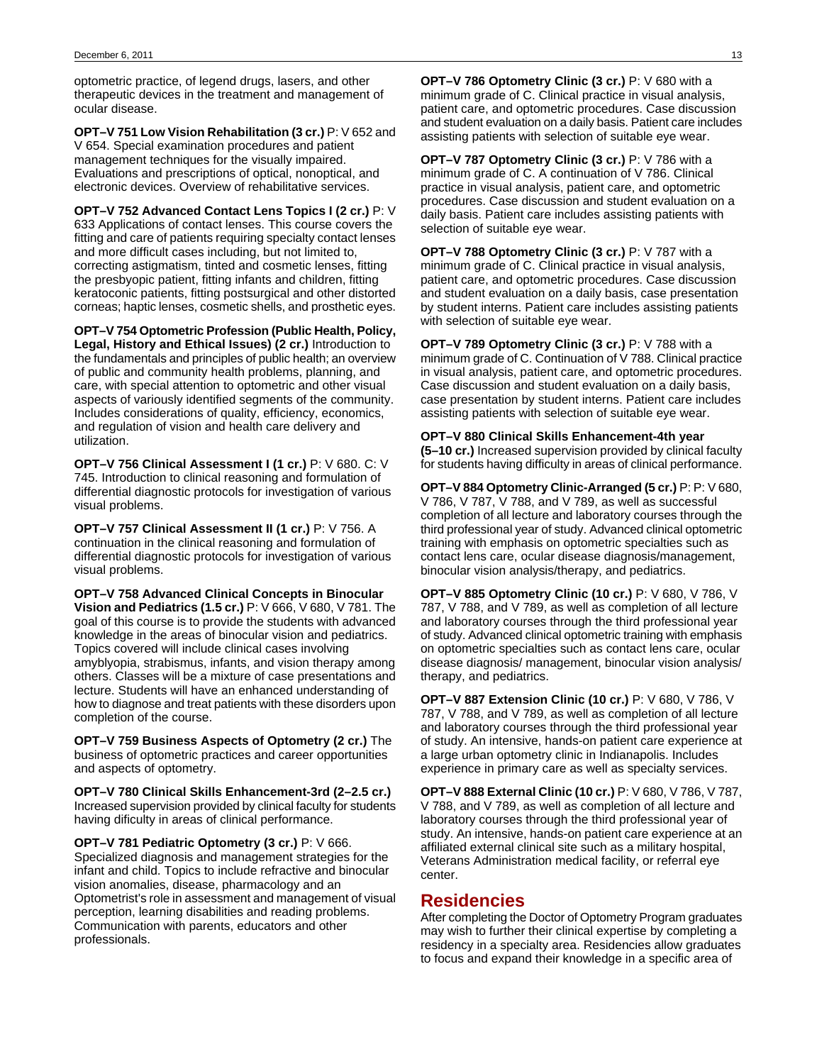optometric practice, of legend drugs, lasers, and other therapeutic devices in the treatment and management of ocular disease.

**OPT–V 751 Low Vision Rehabilitation (3 cr.)** P: V 652 and V 654. Special examination procedures and patient management techniques for the visually impaired. Evaluations and prescriptions of optical, nonoptical, and electronic devices. Overview of rehabilitative services.

**OPT–V 752 Advanced Contact Lens Topics I (2 cr.)** P: V 633 Applications of contact lenses. This course covers the fitting and care of patients requiring specialty contact lenses and more difficult cases including, but not limited to, correcting astigmatism, tinted and cosmetic lenses, fitting the presbyopic patient, fitting infants and children, fitting keratoconic patients, fitting postsurgical and other distorted corneas; haptic lenses, cosmetic shells, and prosthetic eyes.

**OPT–V 754 Optometric Profession (Public Health, Policy, Legal, History and Ethical Issues) (2 cr.)** Introduction to the fundamentals and principles of public health; an overview of public and community health problems, planning, and care, with special attention to optometric and other visual aspects of variously identified segments of the community. Includes considerations of quality, efficiency, economics, and regulation of vision and health care delivery and utilization.

**OPT–V 756 Clinical Assessment I (1 cr.)** P: V 680. C: V 745. Introduction to clinical reasoning and formulation of differential diagnostic protocols for investigation of various visual problems.

**OPT–V 757 Clinical Assessment II (1 cr.)** P: V 756. A continuation in the clinical reasoning and formulation of differential diagnostic protocols for investigation of various visual problems.

**OPT–V 758 Advanced Clinical Concepts in Binocular Vision and Pediatrics (1.5 cr.)** P: V 666, V 680, V 781. The goal of this course is to provide the students with advanced knowledge in the areas of binocular vision and pediatrics. Topics covered will include clinical cases involving amyblyopia, strabismus, infants, and vision therapy among others. Classes will be a mixture of case presentations and lecture. Students will have an enhanced understanding of how to diagnose and treat patients with these disorders upon completion of the course.

**OPT–V 759 Business Aspects of Optometry (2 cr.)** The business of optometric practices and career opportunities and aspects of optometry.

**OPT–V 780 Clinical Skills Enhancement-3rd (2–2.5 cr.)** Increased supervision provided by clinical faculty for students having dificulty in areas of clinical performance.

**OPT–V 781 Pediatric Optometry (3 cr.)** P: V 666. Specialized diagnosis and management strategies for the infant and child. Topics to include refractive and binocular vision anomalies, disease, pharmacology and an Optometrist's role in assessment and management of visual perception, learning disabilities and reading problems. Communication with parents, educators and other professionals.

**OPT–V 786 Optometry Clinic (3 cr.)** P: V 680 with a minimum grade of C. Clinical practice in visual analysis, patient care, and optometric procedures. Case discussion and student evaluation on a daily basis. Patient care includes assisting patients with selection of suitable eye wear.

**OPT–V 787 Optometry Clinic (3 cr.)** P: V 786 with a minimum grade of C. A continuation of V 786. Clinical practice in visual analysis, patient care, and optometric procedures. Case discussion and student evaluation on a daily basis. Patient care includes assisting patients with selection of suitable eye wear.

**OPT–V 788 Optometry Clinic (3 cr.)** P: V 787 with a minimum grade of C. Clinical practice in visual analysis, patient care, and optometric procedures. Case discussion and student evaluation on a daily basis, case presentation by student interns. Patient care includes assisting patients with selection of suitable eye wear.

**OPT–V 789 Optometry Clinic (3 cr.)** P: V 788 with a minimum grade of C. Continuation of V 788. Clinical practice in visual analysis, patient care, and optometric procedures. Case discussion and student evaluation on a daily basis, case presentation by student interns. Patient care includes assisting patients with selection of suitable eye wear.

**OPT–V 880 Clinical Skills Enhancement-4th year (5–10 cr.)** Increased supervision provided by clinical faculty for students having difficulty in areas of clinical performance.

**OPT–V 884 Optometry Clinic-Arranged (5 cr.)** P: P: V 680, V 786, V 787, V 788, and V 789, as well as successful completion of all lecture and laboratory courses through the third professional year of study. Advanced clinical optometric training with emphasis on optometric specialties such as contact lens care, ocular disease diagnosis/management, binocular vision analysis/therapy, and pediatrics.

**OPT–V 885 Optometry Clinic (10 cr.)** P: V 680, V 786, V 787, V 788, and V 789, as well as completion of all lecture and laboratory courses through the third professional year of study. Advanced clinical optometric training with emphasis on optometric specialties such as contact lens care, ocular disease diagnosis/ management, binocular vision analysis/ therapy, and pediatrics.

**OPT–V 887 Extension Clinic (10 cr.)** P: V 680, V 786, V 787, V 788, and V 789, as well as completion of all lecture and laboratory courses through the third professional year of study. An intensive, hands-on patient care experience at a large urban optometry clinic in Indianapolis. Includes experience in primary care as well as specialty services.

**OPT–V 888 External Clinic (10 cr.)** P: V 680, V 786, V 787, V 788, and V 789, as well as completion of all lecture and laboratory courses through the third professional year of study. An intensive, hands-on patient care experience at an affiliated external clinical site such as a military hospital, Veterans Administration medical facility, or referral eye center.

## Residencies

After completing the Doctor of Optometry Program graduates may wish to further their clinical expertise by completing a residency in a specialty area. Residencies allow graduates to focus and expand their knowledge in a specific area of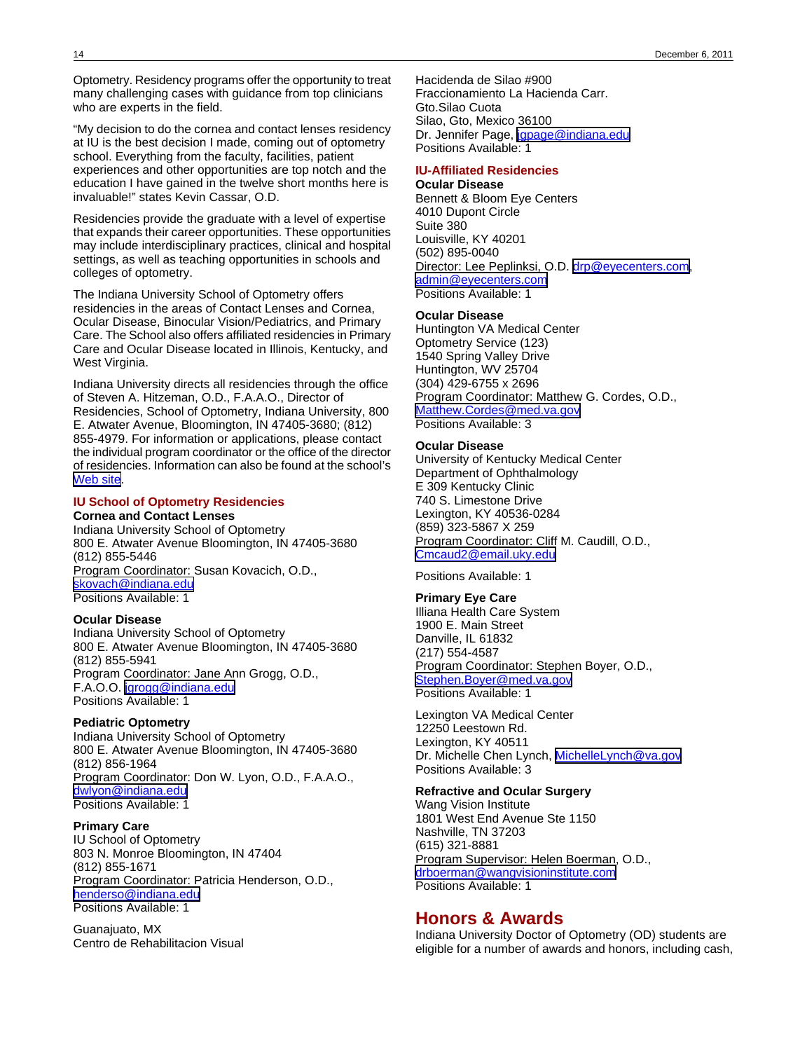Optometry. Residency programs offer the opportunity to treat many challenging cases with guidance from top clinicians who are experts in the field.

"My decision to do the cornea and contact lenses residency at IU is the best decision I made, coming out of optometry school. Everything from the faculty, facilities, patient experiences and other opportunities are top notch and the education I have gained in the twelve short months here is invaluable!" states Kevin Cassar, O.D.

Residencies provide the graduate with a level of expertise that expands their career opportunities. These opportunities may include interdisciplinary practices, clinical and hospital settings, as well as teaching opportunities in schools and colleges of optometry.

The Indiana University School of Optometry offers residencies in the areas of Contact Lenses and Cornea, Ocular Disease, Binocular Vision/Pediatrics, and Primary Care. The School also offers affiliated residencies in Primary Care and Ocular Disease located in Illinois, Kentucky, and West Virginia.

Indiana University directs all residencies through the office of Steven A. Hitzeman, O.D., F.A.A.O., Director of Residencies, School of Optometry, Indiana University, 800 E. Atwater Avenue, Bloomington, IN 47405-3680; (812) 855-4979. For information or applications, please contact the individual program coordinator or the office of the director of residencies. Information can also be found at the school's Web site.

### IU School of Optometry Residencies

**Cornea and Contact Lenses**
Indiana University School of Optometry
800 E. Atwater Avenue Bloomington, IN 47405-3680
(812) 855-5446
Program Coordinator: Susan Kovacich, O.D.,
skovach@indiana.edu
Positions Available: 1

**Ocular Disease**
Indiana University School of Optometry
800 E. Atwater Avenue Bloomington, IN 47405-3680
(812) 855-5941
Program Coordinator: Jane Ann Grogg, O.D.,
F.A.O.O. jgrogg@indiana.edu
Positions Available: 1

**Pediatric Optometry**
Indiana University School of Optometry
800 E. Atwater Avenue Bloomington, IN 47405-3680
(812) 856-1964
Program Coordinator: Don W. Lyon, O.D., F.A.A.O.,
dwlyon@indiana.edu
Positions Available: 1

**Primary Care**
IU School of Optometry
803 N. Monroe Bloomington, IN 47404
(812) 855-1671
Program Coordinator: Patricia Henderson, O.D.,
henderso@indiana.edu
Positions Available: 1

Guanajuato, MX
Centro de Rehabilitacion Visual
Hacidenda de Silao #900
Fraccionamiento La Hacienda Carr.
Gto.Silao Cuota
Silao, Gto, Mexico 36100
Dr. Jennifer Page, jgpage@indiana.edu
Positions Available: 1

### IU-Affiliated Residencies

**Ocular Disease**
Bennett & Bloom Eye Centers
4010 Dupont Circle
Suite 380
Louisville, KY 40201
(502) 895-0040
Director: Lee Peplinksi, O.D. drp@eyecenters.com,
admin@eyecenters.com
Positions Available: 1

**Ocular Disease**
Huntington VA Medical Center
Optometry Service (123)
1540 Spring Valley Drive
Huntington, WV 25704
(304) 429-6755 x 2696
Program Coordinator: Matthew G. Cordes, O.D.,
Matthew.Cordes@med.va.gov
Positions Available: 3

**Ocular Disease**
University of Kentucky Medical Center
Department of Ophthalmology
E 309 Kentucky Clinic
740 S. Limestone Drive
Lexington, KY 40536-0284
(859) 323-5867 X 259
Program Coordinator: Cliff M. Caudill, O.D.,
Cmcaud2@email.uky.edu

Positions Available: 1

**Primary Eye Care**
Illiana Health Care System
1900 E. Main Street
Danville, IL 61832
(217) 554-4587
Program Coordinator: Stephen Boyer, O.D.,
Stephen.Boyer@med.va.gov
Positions Available: 1

Lexington VA Medical Center
12250 Leestown Rd.
Lexington, KY 40511
Dr. Michelle Chen Lynch, MichelleLynch@va.gov
Positions Available: 3

**Refractive and Ocular Surgery**
Wang Vision Institute
1801 West End Avenue Ste 1150
Nashville, TN 37203
(615) 321-8881
Program Supervisor: Helen Boerman, O.D.,
drboerman@wangvisioninstitute.com
Positions Available: 1

## Honors & Awards

Indiana University Doctor of Optometry (OD) students are eligible for a number of awards and honors, including cash,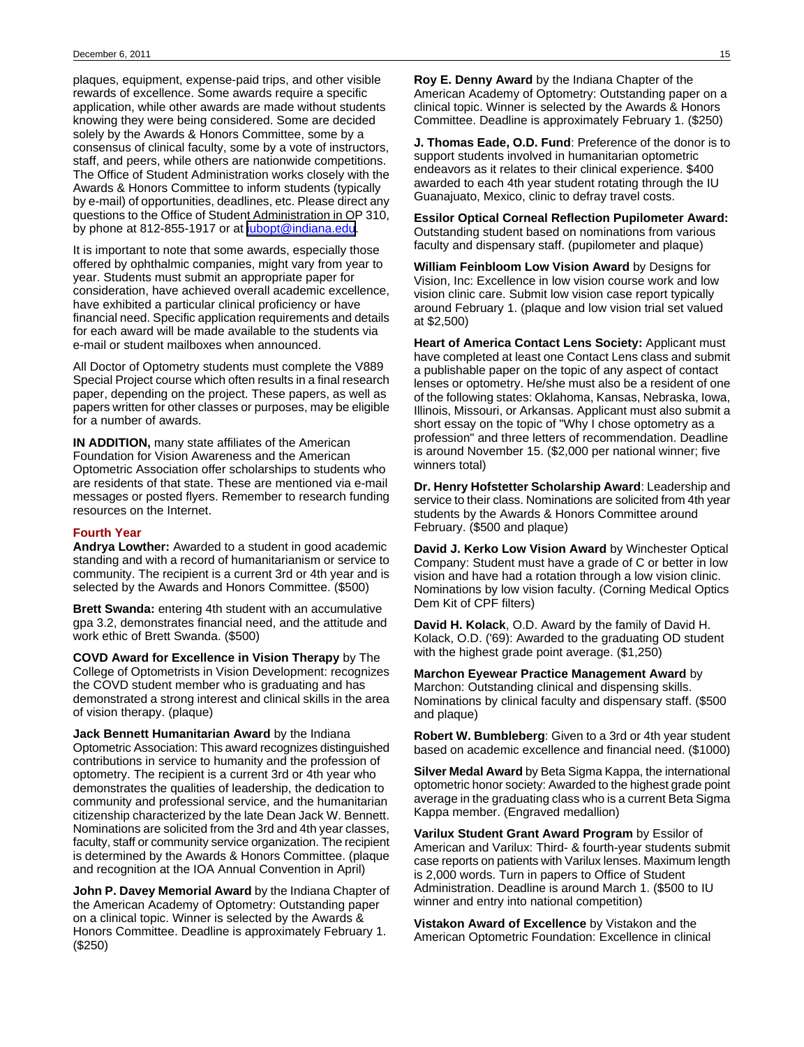plaques, equipment, expense-paid trips, and other visible rewards of excellence. Some awards require a specific application, while other awards are made without students knowing they were being considered. Some are decided solely by the Awards & Honors Committee, some by a consensus of clinical faculty, some by a vote of instructors, staff, and peers, while others are nationwide competitions. The Office of Student Administration works closely with the Awards & Honors Committee to inform students (typically by e-mail) of opportunities, deadlines, etc. Please direct any questions to the Office of Student Administration in OP 310, by phone at 812-855-1917 or at iubopt@indiana.edu.

It is important to note that some awards, especially those offered by ophthalmic companies, might vary from year to year. Students must submit an appropriate paper for consideration, have achieved overall academic excellence, have exhibited a particular clinical proficiency or have financial need. Specific application requirements and details for each award will be made available to the students via e-mail or student mailboxes when announced.

All Doctor of Optometry students must complete the V889 Special Project course which often results in a final research paper, depending on the project. These papers, as well as papers written for other classes or purposes, may be eligible for a number of awards.

**IN ADDITION,** many state affiliates of the American Foundation for Vision Awareness and the American Optometric Association offer scholarships to students who are residents of that state. These are mentioned via e-mail messages or posted flyers. Remember to research funding resources on the Internet.

### Fourth Year

**Andrya Lowther:** Awarded to a student in good academic standing and with a record of humanitarianism or service to community. The recipient is a current 3rd or 4th year and is selected by the Awards and Honors Committee. ($500)

**Brett Swanda:** entering 4th student with an accumulative gpa 3.2, demonstrates financial need, and the attitude and work ethic of Brett Swanda. ($500)

**COVD Award for Excellence in Vision Therapy** by The College of Optometrists in Vision Development: recognizes the COVD student member who is graduating and has demonstrated a strong interest and clinical skills in the area of vision therapy. (plaque)

**Jack Bennett Humanitarian Award** by the Indiana Optometric Association: This award recognizes distinguished contributions in service to humanity and the profession of optometry. The recipient is a current 3rd or 4th year who demonstrates the qualities of leadership, the dedication to community and professional service, and the humanitarian citizenship characterized by the late Dean Jack W. Bennett. Nominations are solicited from the 3rd and 4th year classes, faculty, staff or community service organization. The recipient is determined by the Awards & Honors Committee. (plaque and recognition at the IOA Annual Convention in April)

**John P. Davey Memorial Award** by the Indiana Chapter of the American Academy of Optometry: Outstanding paper on a clinical topic. Winner is selected by the Awards & Honors Committee. Deadline is approximately February 1. ($250)

**Roy E. Denny Award** by the Indiana Chapter of the American Academy of Optometry: Outstanding paper on a clinical topic. Winner is selected by the Awards & Honors Committee. Deadline is approximately February 1. ($250)

**J. Thomas Eade, O.D. Fund**: Preference of the donor is to support students involved in humanitarian optometric endeavors as it relates to their clinical experience. $400 awarded to each 4th year student rotating through the IU Guanajuato, Mexico, clinic to defray travel costs.

**Essilor Optical Corneal Reflection Pupilometer Award:** Outstanding student based on nominations from various faculty and dispensary staff. (pupilometer and plaque)

**William Feinbloom Low Vision Award** by Designs for Vision, Inc: Excellence in low vision course work and low vision clinic care. Submit low vision case report typically around February 1. (plaque and low vision trial set valued at $2,500)

**Heart of America Contact Lens Society:** Applicant must have completed at least one Contact Lens class and submit a publishable paper on the topic of any aspect of contact lenses or optometry. He/she must also be a resident of one of the following states: Oklahoma, Kansas, Nebraska, Iowa, Illinois, Missouri, or Arkansas. Applicant must also submit a short essay on the topic of "Why I chose optometry as a profession" and three letters of recommendation. Deadline is around November 15. ($2,000 per national winner; five winners total)

**Dr. Henry Hofstetter Scholarship Award**: Leadership and service to their class. Nominations are solicited from 4th year students by the Awards & Honors Committee around February. ($500 and plaque)

**David J. Kerko Low Vision Award** by Winchester Optical Company: Student must have a grade of C or better in low vision and have had a rotation through a low vision clinic. Nominations by low vision faculty. (Corning Medical Optics Dem Kit of CPF filters)

**David H. Kolack**, O.D. Award by the family of David H. Kolack, O.D. ('69): Awarded to the graduating OD student with the highest grade point average. ($1,250)

**Marchon Eyewear Practice Management Award** by Marchon: Outstanding clinical and dispensing skills. Nominations by clinical faculty and dispensary staff. ($500 and plaque)

**Robert W. Bumbleberg**: Given to a 3rd or 4th year student based on academic excellence and financial need. ($1000)

**Silver Medal Award** by Beta Sigma Kappa, the international optometric honor society: Awarded to the highest grade point average in the graduating class who is a current Beta Sigma Kappa member. (Engraved medallion)

**Varilux Student Grant Award Program** by Essilor of American and Varilux: Third- & fourth-year students submit case reports on patients with Varilux lenses. Maximum length is 2,000 words. Turn in papers to Office of Student Administration. Deadline is around March 1. ($500 to IU winner and entry into national competition)

**Vistakon Award of Excellence** by Vistakon and the American Optometric Foundation: Excellence in clinical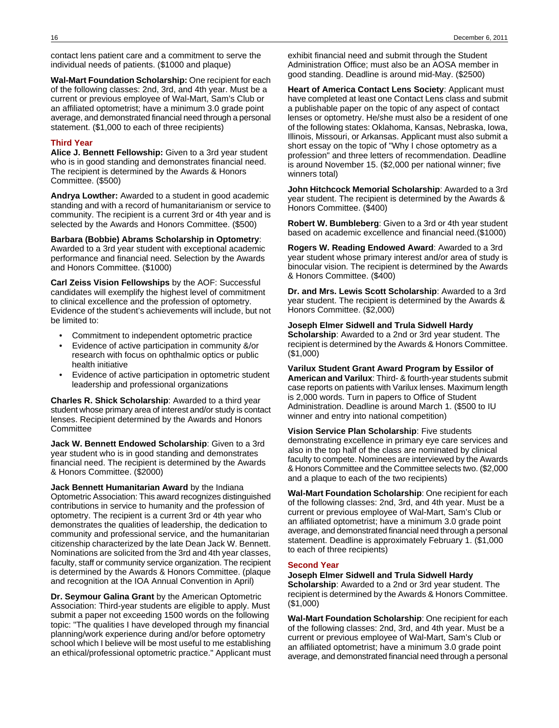contact lens patient care and a commitment to serve the individual needs of patients. ($1000 and plaque)

**Wal-Mart Foundation Scholarship:** One recipient for each of the following classes: 2nd, 3rd, and 4th year. Must be a current or previous employee of Wal-Mart, Sam's Club or an affiliated optometrist; have a minimum 3.0 grade point average, and demonstrated financial need through a personal statement. ($1,000 to each of three recipients)

### Third Year

**Alice J. Bennett Fellowship:** Given to a 3rd year student who is in good standing and demonstrates financial need. The recipient is determined by the Awards & Honors Committee. ($500)

**Andrya Lowther:** Awarded to a student in good academic standing and with a record of humanitarianism or service to community. The recipient is a current 3rd or 4th year and is selected by the Awards and Honors Committee. ($500)

**Barbara (Bobbie) Abrams Scholarship in Optometry**: Awarded to a 3rd year student with exceptional academic performance and financial need. Selection by the Awards and Honors Committee. ($1000)

**Carl Zeiss Vision Fellowships** by the AOF: Successful candidates will exemplify the highest level of commitment to clinical excellence and the profession of optometry. Evidence of the student's achievements will include, but not be limited to:

- Commitment to independent optometric practice
- Evidence of active participation in community &/or research with focus on ophthalmic optics or public health initiative
- Evidence of active participation in optometric student leadership and professional organizations

**Charles R. Shick Scholarship**: Awarded to a third year student whose primary area of interest and/or study is contact lenses. Recipient determined by the Awards and Honors Committee

**Jack W. Bennett Endowed Scholarship**: Given to a 3rd year student who is in good standing and demonstrates financial need. The recipient is determined by the Awards & Honors Committee. ($2000)

**Jack Bennett Humanitarian Award** by the Indiana Optometric Association: This award recognizes distinguished contributions in service to humanity and the profession of optometry. The recipient is a current 3rd or 4th year who demonstrates the qualities of leadership, the dedication to community and professional service, and the humanitarian citizenship characterized by the late Dean Jack W. Bennett. Nominations are solicited from the 3rd and 4th year classes, faculty, staff or community service organization. The recipient is determined by the Awards & Honors Committee. (plaque and recognition at the IOA Annual Convention in April)

**Dr. Seymour Galina Grant** by the American Optometric Association: Third-year students are eligible to apply. Must submit a paper not exceeding 1500 words on the following topic: "The qualities I have developed through my financial planning/work experience during and/or before optometry school which I believe will be most useful to me establishing an ethical/professional optometric practice." Applicant must exhibit financial need and submit through the Student Administration Office; must also be an AOSA member in good standing. Deadline is around mid-May. ($2500)

**Heart of America Contact Lens Society**: Applicant must have completed at least one Contact Lens class and submit a publishable paper on the topic of any aspect of contact lenses or optometry. He/she must also be a resident of one of the following states: Oklahoma, Kansas, Nebraska, Iowa, Illinois, Missouri, or Arkansas. Applicant must also submit a short essay on the topic of "Why I chose optometry as a profession" and three letters of recommendation. Deadline is around November 15. ($2,000 per national winner; five winners total)

**John Hitchcock Memorial Scholarship**: Awarded to a 3rd year student. The recipient is determined by the Awards & Honors Committee. ($400)

**Robert W. Bumbleberg**: Given to a 3rd or 4th year student based on academic excellence and financial need.($1000)

**Rogers W. Reading Endowed Award**: Awarded to a 3rd year student whose primary interest and/or area of study is binocular vision. The recipient is determined by the Awards & Honors Committee. ($400)

**Dr. and Mrs. Lewis Scott Scholarship**: Awarded to a 3rd year student. The recipient is determined by the Awards & Honors Committee. ($2,000)

**Joseph Elmer Sidwell and Trula Sidwell Hardy Scholarship**: Awarded to a 2nd or 3rd year student. The recipient is determined by the Awards & Honors Committee. ($1,000)

**Varilux Student Grant Award Program by Essilor of American and Varilux**: Third- & fourth-year students submit case reports on patients with Varilux lenses. Maximum length is 2,000 words. Turn in papers to Office of Student Administration. Deadline is around March 1. ($500 to IU winner and entry into national competition)

**Vision Service Plan Scholarship**: Five students demonstrating excellence in primary eye care services and also in the top half of the class are nominated by clinical faculty to compete. Nominees are interviewed by the Awards & Honors Committee and the Committee selects two. ($2,000 and a plaque to each of the two recipients)

**Wal-Mart Foundation Scholarship**: One recipient for each of the following classes: 2nd, 3rd, and 4th year. Must be a current or previous employee of Wal-Mart, Sam's Club or an affiliated optometrist; have a minimum 3.0 grade point average, and demonstrated financial need through a personal statement. Deadline is approximately February 1. ($1,000 to each of three recipients)

### Second Year

**Joseph Elmer Sidwell and Trula Sidwell Hardy Scholarship**: Awarded to a 2nd or 3rd year student. The recipient is determined by the Awards & Honors Committee. ($1,000)

**Wal-Mart Foundation Scholarship**: One recipient for each of the following classes: 2nd, 3rd, and 4th year. Must be a current or previous employee of Wal-Mart, Sam's Club or an affiliated optometrist; have a minimum 3.0 grade point average, and demonstrated financial need through a personal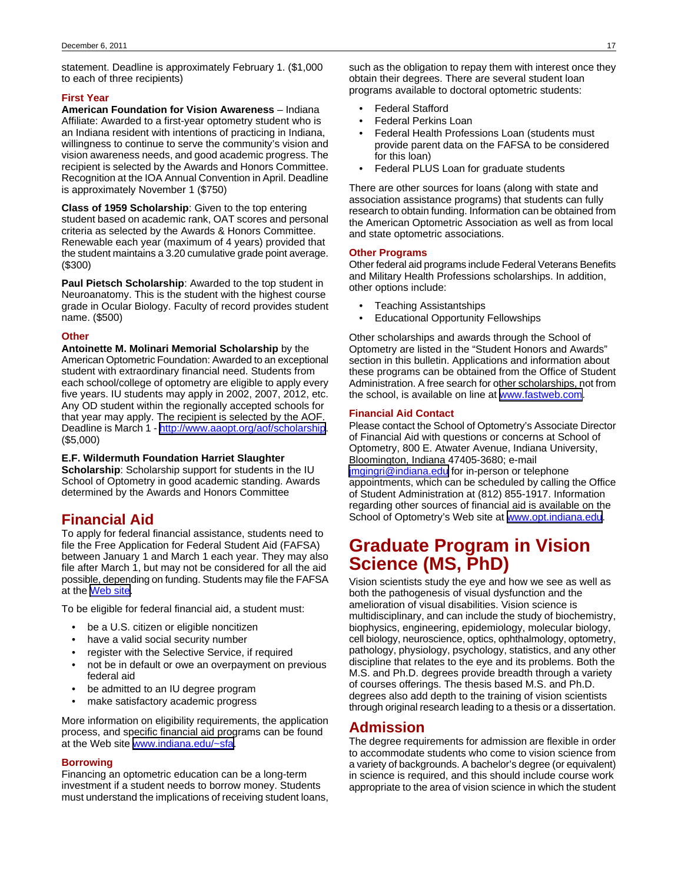statement. Deadline is approximately February 1. ($1,000 to each of three recipients)

### First Year

**American Foundation for Vision Awareness** – Indiana Affiliate: Awarded to a first-year optometry student who is an Indiana resident with intentions of practicing in Indiana, willingness to continue to serve the community's vision and vision awareness needs, and good academic progress. The recipient is selected by the Awards and Honors Committee. Recognition at the IOA Annual Convention in April. Deadline is approximately November 1 ($750)

**Class of 1959 Scholarship**: Given to the top entering student based on academic rank, OAT scores and personal criteria as selected by the Awards & Honors Committee. Renewable each year (maximum of 4 years) provided that the student maintains a 3.20 cumulative grade point average. ($300)

**Paul Pietsch Scholarship**: Awarded to the top student in Neuroanatomy. This is the student with the highest course grade in Ocular Biology. Faculty of record provides student name. ($500)

### Other

**Antoinette M. Molinari Memorial Scholarship** by the American Optometric Foundation: Awarded to an exceptional student with extraordinary financial need. Students from each school/college of optometry are eligible to apply every five years. IU students may apply in 2002, 2007, 2012, etc. Any OD student within the regionally accepted schools for that year may apply. The recipient is selected by the AOF. Deadline is March 1 - http://www.aaopt.org/aof/scholarship. ($5,000)

**E.F. Wildermuth Foundation Harriet Slaughter Scholarship**: Scholarship support for students in the IU School of Optometry in good academic standing. Awards determined by the Awards and Honors Committee

## Financial Aid

To apply for federal financial assistance, students need to file the Free Application for Federal Student Aid (FAFSA) between January 1 and March 1 each year. They may also file after March 1, but may not be considered for all the aid possible, depending on funding. Students may file the FAFSA at the Web site.

To be eligible for federal financial aid, a student must:

- be a U.S. citizen or eligible noncitizen
- have a valid social security number
- register with the Selective Service, if required
- not be in default or owe an overpayment on previous federal aid
- be admitted to an IU degree program
- make satisfactory academic progress

More information on eligibility requirements, the application process, and specific financial aid programs can be found at the Web site www.indiana.edu/~sfa.

### Borrowing

Financing an optometric education can be a long-term investment if a student needs to borrow money. Students must understand the implications of receiving student loans, such as the obligation to repay them with interest once they obtain their degrees. There are several student loan programs available to doctoral optometric students:

- Federal Stafford
- Federal Perkins Loan
- Federal Health Professions Loan (students must provide parent data on the FAFSA to be considered for this loan)
- Federal PLUS Loan for graduate students

There are other sources for loans (along with state and association assistance programs) that students can fully research to obtain funding. Information can be obtained from the American Optometric Association as well as from local and state optometric associations.

### Other Programs

Other federal aid programs include Federal Veterans Benefits and Military Health Professions scholarships. In addition, other options include:

- Teaching Assistantships
- Educational Opportunity Fellowships

Other scholarships and awards through the School of Optometry are listed in the "Student Honors and Awards" section in this bulletin. Applications and information about these programs can be obtained from the Office of Student Administration. A free search for other scholarships, not from the school, is available on line at www.fastweb.com.

### Financial Aid Contact

Please contact the School of Optometry's Associate Director of Financial Aid with questions or concerns at School of Optometry, 800 E. Atwater Avenue, Indiana University, Bloomington, Indiana 47405-3680; e-mail jmgingri@indiana.edu for in-person or telephone appointments, which can be scheduled by calling the Office of Student Administration at (812) 855-1917. Information regarding other sources of financial aid is available on the School of Optometry's Web site at www.opt.indiana.edu.

# Graduate Program in Vision Science (MS, PhD)

Vision scientists study the eye and how we see as well as both the pathogenesis of visual dysfunction and the amelioration of visual disabilities. Vision science is multidisciplinary, and can include the study of biochemistry, biophysics, engineering, epidemiology, molecular biology, cell biology, neuroscience, optics, ophthalmology, optometry, pathology, physiology, psychology, statistics, and any other discipline that relates to the eye and its problems. Both the M.S. and Ph.D. degrees provide breadth through a variety of courses offerings. The thesis based M.S. and Ph.D. degrees also add depth to the training of vision scientists through original research leading to a thesis or a dissertation.

## Admission

The degree requirements for admission are flexible in order to accommodate students who come to vision science from a variety of backgrounds. A bachelor's degree (or equivalent) in science is required, and this should include course work appropriate to the area of vision science in which the student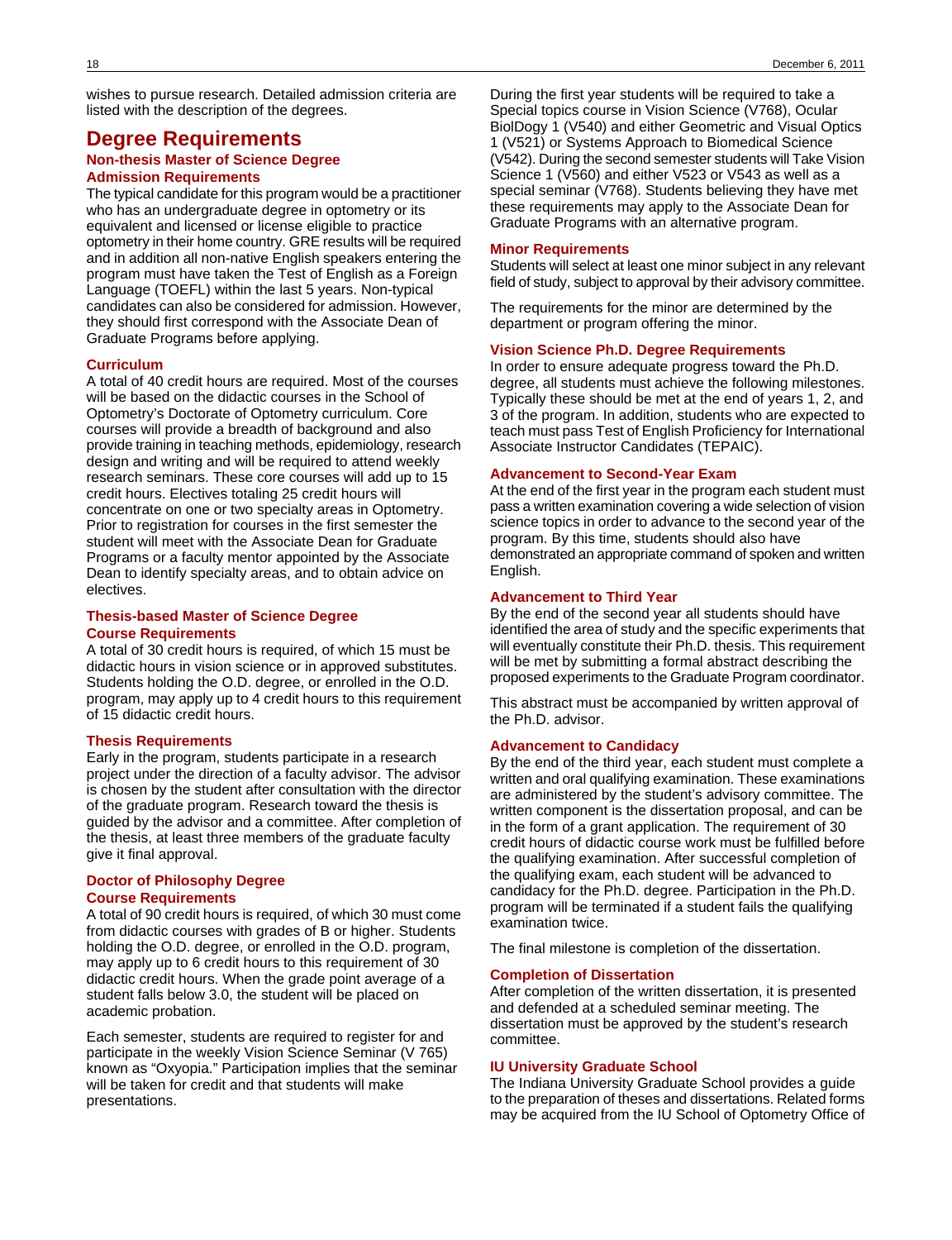wishes to pursue research. Detailed admission criteria are listed with the description of the degrees.

# Degree Requirements

### Non-thesis Master of Science Degree

### Admission Requirements

The typical candidate for this program would be a practitioner who has an undergraduate degree in optometry or its equivalent and licensed or license eligible to practice optometry in their home country. GRE results will be required and in addition all non-native English speakers entering the program must have taken the Test of English as a Foreign Language (TOEFL) within the last 5 years. Non-typical candidates can also be considered for admission. However, they should first correspond with the Associate Dean of Graduate Programs before applying.

### Curriculum

A total of 40 credit hours are required. Most of the courses will be based on the didactic courses in the School of Optometry's Doctorate of Optometry curriculum. Core courses will provide a breadth of background and also provide training in teaching methods, epidemiology, research design and writing and will be required to attend weekly research seminars. These core courses will add up to 15 credit hours. Electives totaling 25 credit hours will concentrate on one or two specialty areas in Optometry. Prior to registration for courses in the first semester the student will meet with the Associate Dean for Graduate Programs or a faculty mentor appointed by the Associate Dean to identify specialty areas, and to obtain advice on electives.

### Thesis-based Master of Science Degree

### Course Requirements

A total of 30 credit hours is required, of which 15 must be didactic hours in vision science or in approved substitutes. Students holding the O.D. degree, or enrolled in the O.D. program, may apply up to 4 credit hours to this requirement of 15 didactic credit hours.

### Thesis Requirements

Early in the program, students participate in a research project under the direction of a faculty advisor. The advisor is chosen by the student after consultation with the director of the graduate program. Research toward the thesis is guided by the advisor and a committee. After completion of the thesis, at least three members of the graduate faculty give it final approval.

### Doctor of Philosophy Degree

### Course Requirements

A total of 90 credit hours is required, of which 30 must come from didactic courses with grades of B or higher. Students holding the O.D. degree, or enrolled in the O.D. program, may apply up to 6 credit hours to this requirement of 30 didactic credit hours. When the grade point average of a student falls below 3.0, the student will be placed on academic probation.

Each semester, students are required to register for and participate in the weekly Vision Science Seminar (V 765) known as "Oxyopia." Participation implies that the seminar will be taken for credit and that students will make presentations.

During the first year students will be required to take a Special topics course in Vision Science (V768), Ocular BiolDogy 1 (V540) and either Geometric and Visual Optics 1 (V521) or Systems Approach to Biomedical Science (V542). During the second semester students will Take Vision Science 1 (V560) and either V523 or V543 as well as a special seminar (V768). Students believing they have met these requirements may apply to the Associate Dean for Graduate Programs with an alternative program.

### Minor Requirements

Students will select at least one minor subject in any relevant field of study, subject to approval by their advisory committee.

The requirements for the minor are determined by the department or program offering the minor.

### Vision Science Ph.D. Degree Requirements

In order to ensure adequate progress toward the Ph.D. degree, all students must achieve the following milestones. Typically these should be met at the end of years 1, 2, and 3 of the program. In addition, students who are expected to teach must pass Test of English Proficiency for International Associate Instructor Candidates (TEPAIC).

### Advancement to Second-Year Exam

At the end of the first year in the program each student must pass a written examination covering a wide selection of vision science topics in order to advance to the second year of the program. By this time, students should also have demonstrated an appropriate command of spoken and written English.

### Advancement to Third Year

By the end of the second year all students should have identified the area of study and the specific experiments that will eventually constitute their Ph.D. thesis. This requirement will be met by submitting a formal abstract describing the proposed experiments to the Graduate Program coordinator.

This abstract must be accompanied by written approval of the Ph.D. advisor.

### Advancement to Candidacy

By the end of the third year, each student must complete a written and oral qualifying examination. These examinations are administered by the student's advisory committee. The written component is the dissertation proposal, and can be in the form of a grant application. The requirement of 30 credit hours of didactic course work must be fulfilled before the qualifying examination. After successful completion of the qualifying exam, each student will be advanced to candidacy for the Ph.D. degree. Participation in the Ph.D. program will be terminated if a student fails the qualifying examination twice.

The final milestone is completion of the dissertation.

### Completion of Dissertation

After completion of the written dissertation, it is presented and defended at a scheduled seminar meeting. The dissertation must be approved by the student's research committee.

### IU University Graduate School

The Indiana University Graduate School provides a guide to the preparation of theses and dissertations. Related forms may be acquired from the IU School of Optometry Office of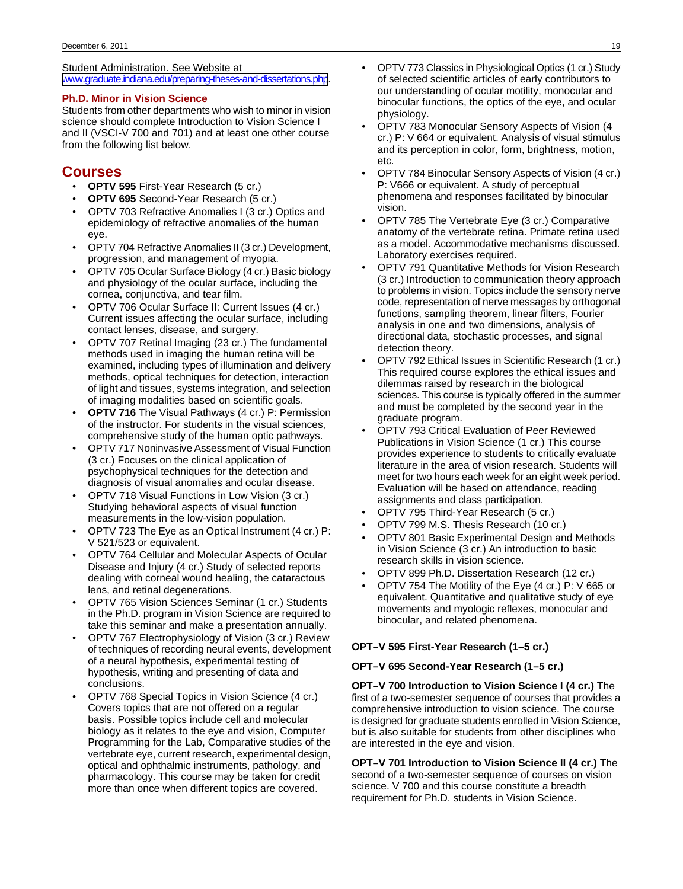Student Administration. See Website at [www.graduate.indiana.edu/preparing-theses-and-dissertations.php](www.graduate.indiana.edu/preparing-theses-and-dissertations.php).

### Ph.D. Minor in Vision Science

Students from other departments who wish to minor in vision science should complete Introduction to Vision Science I and II (VSCI-V 700 and 701) and at least one other course from the following list below.

## Courses

- **OPTV 595** First-Year Research (5 cr.)
- **OPTV 695** Second-Year Research (5 cr.)
- OPTV 703 Refractive Anomalies I (3 cr.) Optics and epidemiology of refractive anomalies of the human eye.
- OPTV 704 Refractive Anomalies II (3 cr.) Development, progression, and management of myopia.
- OPTV 705 Ocular Surface Biology (4 cr.) Basic biology and physiology of the ocular surface, including the cornea, conjunctiva, and tear film.
- OPTV 706 Ocular Surface II: Current Issues (4 cr.) Current issues affecting the ocular surface, including contact lenses, disease, and surgery.
- OPTV 707 Retinal Imaging (23 cr.) The fundamental methods used in imaging the human retina will be examined, including types of illumination and delivery methods, optical techniques for detection, interaction of light and tissues, systems integration, and selection of imaging modalities based on scientific goals.
- **OPTV 716** The Visual Pathways (4 cr.) P: Permission of the instructor. For students in the visual sciences, comprehensive study of the human optic pathways.
- OPTV 717 Noninvasive Assessment of Visual Function (3 cr.) Focuses on the clinical application of psychophysical techniques for the detection and diagnosis of visual anomalies and ocular disease.
- OPTV 718 Visual Functions in Low Vision (3 cr.) Studying behavioral aspects of visual function measurements in the low-vision population.
- OPTV 723 The Eye as an Optical Instrument (4 cr.) P: V 521/523 or equivalent.
- OPTV 764 Cellular and Molecular Aspects of Ocular Disease and Injury (4 cr.) Study of selected reports dealing with corneal wound healing, the cataractous lens, and retinal degenerations.
- OPTV 765 Vision Sciences Seminar (1 cr.) Students in the Ph.D. program in Vision Science are required to take this seminar and make a presentation annually.
- OPTV 767 Electrophysiology of Vision (3 cr.) Review of techniques of recording neural events, development of a neural hypothesis, experimental testing of hypothesis, writing and presenting of data and conclusions.
- OPTV 768 Special Topics in Vision Science (4 cr.) Covers topics that are not offered on a regular basis. Possible topics include cell and molecular biology as it relates to the eye and vision, Computer Programming for the Lab, Comparative studies of the vertebrate eye, current research, experimental design, optical and ophthalmic instruments, pathology, and pharmacology. This course may be taken for credit more than once when different topics are covered.
- OPTV 773 Classics in Physiological Optics (1 cr.) Study of selected scientific articles of early contributors to our understanding of ocular motility, monocular and binocular functions, the optics of the eye, and ocular physiology.
- OPTV 783 Monocular Sensory Aspects of Vision (4 cr.) P: V 664 or equivalent. Analysis of visual stimulus and its perception in color, form, brightness, motion, etc.
- OPTV 784 Binocular Sensory Aspects of Vision (4 cr.) P: V666 or equivalent. A study of perceptual phenomena and responses facilitated by binocular vision.
- OPTV 785 The Vertebrate Eye (3 cr.) Comparative anatomy of the vertebrate retina. Primate retina used as a model. Accommodative mechanisms discussed. Laboratory exercises required.
- OPTV 791 Quantitative Methods for Vision Research (3 cr.) Introduction to communication theory approach to problems in vision. Topics include the sensory nerve code, representation of nerve messages by orthogonal functions, sampling theorem, linear filters, Fourier analysis in one and two dimensions, analysis of directional data, stochastic processes, and signal detection theory.
- OPTV 792 Ethical Issues in Scientific Research (1 cr.) This required course explores the ethical issues and dilemmas raised by research in the biological sciences. This course is typically offered in the summer and must be completed by the second year in the graduate program.
- OPTV 793 Critical Evaluation of Peer Reviewed Publications in Vision Science (1 cr.) This course provides experience to students to critically evaluate literature in the area of vision research. Students will meet for two hours each week for an eight week period. Evaluation will be based on attendance, reading assignments and class participation.
- OPTV 795 Third-Year Research (5 cr.)
- OPTV 799 M.S. Thesis Research (10 cr.)
- OPTV 801 Basic Experimental Design and Methods in Vision Science (3 cr.) An introduction to basic research skills in vision science.
- OPTV 899 Ph.D. Dissertation Research (12 cr.)
- OPTV 754 The Motility of the Eye (4 cr.) P: V 665 or equivalent. Quantitative and qualitative study of eye movements and myologic reflexes, monocular and binocular, and related phenomena.

**OPT–V 595 First-Year Research (1–5 cr.)**

**OPT–V 695 Second-Year Research (1–5 cr.)**

**OPT–V 700 Introduction to Vision Science I (4 cr.)** The first of a two-semester sequence of courses that provides a comprehensive introduction to vision science. The course is designed for graduate students enrolled in Vision Science, but is also suitable for students from other disciplines who are interested in the eye and vision.

**OPT–V 701 Introduction to Vision Science II (4 cr.)** The second of a two-semester sequence of courses on vision science. V 700 and this course constitute a breadth requirement for Ph.D. students in Vision Science.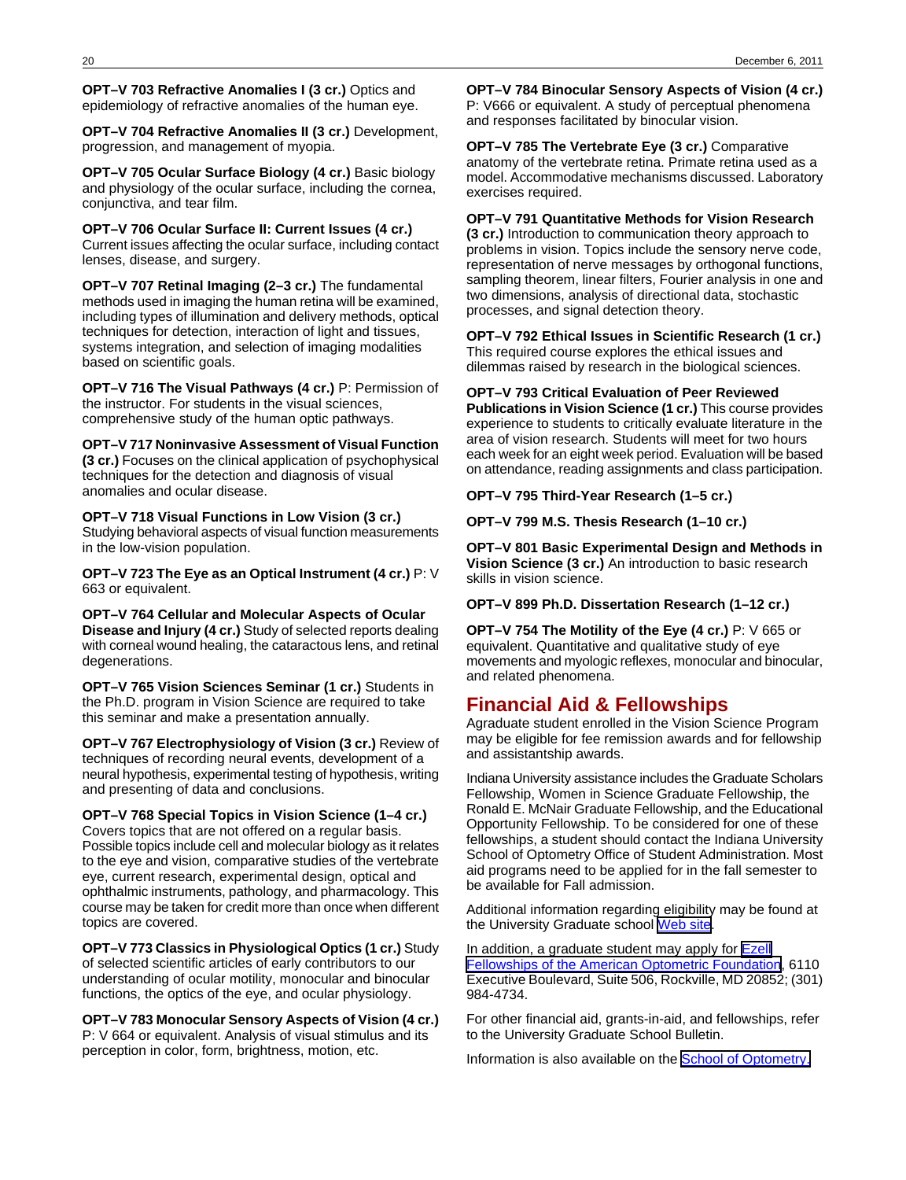**OPT–V 703 Refractive Anomalies I (3 cr.)** Optics and epidemiology of refractive anomalies of the human eye.

**OPT–V 704 Refractive Anomalies II (3 cr.)** Development, progression, and management of myopia.

**OPT–V 705 Ocular Surface Biology (4 cr.)** Basic biology and physiology of the ocular surface, including the cornea, conjunctiva, and tear film.

**OPT–V 706 Ocular Surface II: Current Issues (4 cr.)** Current issues affecting the ocular surface, including contact lenses, disease, and surgery.

**OPT–V 707 Retinal Imaging (2–3 cr.)** The fundamental methods used in imaging the human retina will be examined, including types of illumination and delivery methods, optical techniques for detection, interaction of light and tissues, systems integration, and selection of imaging modalities based on scientific goals.

**OPT–V 716 The Visual Pathways (4 cr.)** P: Permission of the instructor. For students in the visual sciences, comprehensive study of the human optic pathways.

**OPT–V 717 Noninvasive Assessment of Visual Function (3 cr.)** Focuses on the clinical application of psychophysical techniques for the detection and diagnosis of visual anomalies and ocular disease.

**OPT–V 718 Visual Functions in Low Vision (3 cr.)** Studying behavioral aspects of visual function measurements in the low-vision population.

**OPT–V 723 The Eye as an Optical Instrument (4 cr.)** P: V 663 or equivalent.

**OPT–V 764 Cellular and Molecular Aspects of Ocular Disease and Injury (4 cr.)** Study of selected reports dealing with corneal wound healing, the cataractous lens, and retinal degenerations.

**OPT–V 765 Vision Sciences Seminar (1 cr.)** Students in the Ph.D. program in Vision Science are required to take this seminar and make a presentation annually.

**OPT–V 767 Electrophysiology of Vision (3 cr.)** Review of techniques of recording neural events, development of a neural hypothesis, experimental testing of hypothesis, writing and presenting of data and conclusions.

**OPT–V 768 Special Topics in Vision Science (1–4 cr.)** Covers topics that are not offered on a regular basis. Possible topics include cell and molecular biology as it relates to the eye and vision, comparative studies of the vertebrate eye, current research, experimental design, optical and ophthalmic instruments, pathology, and pharmacology. This course may be taken for credit more than once when different topics are covered.

**OPT–V 773 Classics in Physiological Optics (1 cr.)** Study of selected scientific articles of early contributors to our understanding of ocular motility, monocular and binocular functions, the optics of the eye, and ocular physiology.

**OPT–V 783 Monocular Sensory Aspects of Vision (4 cr.)** P: V 664 or equivalent. Analysis of visual stimulus and its perception in color, form, brightness, motion, etc.

**OPT–V 784 Binocular Sensory Aspects of Vision (4 cr.)** P: V666 or equivalent. A study of perceptual phenomena and responses facilitated by binocular vision.

**OPT–V 785 The Vertebrate Eye (3 cr.)** Comparative anatomy of the vertebrate retina. Primate retina used as a model. Accommodative mechanisms discussed. Laboratory exercises required.

**OPT–V 791 Quantitative Methods for Vision Research (3 cr.)** Introduction to communication theory approach to problems in vision. Topics include the sensory nerve code, representation of nerve messages by orthogonal functions, sampling theorem, linear filters, Fourier analysis in one and two dimensions, analysis of directional data, stochastic processes, and signal detection theory.

**OPT–V 792 Ethical Issues in Scientific Research (1 cr.)** This required course explores the ethical issues and dilemmas raised by research in the biological sciences.

**OPT–V 793 Critical Evaluation of Peer Reviewed Publications in Vision Science (1 cr.)** This course provides experience to students to critically evaluate literature in the area of vision research. Students will meet for two hours each week for an eight week period. Evaluation will be based on attendance, reading assignments and class participation.

**OPT–V 795 Third-Year Research (1–5 cr.)**

**OPT–V 799 M.S. Thesis Research (1–10 cr.)**

**OPT–V 801 Basic Experimental Design and Methods in Vision Science (3 cr.)** An introduction to basic research skills in vision science.

**OPT–V 899 Ph.D. Dissertation Research (1–12 cr.)**

**OPT–V 754 The Motility of the Eye (4 cr.)** P: V 665 or equivalent. Quantitative and qualitative study of eye movements and myologic reflexes, monocular and binocular, and related phenomena.

## Financial Aid & Fellowships

Agraduate student enrolled in the Vision Science Program may be eligible for fee remission awards and for fellowship and assistantship awards.

Indiana University assistance includes the Graduate Scholars Fellowship, Women in Science Graduate Fellowship, the Ronald E. McNair Graduate Fellowship, and the Educational Opportunity Fellowship. To be considered for one of these fellowships, a student should contact the Indiana University School of Optometry Office of Student Administration. Most aid programs need to be applied for in the fall semester to be available for Fall admission.

Additional information regarding eligibility may be found at the University Graduate school Web site.

In addition, a graduate student may apply for Ezell Fellowships of the American Optometric Foundation, 6110 Executive Boulevard, Suite 506, Rockville, MD 20852; (301) 984-4734.

For other financial aid, grants-in-aid, and fellowships, refer to the University Graduate School Bulletin.

Information is also available on the School of Optometry.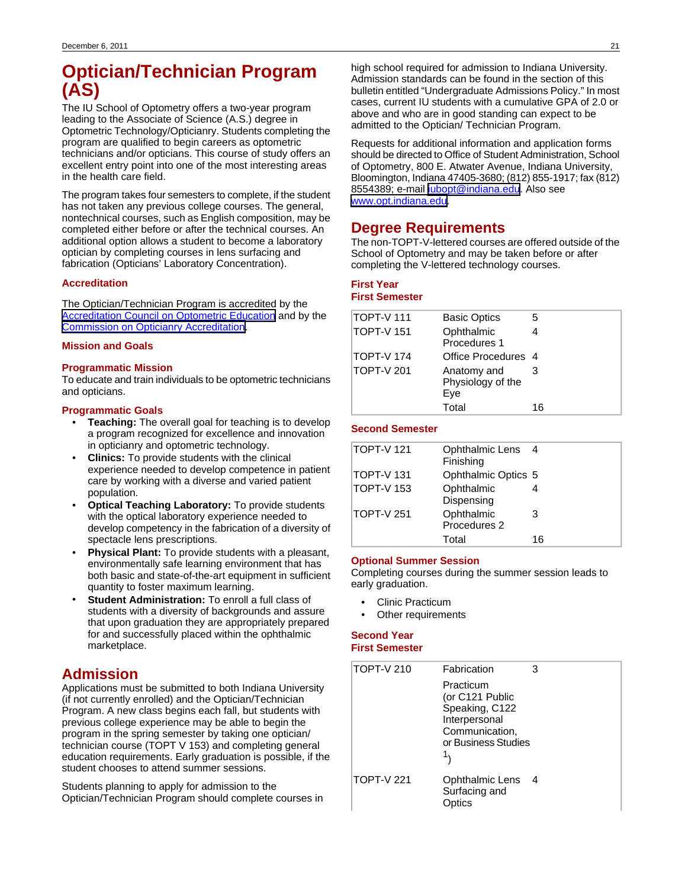# Optician/Technician Program (AS)

The IU School of Optometry offers a two-year program leading to the Associate of Science (A.S.) degree in Optometric Technology/Opticianry. Students completing the program are qualified to begin careers as optometric technicians and/or opticians. This course of study offers an excellent entry point into one of the most interesting areas in the health care field.

The program takes four semesters to complete, if the student has not taken any previous college courses. The general, nontechnical courses, such as English composition, may be completed either before or after the technical courses. An additional option allows a student to become a laboratory optician by completing courses in lens surfacing and fabrication (Opticians' Laboratory Concentration).

### Accreditation

The Optician/Technician Program is accredited by the Accreditation Council on Optometric Education and by the Commission on Opticianry Accreditation.

### Mission and Goals

#### Programmatic Mission

To educate and train individuals to be optometric technicians and opticians.

#### Programmatic Goals

- **Teaching:** The overall goal for teaching is to develop a program recognized for excellence and innovation in opticianry and optometric technology.
- **Clinics:** To provide students with the clinical experience needed to develop competence in patient care by working with a diverse and varied patient population.
- **Optical Teaching Laboratory:** To provide students with the optical laboratory experience needed to develop competency in the fabrication of a diversity of spectacle lens prescriptions.
- **Physical Plant:** To provide students with a pleasant, environmentally safe learning environment that has both basic and state-of-the-art equipment in sufficient quantity to foster maximum learning.
- **Student Administration:** To enroll a full class of students with a diversity of backgrounds and assure that upon graduation they are appropriately prepared for and successfully placed within the ophthalmic marketplace.

## Admission

Applications must be submitted to both Indiana University (if not currently enrolled) and the Optician/Technician Program. A new class begins each fall, but students with previous college experience may be able to begin the program in the spring semester by taking one optician/ technician course (TOPT V 153) and completing general education requirements. Early graduation is possible, if the student chooses to attend summer sessions.

Students planning to apply for admission to the Optician/Technician Program should complete courses in high school required for admission to Indiana University. Admission standards can be found in the section of this bulletin entitled "Undergraduate Admissions Policy." In most cases, current IU students with a cumulative GPA of 2.0 or above and who are in good standing can expect to be admitted to the Optician/ Technician Program.

Requests for additional information and application forms should be directed to Office of Student Administration, School of Optometry, 800 E. Atwater Avenue, Indiana University, Bloomington, Indiana 47405-3680; (812) 855-1917; fax (812) 8554389; e-mail iubopt@indiana.edu. Also see www.opt.indiana.edu.

## Degree Requirements

The non-TOPT-V-lettered courses are offered outside of the School of Optometry and may be taken before or after completing the V-lettered technology courses.

### First Year

#### First Semester

| | | |
|---|---|---|
| TOPT-V 111 | Basic Optics | 5 |
| TOPT-V 151 | Ophthalmic Procedures 1 | 4 |
| TOPT-V 174 | Office Procedures | 4 |
| TOPT-V 201 | Anatomy and Physiology of the Eye | 3 |
| | Total | 16 |

#### Second Semester

| | | |
|---|---|---|
| TOPT-V 121 | Ophthalmic Lens Finishing | 4 |
| TOPT-V 131 | Ophthalmic Optics | 5 |
| TOPT-V 153 | Ophthalmic Dispensing | 4 |
| TOPT-V 251 | Ophthalmic Procedures 2 | 3 |
| | Total | 16 |

#### Optional Summer Session

Completing courses during the summer session leads to early graduation.

- Clinic Practicum
- Other requirements

### Second Year

#### First Semester

| | | |
|---|---|---|
| TOPT-V 210 | Fabrication | 3 |
| | Practicum (or C121 Public Speaking, C122 Interpersonal Communication, or Business Studies [1]) | |
| TOPT-V 221 | Ophthalmic Lens Surfacing and Optics | 4 |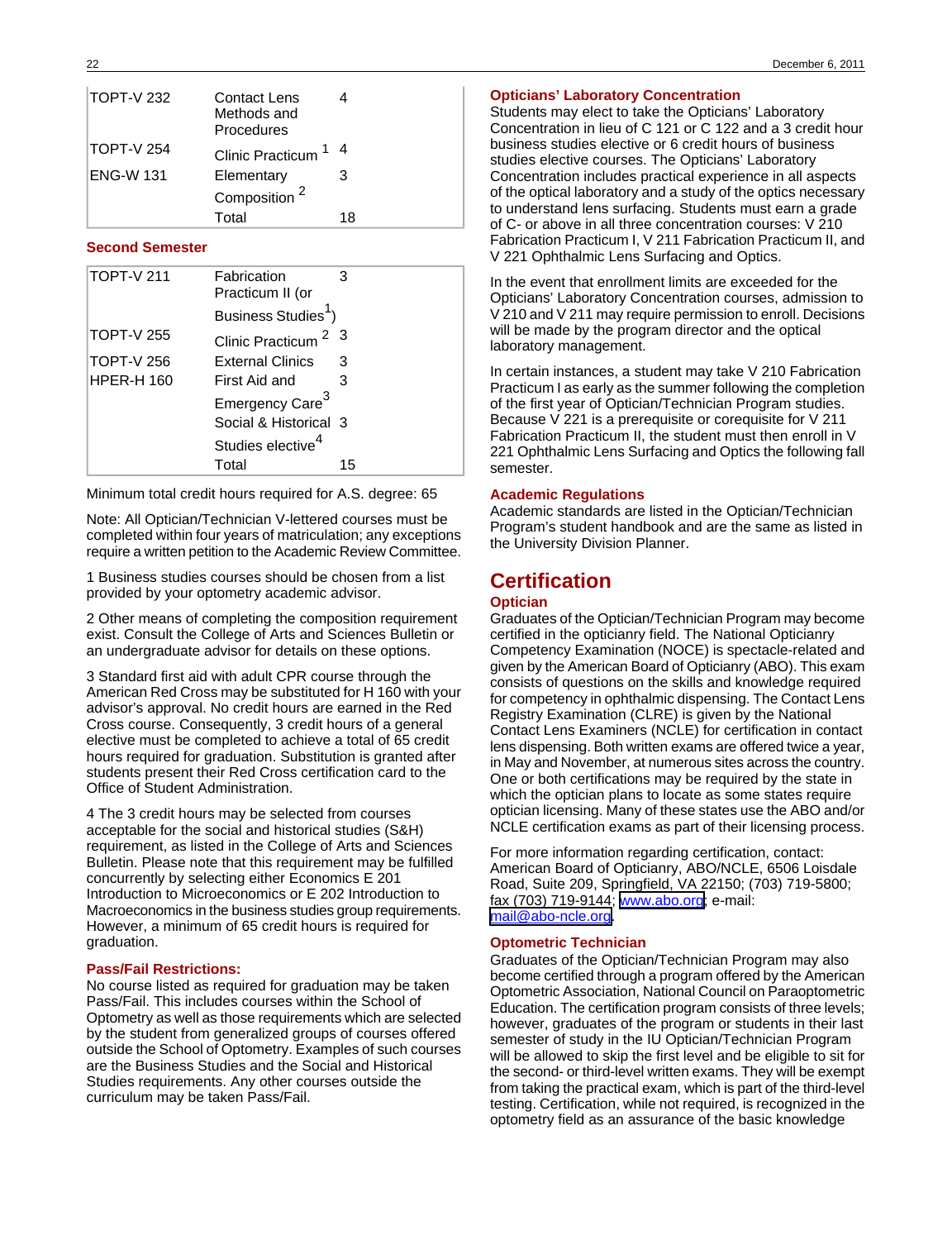| | | |
|---|---|---|
| TOPT-V 232 | Contact Lens Methods and Procedures | 4 |
| TOPT-V 254 | Clinic Practicum [1] | 4 |
| ENG-W 131 | Elementary Composition [2] | 3 |
| | Total | 18 |

### Second Semester

| | | |
|---|---|---|
| TOPT-V 211 | Fabrication Practicum II (or Business Studies[1]) | 3 |
| TOPT-V 255 | Clinic Practicum [2] | 3 |
| TOPT-V 256 | External Clinics | 3 |
| HPER-H 160 | First Aid and Emergency Care[3] | 3 |
| | Social & Historical Studies elective[4] | 3 |
| | Total | 15 |

Minimum total credit hours required for A.S. degree: 65

Note: All Optician/Technician V-lettered courses must be completed within four years of matriculation; any exceptions require a written petition to the Academic Review Committee.

1 Business studies courses should be chosen from a list provided by your optometry academic advisor.

2 Other means of completing the composition requirement exist. Consult the College of Arts and Sciences Bulletin or an undergraduate advisor for details on these options.

3 Standard first aid with adult CPR course through the American Red Cross may be substituted for H 160 with your advisor's approval. No credit hours are earned in the Red Cross course. Consequently, 3 credit hours of a general elective must be completed to achieve a total of 65 credit hours required for graduation. Substitution is granted after students present their Red Cross certification card to the Office of Student Administration.

4 The 3 credit hours may be selected from courses acceptable for the social and historical studies (S&H) requirement, as listed in the College of Arts and Sciences Bulletin. Please note that this requirement may be fulfilled concurrently by selecting either Economics E 201 Introduction to Microeconomics or E 202 Introduction to Macroeconomics in the business studies group requirements. However, a minimum of 65 credit hours is required for graduation.

### Pass/Fail Restrictions:

No course listed as required for graduation may be taken Pass/Fail. This includes courses within the School of Optometry as well as those requirements which are selected by the student from generalized groups of courses offered outside the School of Optometry. Examples of such courses are the Business Studies and the Social and Historical Studies requirements. Any other courses outside the curriculum may be taken Pass/Fail.

### Opticians' Laboratory Concentration

Students may elect to take the Opticians' Laboratory Concentration in lieu of C 121 or C 122 and a 3 credit hour business studies elective or 6 credit hours of business studies elective courses. The Opticians' Laboratory Concentration includes practical experience in all aspects of the optical laboratory and a study of the optics necessary to understand lens surfacing. Students must earn a grade of C- or above in all three concentration courses: V 210 Fabrication Practicum I, V 211 Fabrication Practicum II, and V 221 Ophthalmic Lens Surfacing and Optics.

In the event that enrollment limits are exceeded for the Opticians' Laboratory Concentration courses, admission to V 210 and V 211 may require permission to enroll. Decisions will be made by the program director and the optical laboratory management.

In certain instances, a student may take V 210 Fabrication Practicum I as early as the summer following the completion of the first year of Optician/Technician Program studies. Because V 221 is a prerequisite or corequisite for V 211 Fabrication Practicum II, the student must then enroll in V 221 Ophthalmic Lens Surfacing and Optics the following fall semester.

### Academic Regulations

Academic standards are listed in the Optician/Technician Program's student handbook and are the same as listed in the University Division Planner.

## Certification

### Optician

Graduates of the Optician/Technician Program may become certified in the opticianry field. The National Opticianry Competency Examination (NOCE) is spectacle-related and given by the American Board of Opticianry (ABO). This exam consists of questions on the skills and knowledge required for competency in ophthalmic dispensing. The Contact Lens Registry Examination (CLRE) is given by the National Contact Lens Examiners (NCLE) for certification in contact lens dispensing. Both written exams are offered twice a year, in May and November, at numerous sites across the country. One or both certifications may be required by the state in which the optician plans to locate as some states require optician licensing. Many of these states use the ABO and/or NCLE certification exams as part of their licensing process.

For more information regarding certification, contact: American Board of Opticianry, ABO/NCLE, 6506 Loisdale Road, Suite 209, Springfield, VA 22150; (703) 719-5800; fax (703) 719-9144; www.abo.org; e-mail: mail@abo-ncle.org.

### Optometric Technician

Graduates of the Optician/Technician Program may also become certified through a program offered by the American Optometric Association, National Council on Paraoptometric Education. The certification program consists of three levels; however, graduates of the program or students in their last semester of study in the IU Optician/Technician Program will be allowed to skip the first level and be eligible to sit for the second- or third-level written exams. They will be exempt from taking the practical exam, which is part of the third-level testing. Certification, while not required, is recognized in the optometry field as an assurance of the basic knowledge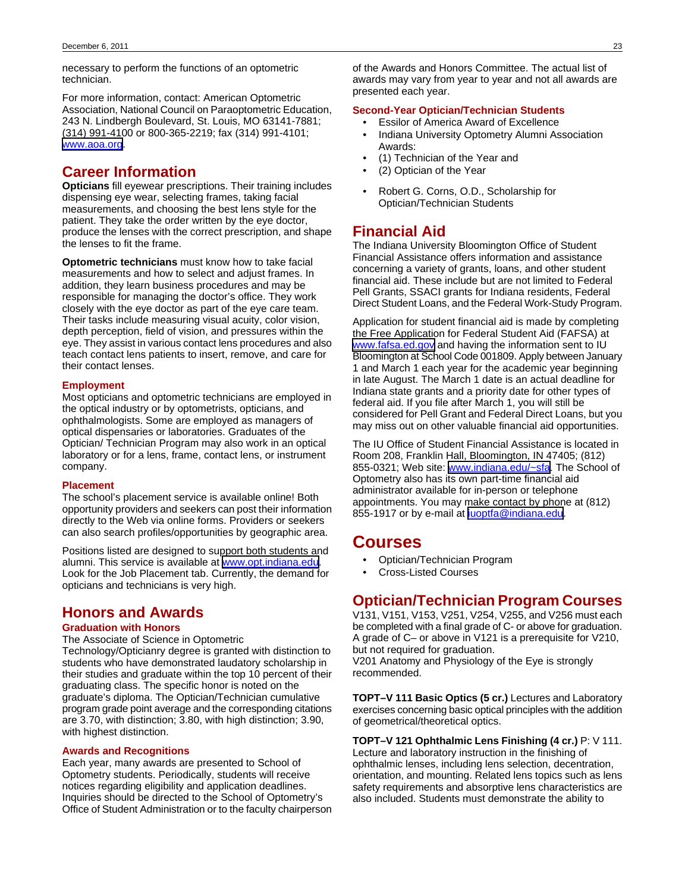necessary to perform the functions of an optometric technician.

For more information, contact: American Optometric Association, National Council on Paraoptometric Education, 243 N. Lindbergh Boulevard, St. Louis, MO 63141-7881; (314) 991-4100 or 800-365-2219; fax (314) 991-4101; www.aoa.org.

## Career Information

**Opticians** fill eyewear prescriptions. Their training includes dispensing eye wear, selecting frames, taking facial measurements, and choosing the best lens style for the patient. They take the order written by the eye doctor, produce the lenses with the correct prescription, and shape the lenses to fit the frame.

**Optometric technicians** must know how to take facial measurements and how to select and adjust frames. In addition, they learn business procedures and may be responsible for managing the doctor's office. They work closely with the eye doctor as part of the eye care team. Their tasks include measuring visual acuity, color vision, depth perception, field of vision, and pressures within the eye. They assist in various contact lens procedures and also teach contact lens patients to insert, remove, and care for their contact lenses.

### Employment

Most opticians and optometric technicians are employed in the optical industry or by optometrists, opticians, and ophthalmologists. Some are employed as managers of optical dispensaries or laboratories. Graduates of the Optician/ Technician Program may also work in an optical laboratory or for a lens, frame, contact lens, or instrument company.

### Placement

The school's placement service is available online! Both opportunity providers and seekers can post their information directly to the Web via online forms. Providers or seekers can also search profiles/opportunities by geographic area.

Positions listed are designed to support both students and alumni. This service is available at www.opt.indiana.edu. Look for the Job Placement tab. Currently, the demand for opticians and technicians is very high.

## Honors and Awards

### Graduation with Honors

The Associate of Science in Optometric Technology/Opticianry degree is granted with distinction to students who have demonstrated laudatory scholarship in their studies and graduate within the top 10 percent of their graduating class. The specific honor is noted on the graduate's diploma. The Optician/Technician cumulative program grade point average and the corresponding citations are 3.70, with distinction; 3.80, with high distinction; 3.90, with highest distinction.

### Awards and Recognitions

Each year, many awards are presented to School of Optometry students. Periodically, students will receive notices regarding eligibility and application deadlines. Inquiries should be directed to the School of Optometry's Office of Student Administration or to the faculty chairperson of the Awards and Honors Committee. The actual list of awards may vary from year to year and not all awards are presented each year.

### Second-Year Optician/Technician Students

- Essilor of America Award of Excellence
- Indiana University Optometry Alumni Association Awards:
- (1) Technician of the Year and
- (2) Optician of the Year
- Robert G. Corns, O.D., Scholarship for Optician/Technician Students

## Financial Aid

The Indiana University Bloomington Office of Student Financial Assistance offers information and assistance concerning a variety of grants, loans, and other student financial aid. These include but are not limited to Federal Pell Grants, SSACI grants for Indiana residents, Federal Direct Student Loans, and the Federal Work-Study Program.

Application for student financial aid is made by completing the Free Application for Federal Student Aid (FAFSA) at www.fafsa.ed.gov and having the information sent to IU Bloomington at School Code 001809. Apply between January 1 and March 1 each year for the academic year beginning in late August. The March 1 date is an actual deadline for Indiana state grants and a priority date for other types of federal aid. If you file after March 1, you will still be considered for Pell Grant and Federal Direct Loans, but you may miss out on other valuable financial aid opportunities.

The IU Office of Student Financial Assistance is located in Room 208, Franklin Hall, Bloomington, IN 47405; (812) 855-0321; Web site: www.indiana.edu/~sfa. The School of Optometry also has its own part-time financial aid administrator available for in-person or telephone appointments. You may make contact by phone at (812) 855-1917 or by e-mail at iuoptfa@indiana.edu.

## Courses

- Optician/Technician Program
- Cross-Listed Courses

## Optician/Technician Program Courses

V131, V151, V153, V251, V254, V255, and V256 must each be completed with a final grade of C- or above for graduation. A grade of C– or above in V121 is a prerequisite for V210, but not required for graduation.
V201 Anatomy and Physiology of the Eye is strongly recommended.

**TOPT–V 111 Basic Optics (5 cr.)** Lectures and Laboratory exercises concerning basic optical principles with the addition of geometrical/theoretical optics.

**TOPT–V 121 Ophthalmic Lens Finishing (4 cr.)** P: V 111. Lecture and laboratory instruction in the finishing of ophthalmic lenses, including lens selection, decentration, orientation, and mounting. Related lens topics such as lens safety requirements and absorptive lens characteristics are also included. Students must demonstrate the ability to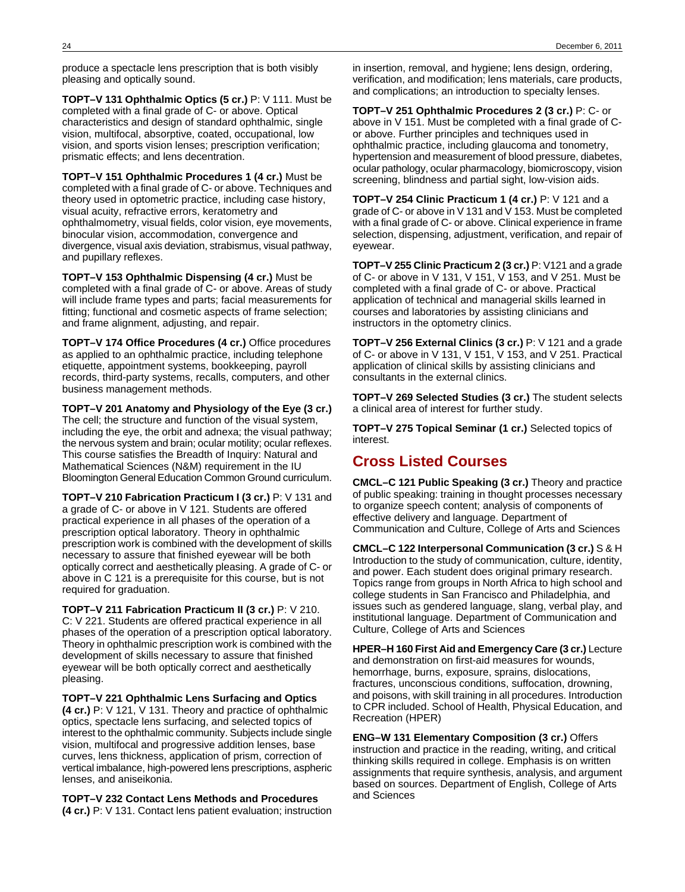produce a spectacle lens prescription that is both visibly pleasing and optically sound.

**TOPT–V 131 Ophthalmic Optics (5 cr.)** P: V 111. Must be completed with a final grade of C- or above. Optical characteristics and design of standard ophthalmic, single vision, multifocal, absorptive, coated, occupational, low vision, and sports vision lenses; prescription verification; prismatic effects; and lens decentration.

**TOPT–V 151 Ophthalmic Procedures 1 (4 cr.)** Must be completed with a final grade of C- or above. Techniques and theory used in optometric practice, including case history, visual acuity, refractive errors, keratometry and ophthalmometry, visual fields, color vision, eye movements, binocular vision, accommodation, convergence and divergence, visual axis deviation, strabismus, visual pathway, and pupillary reflexes.

**TOPT–V 153 Ophthalmic Dispensing (4 cr.)** Must be completed with a final grade of C- or above. Areas of study will include frame types and parts; facial measurements for fitting; functional and cosmetic aspects of frame selection; and frame alignment, adjusting, and repair.

**TOPT–V 174 Office Procedures (4 cr.)** Office procedures as applied to an ophthalmic practice, including telephone etiquette, appointment systems, bookkeeping, payroll records, third-party systems, recalls, computers, and other business management methods.

**TOPT–V 201 Anatomy and Physiology of the Eye (3 cr.)** The cell; the structure and function of the visual system, including the eye, the orbit and adnexa; the visual pathway; the nervous system and brain; ocular motility; ocular reflexes. This course satisfies the Breadth of Inquiry: Natural and Mathematical Sciences (N&M) requirement in the IU Bloomington General Education Common Ground curriculum.

**TOPT–V 210 Fabrication Practicum I (3 cr.)** P: V 131 and a grade of C- or above in V 121. Students are offered practical experience in all phases of the operation of a prescription optical laboratory. Theory in ophthalmic prescription work is combined with the development of skills necessary to assure that finished eyewear will be both optically correct and aesthetically pleasing. A grade of C- or above in C 121 is a prerequisite for this course, but is not required for graduation.

**TOPT–V 211 Fabrication Practicum II (3 cr.)** P: V 210. C: V 221. Students are offered practical experience in all phases of the operation of a prescription optical laboratory. Theory in ophthalmic prescription work is combined with the development of skills necessary to assure that finished eyewear will be both optically correct and aesthetically pleasing.

**TOPT–V 221 Ophthalmic Lens Surfacing and Optics (4 cr.)** P: V 121, V 131. Theory and practice of ophthalmic optics, spectacle lens surfacing, and selected topics of interest to the ophthalmic community. Subjects include single vision, multifocal and progressive addition lenses, base curves, lens thickness, application of prism, correction of vertical imbalance, high-powered lens prescriptions, aspheric lenses, and aniseikonia.

**TOPT–V 232 Contact Lens Methods and Procedures (4 cr.)** P: V 131. Contact lens patient evaluation; instruction in insertion, removal, and hygiene; lens design, ordering, verification, and modification; lens materials, care products, and complications; an introduction to specialty lenses.

**TOPT–V 251 Ophthalmic Procedures 2 (3 cr.)** P: C- or above in V 151. Must be completed with a final grade of C- or above. Further principles and techniques used in ophthalmic practice, including glaucoma and tonometry, hypertension and measurement of blood pressure, diabetes, ocular pathology, ocular pharmacology, biomicroscopy, vision screening, blindness and partial sight, low-vision aids.

**TOPT–V 254 Clinic Practicum 1 (4 cr.)** P: V 121 and a grade of C- or above in V 131 and V 153. Must be completed with a final grade of C- or above. Clinical experience in frame selection, dispensing, adjustment, verification, and repair of eyewear.

**TOPT–V 255 Clinic Practicum 2 (3 cr.)** P: V121 and a grade of C- or above in V 131, V 151, V 153, and V 251. Must be completed with a final grade of C- or above. Practical application of technical and managerial skills learned in courses and laboratories by assisting clinicians and instructors in the optometry clinics.

**TOPT–V 256 External Clinics (3 cr.)** P: V 121 and a grade of C- or above in V 131, V 151, V 153, and V 251. Practical application of clinical skills by assisting clinicians and consultants in the external clinics.

**TOPT–V 269 Selected Studies (3 cr.)** The student selects a clinical area of interest for further study.

**TOPT–V 275 Topical Seminar (1 cr.)** Selected topics of interest.

## Cross Listed Courses

**CMCL–C 121 Public Speaking (3 cr.)** Theory and practice of public speaking: training in thought processes necessary to organize speech content; analysis of components of effective delivery and language. Department of Communication and Culture, College of Arts and Sciences

**CMCL–C 122 Interpersonal Communication (3 cr.)** S & H Introduction to the study of communication, culture, identity, and power. Each student does original primary research. Topics range from groups in North Africa to high school and college students in San Francisco and Philadelphia, and issues such as gendered language, slang, verbal play, and institutional language. Department of Communication and Culture, College of Arts and Sciences

**HPER–H 160 First Aid and Emergency Care (3 cr.)** Lecture and demonstration on first-aid measures for wounds, hemorrhage, burns, exposure, sprains, dislocations, fractures, unconscious conditions, suffocation, drowning, and poisons, with skill training in all procedures. Introduction to CPR included. School of Health, Physical Education, and Recreation (HPER)

**ENG–W 131 Elementary Composition (3 cr.)** Offers instruction and practice in the reading, writing, and critical thinking skills required in college. Emphasis is on written assignments that require synthesis, analysis, and argument based on sources. Department of English, College of Arts and Sciences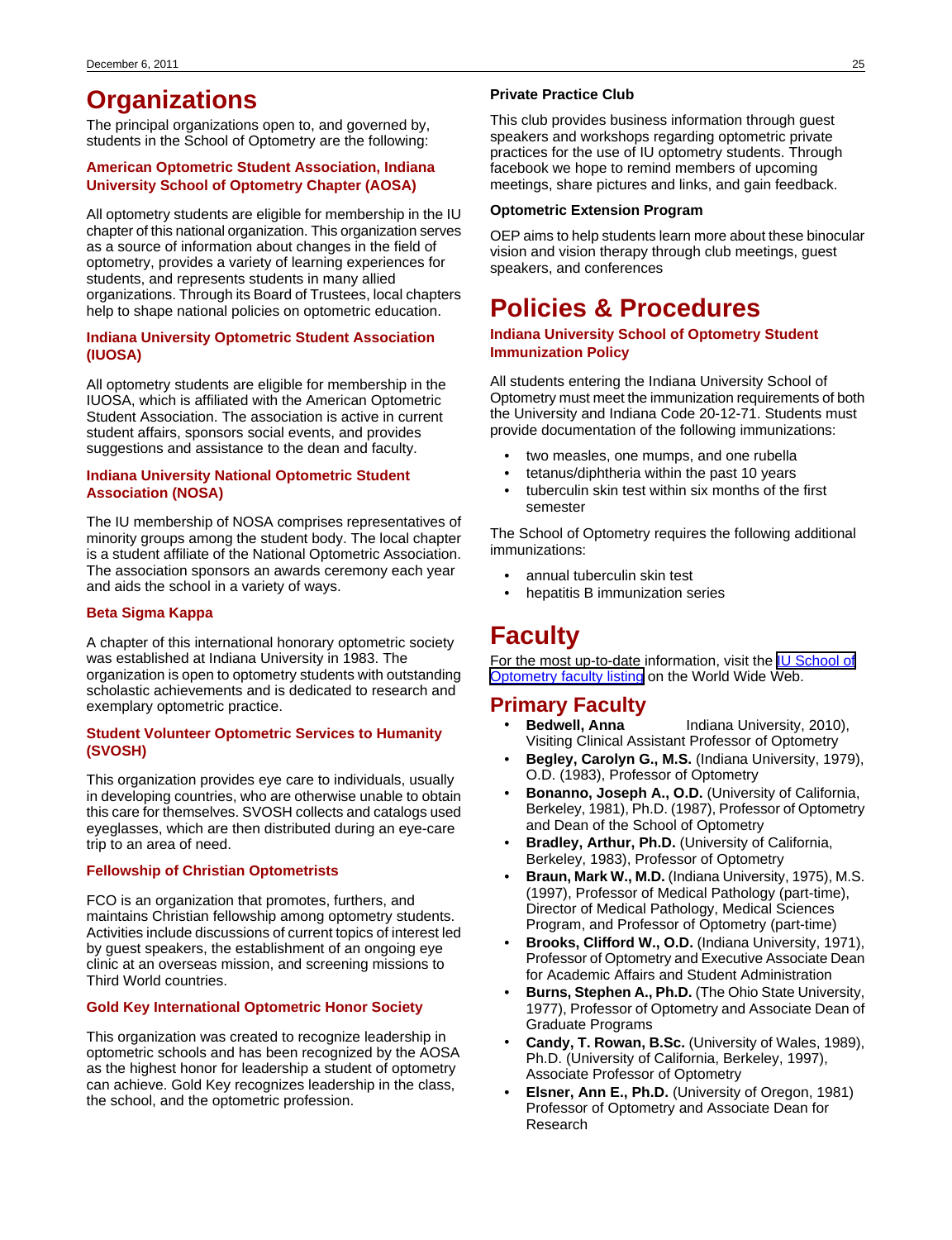# Organizations

The principal organizations open to, and governed by, students in the School of Optometry are the following:

### American Optometric Student Association, Indiana University School of Optometry Chapter (AOSA)

All optometry students are eligible for membership in the IU chapter of this national organization. This organization serves as a source of information about changes in the field of optometry, provides a variety of learning experiences for students, and represents students in many allied organizations. Through its Board of Trustees, local chapters help to shape national policies on optometric education.

### Indiana University Optometric Student Association (IUOSA)

All optometry students are eligible for membership in the IUOSA, which is affiliated with the American Optometric Student Association. The association is active in current student affairs, sponsors social events, and provides suggestions and assistance to the dean and faculty.

### Indiana University National Optometric Student Association (NOSA)

The IU membership of NOSA comprises representatives of minority groups among the student body. The local chapter is a student affiliate of the National Optometric Association. The association sponsors an awards ceremony each year and aids the school in a variety of ways.

### Beta Sigma Kappa

A chapter of this international honorary optometric society was established at Indiana University in 1983. The organization is open to optometry students with outstanding scholastic achievements and is dedicated to research and exemplary optometric practice.

### Student Volunteer Optometric Services to Humanity (SVOSH)

This organization provides eye care to individuals, usually in developing countries, who are otherwise unable to obtain this care for themselves. SVOSH collects and catalogs used eyeglasses, which are then distributed during an eye-care trip to an area of need.

### Fellowship of Christian Optometrists

FCO is an organization that promotes, furthers, and maintains Christian fellowship among optometry students. Activities include discussions of current topics of interest led by guest speakers, the establishment of an ongoing eye clinic at an overseas mission, and screening missions to Third World countries.

### Gold Key International Optometric Honor Society

This organization was created to recognize leadership in optometric schools and has been recognized by the AOSA as the highest honor for leadership a student of optometry can achieve. Gold Key recognizes leadership in the class, the school, and the optometric profession.

#### Private Practice Club

This club provides business information through guest speakers and workshops regarding optometric private practices for the use of IU optometry students. Through facebook we hope to remind members of upcoming meetings, share pictures and links, and gain feedback.

#### Optometric Extension Program

OEP aims to help students learn more about these binocular vision and vision therapy through club meetings, guest speakers, and conferences

# Policies & Procedures

### Indiana University School of Optometry Student Immunization Policy

All students entering the Indiana University School of Optometry must meet the immunization requirements of both the University and Indiana Code 20-12-71. Students must provide documentation of the following immunizations:

- two measles, one mumps, and one rubella
- tetanus/diphtheria within the past 10 years
- tuberculin skin test within six months of the first semester

The School of Optometry requires the following additional immunizations:

- annual tuberculin skin test
- hepatitis B immunization series

# Faculty

For the most up-to-date information, visit the IU School of Optometry faculty listing on the World Wide Web.

## Primary Faculty

- **Bedwell, Anna** Indiana University, 2010), Visiting Clinical Assistant Professor of Optometry
- **Begley, Carolyn G., M.S.** (Indiana University, 1979), O.D. (1983), Professor of Optometry
- **Bonanno, Joseph A., O.D.** (University of California, Berkeley, 1981), Ph.D. (1987), Professor of Optometry and Dean of the School of Optometry
- **Bradley, Arthur, Ph.D.** (University of California, Berkeley, 1983), Professor of Optometry
- **Braun, Mark W., M.D.** (Indiana University, 1975), M.S. (1997), Professor of Medical Pathology (part-time), Director of Medical Pathology, Medical Sciences Program, and Professor of Optometry (part-time)
- **Brooks, Clifford W., O.D.** (Indiana University, 1971), Professor of Optometry and Executive Associate Dean for Academic Affairs and Student Administration
- **Burns, Stephen A., Ph.D.** (The Ohio State University, 1977), Professor of Optometry and Associate Dean of Graduate Programs
- **Candy, T. Rowan, B.Sc.** (University of Wales, 1989), Ph.D. (University of California, Berkeley, 1997), Associate Professor of Optometry
- **Elsner, Ann E., Ph.D.** (University of Oregon, 1981) Professor of Optometry and Associate Dean for Research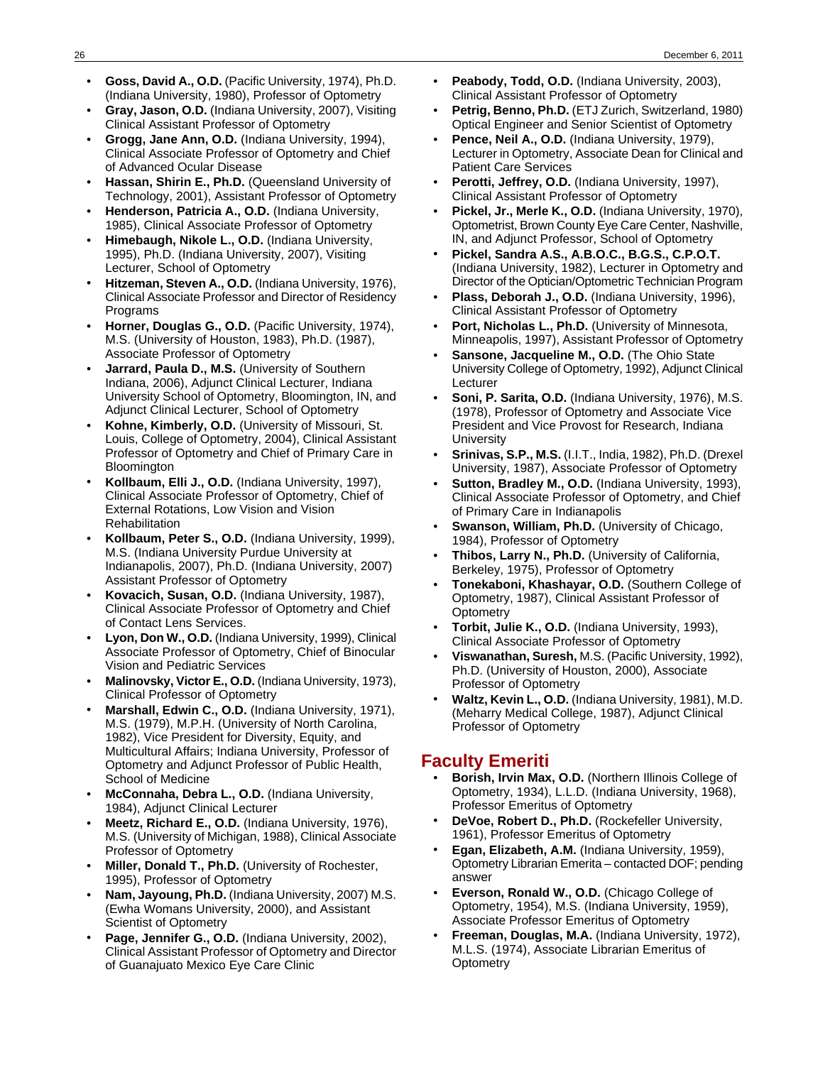- **Goss, David A., O.D.** (Pacific University, 1974), Ph.D. (Indiana University, 1980), Professor of Optometry
- **Gray, Jason, O.D.** (Indiana University, 2007), Visiting Clinical Assistant Professor of Optometry
- **Grogg, Jane Ann, O.D.** (Indiana University, 1994), Clinical Associate Professor of Optometry and Chief of Advanced Ocular Disease
- **Hassan, Shirin E., Ph.D.** (Queensland University of Technology, 2001), Assistant Professor of Optometry
- **Henderson, Patricia A., O.D.** (Indiana University, 1985), Clinical Associate Professor of Optometry
- **Himebaugh, Nikole L., O.D.** (Indiana University, 1995), Ph.D. (Indiana University, 2007), Visiting Lecturer, School of Optometry
- **Hitzeman, Steven A., O.D.** (Indiana University, 1976), Clinical Associate Professor and Director of Residency Programs
- **Horner, Douglas G., O.D.** (Pacific University, 1974), M.S. (University of Houston, 1983), Ph.D. (1987), Associate Professor of Optometry
- **Jarrard, Paula D., M.S.** (University of Southern Indiana, 2006), Adjunct Clinical Lecturer, Indiana University School of Optometry, Bloomington, IN, and Adjunct Clinical Lecturer, School of Optometry
- **Kohne, Kimberly, O.D.** (University of Missouri, St. Louis, College of Optometry, 2004), Clinical Assistant Professor of Optometry and Chief of Primary Care in Bloomington
- **Kollbaum, Elli J., O.D.** (Indiana University, 1997), Clinical Associate Professor of Optometry, Chief of External Rotations, Low Vision and Vision Rehabilitation
- **Kollbaum, Peter S., O.D.** (Indiana University, 1999), M.S. (Indiana University Purdue University at Indianapolis, 2007), Ph.D. (Indiana University, 2007) Assistant Professor of Optometry
- **Kovacich, Susan, O.D.** (Indiana University, 1987), Clinical Associate Professor of Optometry and Chief of Contact Lens Services.
- **Lyon, Don W., O.D.** (Indiana University, 1999), Clinical Associate Professor of Optometry, Chief of Binocular Vision and Pediatric Services
- **Malinovsky, Victor E., O.D.** (Indiana University, 1973), Clinical Professor of Optometry
- **Marshall, Edwin C., O.D.** (Indiana University, 1971), M.S. (1979), M.P.H. (University of North Carolina, 1982), Vice President for Diversity, Equity, and Multicultural Affairs; Indiana University, Professor of Optometry and Adjunct Professor of Public Health, School of Medicine
- **McConnaha, Debra L., O.D.** (Indiana University, 1984), Adjunct Clinical Lecturer
- **Meetz, Richard E., O.D.** (Indiana University, 1976), M.S. (University of Michigan, 1988), Clinical Associate Professor of Optometry
- **Miller, Donald T., Ph.D.** (University of Rochester, 1995), Professor of Optometry
- **Nam, Jayoung, Ph.D.** (Indiana University, 2007) M.S. (Ewha Womans University, 2000), and Assistant Scientist of Optometry
- **Page, Jennifer G., O.D.** (Indiana University, 2002), Clinical Assistant Professor of Optometry and Director of Guanajuato Mexico Eye Care Clinic
- **Peabody, Todd, O.D.** (Indiana University, 2003), Clinical Assistant Professor of Optometry
- **Petrig, Benno, Ph.D.** (ETJ Zurich, Switzerland, 1980) Optical Engineer and Senior Scientist of Optometry
- **Pence, Neil A., O.D.** (Indiana University, 1979), Lecturer in Optometry, Associate Dean for Clinical and Patient Care Services
- **Perotti, Jeffrey, O.D.** (Indiana University, 1997), Clinical Assistant Professor of Optometry
- **Pickel, Jr., Merle K., O.D.** (Indiana University, 1970), Optometrist, Brown County Eye Care Center, Nashville, IN, and Adjunct Professor, School of Optometry
- **Pickel, Sandra A.S., A.B.O.C., B.G.S., C.P.O.T.** (Indiana University, 1982), Lecturer in Optometry and Director of the Optician/Optometric Technician Program
- **Plass, Deborah J., O.D.** (Indiana University, 1996), Clinical Assistant Professor of Optometry
- **Port, Nicholas L., Ph.D.** (University of Minnesota, Minneapolis, 1997), Assistant Professor of Optometry
- **Sansone, Jacqueline M., O.D.** (The Ohio State University College of Optometry, 1992), Adjunct Clinical Lecturer
- **Soni, P. Sarita, O.D.** (Indiana University, 1976), M.S. (1978), Professor of Optometry and Associate Vice President and Vice Provost for Research, Indiana University
- **Srinivas, S.P., M.S.** (I.I.T., India, 1982), Ph.D. (Drexel University, 1987), Associate Professor of Optometry
- **Sutton, Bradley M., O.D.** (Indiana University, 1993), Clinical Associate Professor of Optometry, and Chief of Primary Care in Indianapolis
- **Swanson, William, Ph.D.** (University of Chicago, 1984), Professor of Optometry
- **Thibos, Larry N., Ph.D.** (University of California, Berkeley, 1975), Professor of Optometry
- **Tonekaboni, Khashayar, O.D.** (Southern College of Optometry, 1987), Clinical Assistant Professor of Optometry
- **Torbit, Julie K., O.D.** (Indiana University, 1993), Clinical Associate Professor of Optometry
- **Viswanathan, Suresh,** M.S. (Pacific University, 1992), Ph.D. (University of Houston, 2000), Associate Professor of Optometry
- **Waltz, Kevin L., O.D.** (Indiana University, 1981), M.D. (Meharry Medical College, 1987), Adjunct Clinical Professor of Optometry

## Faculty Emeriti

- **Borish, Irvin Max, O.D.** (Northern Illinois College of Optometry, 1934), L.L.D. (Indiana University, 1968), Professor Emeritus of Optometry
- **DeVoe, Robert D., Ph.D.** (Rockefeller University, 1961), Professor Emeritus of Optometry
- **Egan, Elizabeth, A.M.** (Indiana University, 1959), Optometry Librarian Emerita – contacted DOF; pending answer
- **Everson, Ronald W., O.D.** (Chicago College of Optometry, 1954), M.S. (Indiana University, 1959), Associate Professor Emeritus of Optometry
- **Freeman, Douglas, M.A.** (Indiana University, 1972), M.L.S. (1974), Associate Librarian Emeritus of Optometry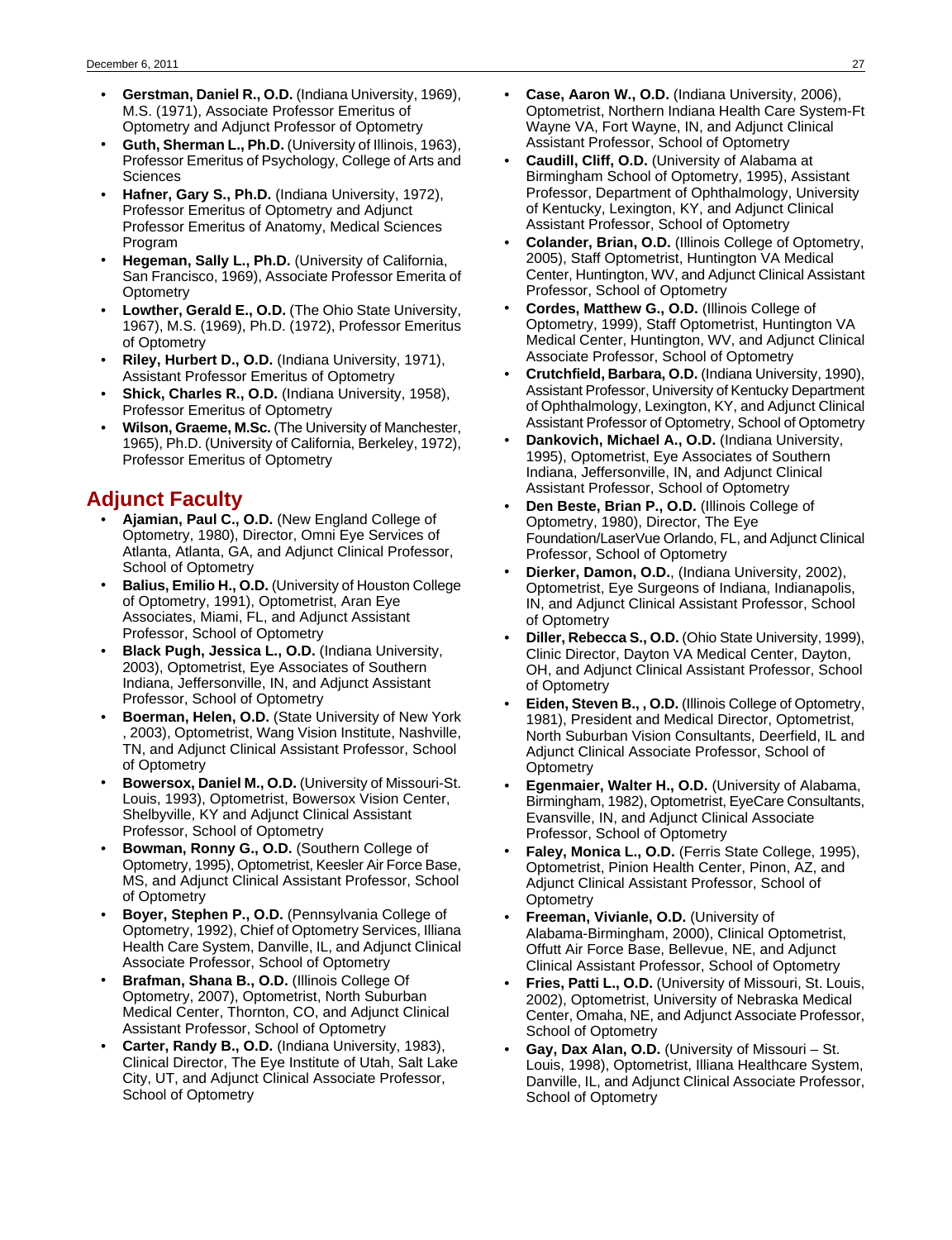- **Gerstman, Daniel R., O.D.** (Indiana University, 1969), M.S. (1971), Associate Professor Emeritus of Optometry and Adjunct Professor of Optometry
- **Guth, Sherman L., Ph.D.** (University of Illinois, 1963), Professor Emeritus of Psychology, College of Arts and Sciences
- **Hafner, Gary S., Ph.D.** (Indiana University, 1972), Professor Emeritus of Optometry and Adjunct Professor Emeritus of Anatomy, Medical Sciences Program
- **Hegeman, Sally L., Ph.D.** (University of California, San Francisco, 1969), Associate Professor Emerita of Optometry
- **Lowther, Gerald E., O.D.** (The Ohio State University, 1967), M.S. (1969), Ph.D. (1972), Professor Emeritus of Optometry
- **Riley, Hurbert D., O.D.** (Indiana University, 1971), Assistant Professor Emeritus of Optometry
- **Shick, Charles R., O.D.** (Indiana University, 1958), Professor Emeritus of Optometry
- **Wilson, Graeme, M.Sc.** (The University of Manchester, 1965), Ph.D. (University of California, Berkeley, 1972), Professor Emeritus of Optometry

## Adjunct Faculty

- **Ajamian, Paul C., O.D.** (New England College of Optometry, 1980), Director, Omni Eye Services of Atlanta, Atlanta, GA, and Adjunct Clinical Professor, School of Optometry
- **Balius, Emilio H., O.D.** (University of Houston College of Optometry, 1991), Optometrist, Aran Eye Associates, Miami, FL, and Adjunct Assistant Professor, School of Optometry
- **Black Pugh, Jessica L., O.D.** (Indiana University, 2003), Optometrist, Eye Associates of Southern Indiana, Jeffersonville, IN, and Adjunct Assistant Professor, School of Optometry
- **Boerman, Helen, O.D.** (State University of New York , 2003), Optometrist, Wang Vision Institute, Nashville, TN, and Adjunct Clinical Assistant Professor, School of Optometry
- **Bowersox, Daniel M., O.D.** (University of Missouri-St. Louis, 1993), Optometrist, Bowersox Vision Center, Shelbyville, KY and Adjunct Clinical Assistant Professor, School of Optometry
- **Bowman, Ronny G., O.D.** (Southern College of Optometry, 1995), Optometrist, Keesler Air Force Base, MS, and Adjunct Clinical Assistant Professor, School of Optometry
- **Boyer, Stephen P., O.D.** (Pennsylvania College of Optometry, 1992), Chief of Optometry Services, Illiana Health Care System, Danville, IL, and Adjunct Clinical Associate Professor, School of Optometry
- **Brafman, Shana B., O.D.** (Illinois College Of Optometry, 2007), Optometrist, North Suburban Medical Center, Thornton, CO, and Adjunct Clinical Assistant Professor, School of Optometry
- **Carter, Randy B., O.D.** (Indiana University, 1983), Clinical Director, The Eye Institute of Utah, Salt Lake City, UT, and Adjunct Clinical Associate Professor, School of Optometry
- **Case, Aaron W., O.D.** (Indiana University, 2006), Optometrist, Northern Indiana Health Care System-Ft Wayne VA, Fort Wayne, IN, and Adjunct Clinical Assistant Professor, School of Optometry
- **Caudill, Cliff, O.D.** (University of Alabama at Birmingham School of Optometry, 1995), Assistant Professor, Department of Ophthalmology, University of Kentucky, Lexington, KY, and Adjunct Clinical Assistant Professor, School of Optometry
- **Colander, Brian, O.D.** (Illinois College of Optometry, 2005), Staff Optometrist, Huntington VA Medical Center, Huntington, WV, and Adjunct Clinical Assistant Professor, School of Optometry
- **Cordes, Matthew G., O.D.** (Illinois College of Optometry, 1999), Staff Optometrist, Huntington VA Medical Center, Huntington, WV, and Adjunct Clinical Associate Professor, School of Optometry
- **Crutchfield, Barbara, O.D.** (Indiana University, 1990), Assistant Professor, University of Kentucky Department of Ophthalmology, Lexington, KY, and Adjunct Clinical Assistant Professor of Optometry, School of Optometry
- **Dankovich, Michael A., O.D.** (Indiana University, 1995), Optometrist, Eye Associates of Southern Indiana, Jeffersonville, IN, and Adjunct Clinical Assistant Professor, School of Optometry
- **Den Beste, Brian P., O.D.** (Illinois College of Optometry, 1980), Director, The Eye Foundation/LaserVue Orlando, FL, and Adjunct Clinical Professor, School of Optometry
- **Dierker, Damon, O.D.**, (Indiana University, 2002), Optometrist, Eye Surgeons of Indiana, Indianapolis, IN, and Adjunct Clinical Assistant Professor, School of Optometry
- **Diller, Rebecca S., O.D.** (Ohio State University, 1999), Clinic Director, Dayton VA Medical Center, Dayton, OH, and Adjunct Clinical Assistant Professor, School of Optometry
- **Eiden, Steven B., , O.D.** (Illinois College of Optometry, 1981), President and Medical Director, Optometrist, North Suburban Vision Consultants, Deerfield, IL and Adjunct Clinical Associate Professor, School of Optometry
- **Egenmaier, Walter H., O.D.** (University of Alabama, Birmingham, 1982), Optometrist, EyeCare Consultants, Evansville, IN, and Adjunct Clinical Associate Professor, School of Optometry
- **Faley, Monica L., O.D.** (Ferris State College, 1995), Optometrist, Pinion Health Center, Pinon, AZ, and Adjunct Clinical Assistant Professor, School of Optometry
- **Freeman, Vivianle, O.D.** (University of Alabama-Birmingham, 2000), Clinical Optometrist, Offutt Air Force Base, Bellevue, NE, and Adjunct Clinical Assistant Professor, School of Optometry
- **Fries, Patti L., O.D.** (University of Missouri, St. Louis, 2002), Optometrist, University of Nebraska Medical Center, Omaha, NE, and Adjunct Associate Professor, School of Optometry
- **Gay, Dax Alan, O.D.** (University of Missouri – St. Louis, 1998), Optometrist, Illiana Healthcare System, Danville, IL, and Adjunct Clinical Associate Professor, School of Optometry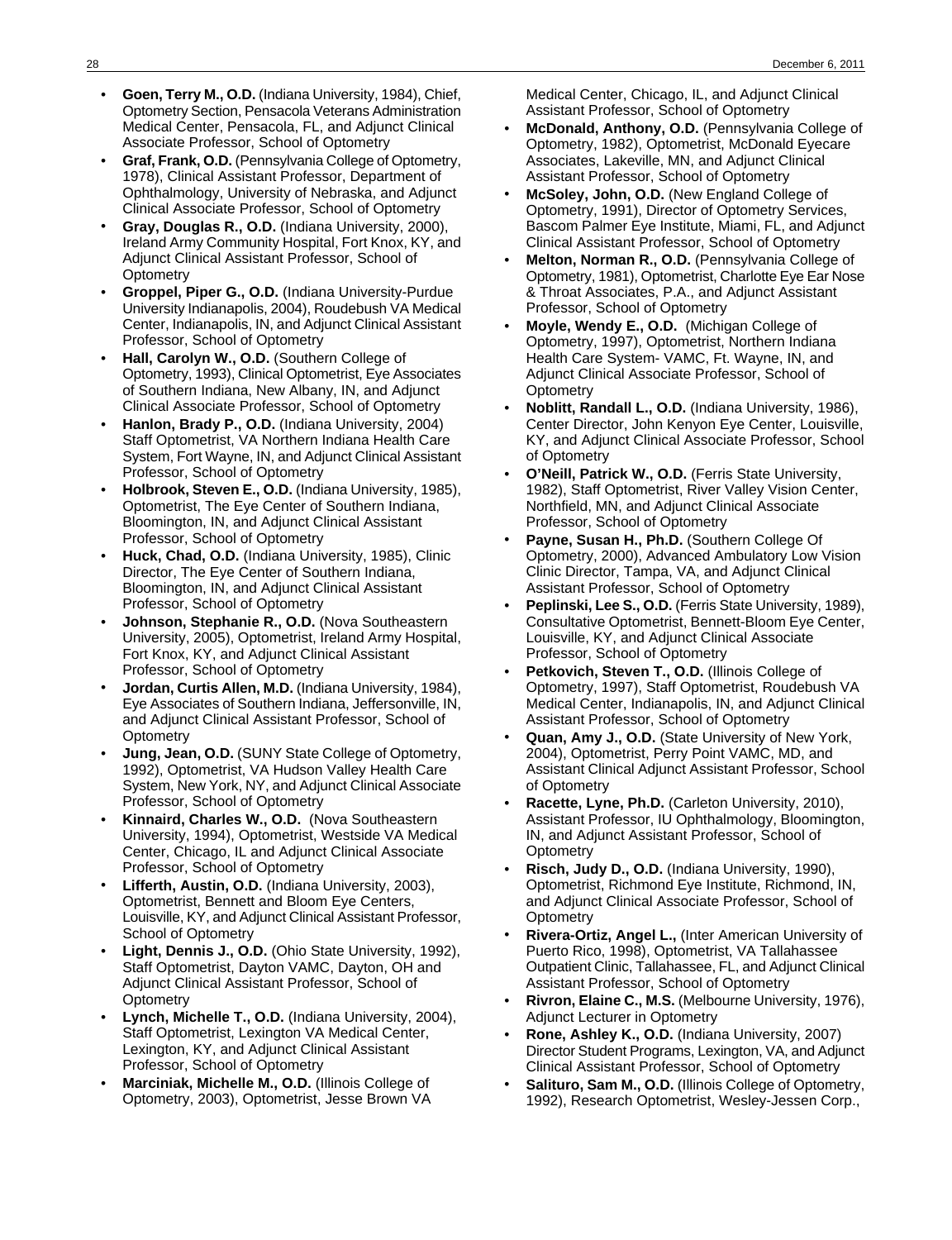- **Goen, Terry M., O.D.** (Indiana University, 1984), Chief, Optometry Section, Pensacola Veterans Administration Medical Center, Pensacola, FL, and Adjunct Clinical Associate Professor, School of Optometry
- **Graf, Frank, O.D.** (Pennsylvania College of Optometry, 1978), Clinical Assistant Professor, Department of Ophthalmology, University of Nebraska, and Adjunct Clinical Associate Professor, School of Optometry
- **Gray, Douglas R., O.D.** (Indiana University, 2000), Ireland Army Community Hospital, Fort Knox, KY, and Adjunct Clinical Assistant Professor, School of Optometry
- **Groppel, Piper G., O.D.** (Indiana University-Purdue University Indianapolis, 2004), Roudebush VA Medical Center, Indianapolis, IN, and Adjunct Clinical Assistant Professor, School of Optometry
- **Hall, Carolyn W., O.D.** (Southern College of Optometry, 1993), Clinical Optometrist, Eye Associates of Southern Indiana, New Albany, IN, and Adjunct Clinical Associate Professor, School of Optometry
- **Hanlon, Brady P., O.D.** (Indiana University, 2004) Staff Optometrist, VA Northern Indiana Health Care System, Fort Wayne, IN, and Adjunct Clinical Assistant Professor, School of Optometry
- **Holbrook, Steven E., O.D.** (Indiana University, 1985), Optometrist, The Eye Center of Southern Indiana, Bloomington, IN, and Adjunct Clinical Assistant Professor, School of Optometry
- **Huck, Chad, O.D.** (Indiana University, 1985), Clinic Director, The Eye Center of Southern Indiana, Bloomington, IN, and Adjunct Clinical Assistant Professor, School of Optometry
- **Johnson, Stephanie R., O.D.** (Nova Southeastern University, 2005), Optometrist, Ireland Army Hospital, Fort Knox, KY, and Adjunct Clinical Assistant Professor, School of Optometry
- **Jordan, Curtis Allen, M.D.** (Indiana University, 1984), Eye Associates of Southern Indiana, Jeffersonville, IN, and Adjunct Clinical Assistant Professor, School of Optometry
- **Jung, Jean, O.D.** (SUNY State College of Optometry, 1992), Optometrist, VA Hudson Valley Health Care System, New York, NY, and Adjunct Clinical Associate Professor, School of Optometry
- **Kinnaird, Charles W., O.D.** (Nova Southeastern University, 1994), Optometrist, Westside VA Medical Center, Chicago, IL and Adjunct Clinical Associate Professor, School of Optometry
- **Lifferth, Austin, O.D.** (Indiana University, 2003), Optometrist, Bennett and Bloom Eye Centers, Louisville, KY, and Adjunct Clinical Assistant Professor, School of Optometry
- **Light, Dennis J., O.D.** (Ohio State University, 1992), Staff Optometrist, Dayton VAMC, Dayton, OH and Adjunct Clinical Assistant Professor, School of Optometry
- **Lynch, Michelle T., O.D.** (Indiana University, 2004), Staff Optometrist, Lexington VA Medical Center, Lexington, KY, and Adjunct Clinical Assistant Professor, School of Optometry
- **Marciniak, Michelle M., O.D.** (Illinois College of Optometry, 2003), Optometrist, Jesse Brown VA Medical Center, Chicago, IL, and Adjunct Clinical Assistant Professor, School of Optometry
- **McDonald, Anthony, O.D.** (Pennsylvania College of Optometry, 1982), Optometrist, McDonald Eyecare Associates, Lakeville, MN, and Adjunct Clinical Assistant Professor, School of Optometry
- **McSoley, John, O.D.** (New England College of Optometry, 1991), Director of Optometry Services, Bascom Palmer Eye Institute, Miami, FL, and Adjunct Clinical Assistant Professor, School of Optometry
- **Melton, Norman R., O.D.** (Pennsylvania College of Optometry, 1981), Optometrist, Charlotte Eye Ear Nose & Throat Associates, P.A., and Adjunct Assistant Professor, School of Optometry
- **Moyle, Wendy E., O.D.** (Michigan College of Optometry, 1997), Optometrist, Northern Indiana Health Care System- VAMC, Ft. Wayne, IN, and Adjunct Clinical Associate Professor, School of Optometry
- **Noblitt, Randall L., O.D.** (Indiana University, 1986), Center Director, John Kenyon Eye Center, Louisville, KY, and Adjunct Clinical Associate Professor, School of Optometry
- **O'Neill, Patrick W., O.D.** (Ferris State University, 1982), Staff Optometrist, River Valley Vision Center, Northfield, MN, and Adjunct Clinical Associate Professor, School of Optometry
- **Payne, Susan H., Ph.D.** (Southern College Of Optometry, 2000), Advanced Ambulatory Low Vision Clinic Director, Tampa, VA, and Adjunct Clinical Assistant Professor, School of Optometry
- **Peplinski, Lee S., O.D.** (Ferris State University, 1989), Consultative Optometrist, Bennett-Bloom Eye Center, Louisville, KY, and Adjunct Clinical Associate Professor, School of Optometry
- **Petkovich, Steven T., O.D.** (Illinois College of Optometry, 1997), Staff Optometrist, Roudebush VA Medical Center, Indianapolis, IN, and Adjunct Clinical Assistant Professor, School of Optometry
- **Quan, Amy J., O.D.** (State University of New York, 2004), Optometrist, Perry Point VAMC, MD, and Assistant Clinical Adjunct Assistant Professor, School of Optometry
- **Racette, Lyne, Ph.D.** (Carleton University, 2010), Assistant Professor, IU Ophthalmology, Bloomington, IN, and Adjunct Assistant Professor, School of Optometry
- **Risch, Judy D., O.D.** (Indiana University, 1990), Optometrist, Richmond Eye Institute, Richmond, IN, and Adjunct Clinical Associate Professor, School of Optometry
- **Rivera-Ortiz, Angel L.,** (Inter American University of Puerto Rico, 1998), Optometrist, VA Tallahassee Outpatient Clinic, Tallahassee, FL, and Adjunct Clinical Assistant Professor, School of Optometry
- **Rivron, Elaine C., M.S.** (Melbourne University, 1976), Adjunct Lecturer in Optometry
- **Rone, Ashley K., O.D.** (Indiana University, 2007) Director Student Programs, Lexington, VA, and Adjunct Clinical Assistant Professor, School of Optometry
- **Salituro, Sam M., O.D.** (Illinois College of Optometry, 1992), Research Optometrist, Wesley-Jessen Corp.,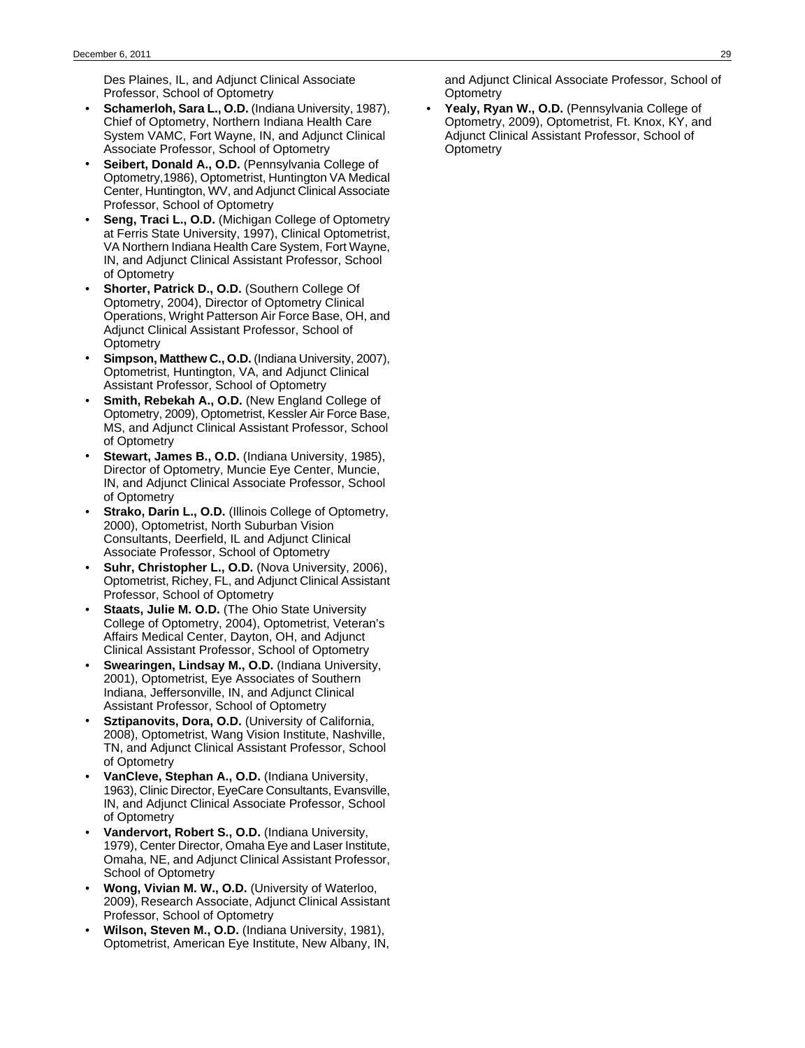Des Plaines, IL, and Adjunct Clinical Associate Professor, School of Optometry

- **Schamerloh, Sara L., O.D.** (Indiana University, 1987), Chief of Optometry, Northern Indiana Health Care System VAMC, Fort Wayne, IN, and Adjunct Clinical Associate Professor, School of Optometry
- **Seibert, Donald A., O.D.** (Pennsylvania College of Optometry,1986), Optometrist, Huntington VA Medical Center, Huntington, WV, and Adjunct Clinical Associate Professor, School of Optometry
- **Seng, Traci L., O.D.** (Michigan College of Optometry at Ferris State University, 1997), Clinical Optometrist, VA Northern Indiana Health Care System, Fort Wayne, IN, and Adjunct Clinical Assistant Professor, School of Optometry
- **Shorter, Patrick D., O.D.** (Southern College Of Optometry, 2004), Director of Optometry Clinical Operations, Wright Patterson Air Force Base, OH, and Adjunct Clinical Assistant Professor, School of Optometry
- **Simpson, Matthew C., O.D.** (Indiana University, 2007), Optometrist, Huntington, VA, and Adjunct Clinical Assistant Professor, School of Optometry
- **Smith, Rebekah A., O.D.** (New England College of Optometry, 2009), Optometrist, Kessler Air Force Base, MS, and Adjunct Clinical Assistant Professor, School of Optometry
- **Stewart, James B., O.D.** (Indiana University, 1985), Director of Optometry, Muncie Eye Center, Muncie, IN, and Adjunct Clinical Associate Professor, School of Optometry
- **Strako, Darin L., O.D.** (Illinois College of Optometry, 2000), Optometrist, North Suburban Vision Consultants, Deerfield, IL and Adjunct Clinical Associate Professor, School of Optometry
- **Suhr, Christopher L., O.D.** (Nova University, 2006), Optometrist, Richey, FL, and Adjunct Clinical Assistant Professor, School of Optometry
- **Staats, Julie M. O.D.** (The Ohio State University College of Optometry, 2004), Optometrist, Veteran's Affairs Medical Center, Dayton, OH, and Adjunct Clinical Assistant Professor, School of Optometry
- **Swearingen, Lindsay M., O.D.** (Indiana University, 2001), Optometrist, Eye Associates of Southern Indiana, Jeffersonville, IN, and Adjunct Clinical Assistant Professor, School of Optometry
- **Sztipanovits, Dora, O.D.** (University of California, 2008), Optometrist, Wang Vision Institute, Nashville, TN, and Adjunct Clinical Assistant Professor, School of Optometry
- **VanCleve, Stephan A., O.D.** (Indiana University, 1963), Clinic Director, EyeCare Consultants, Evansville, IN, and Adjunct Clinical Associate Professor, School of Optometry
- **Vandervort, Robert S., O.D.** (Indiana University, 1979), Center Director, Omaha Eye and Laser Institute, Omaha, NE, and Adjunct Clinical Assistant Professor, School of Optometry
- **Wong, Vivian M. W., O.D.** (University of Waterloo, 2009), Research Associate, Adjunct Clinical Assistant Professor, School of Optometry
- **Wilson, Steven M., O.D.** (Indiana University, 1981), Optometrist, American Eye Institute, New Albany, IN, and Adjunct Clinical Associate Professor, School of Optometry
- **Yealy, Ryan W., O.D.** (Pennsylvania College of Optometry, 2009), Optometrist, Ft. Knox, KY, and Adjunct Clinical Assistant Professor, School of Optometry